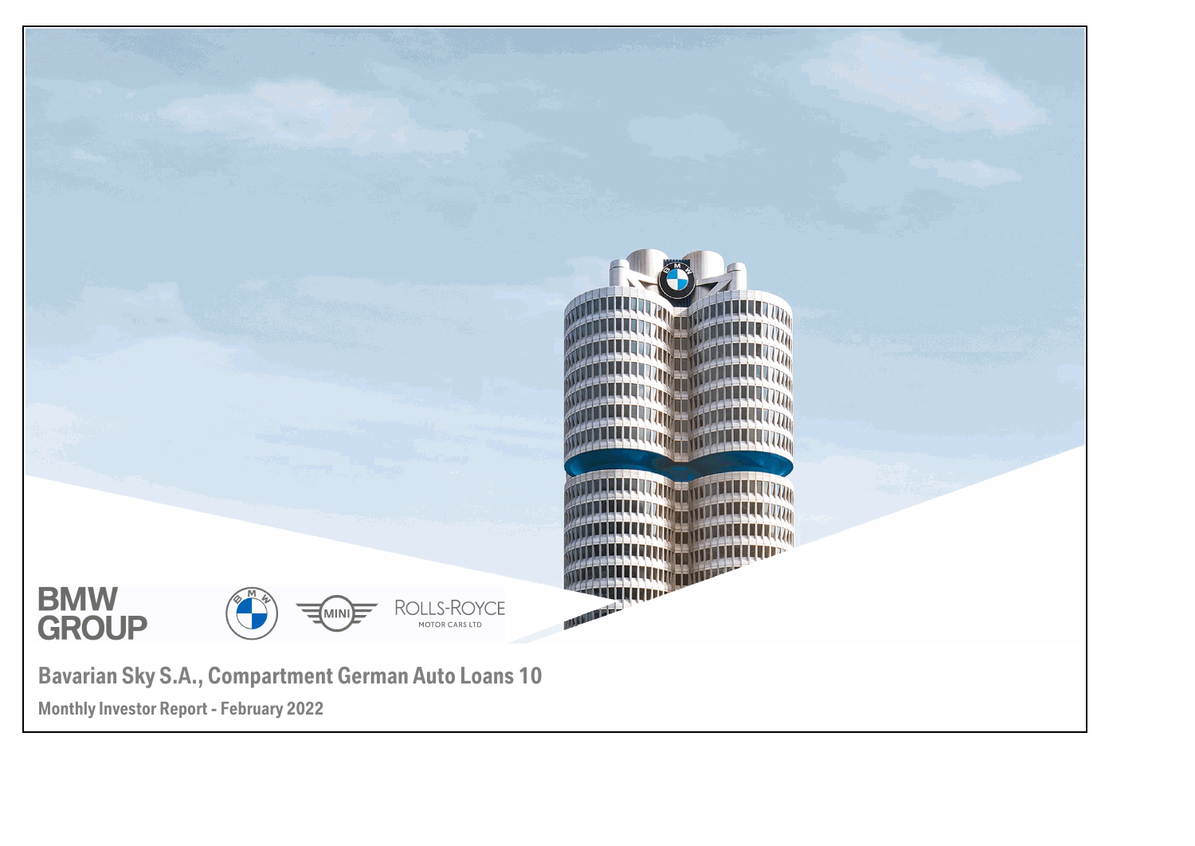BMW GROUP

ROLLS-ROYCE MOTOR CARS LTD

# Bavarian Sky S.A., Compartment German Auto Loans 10

## Monthly Investor Report - February 2022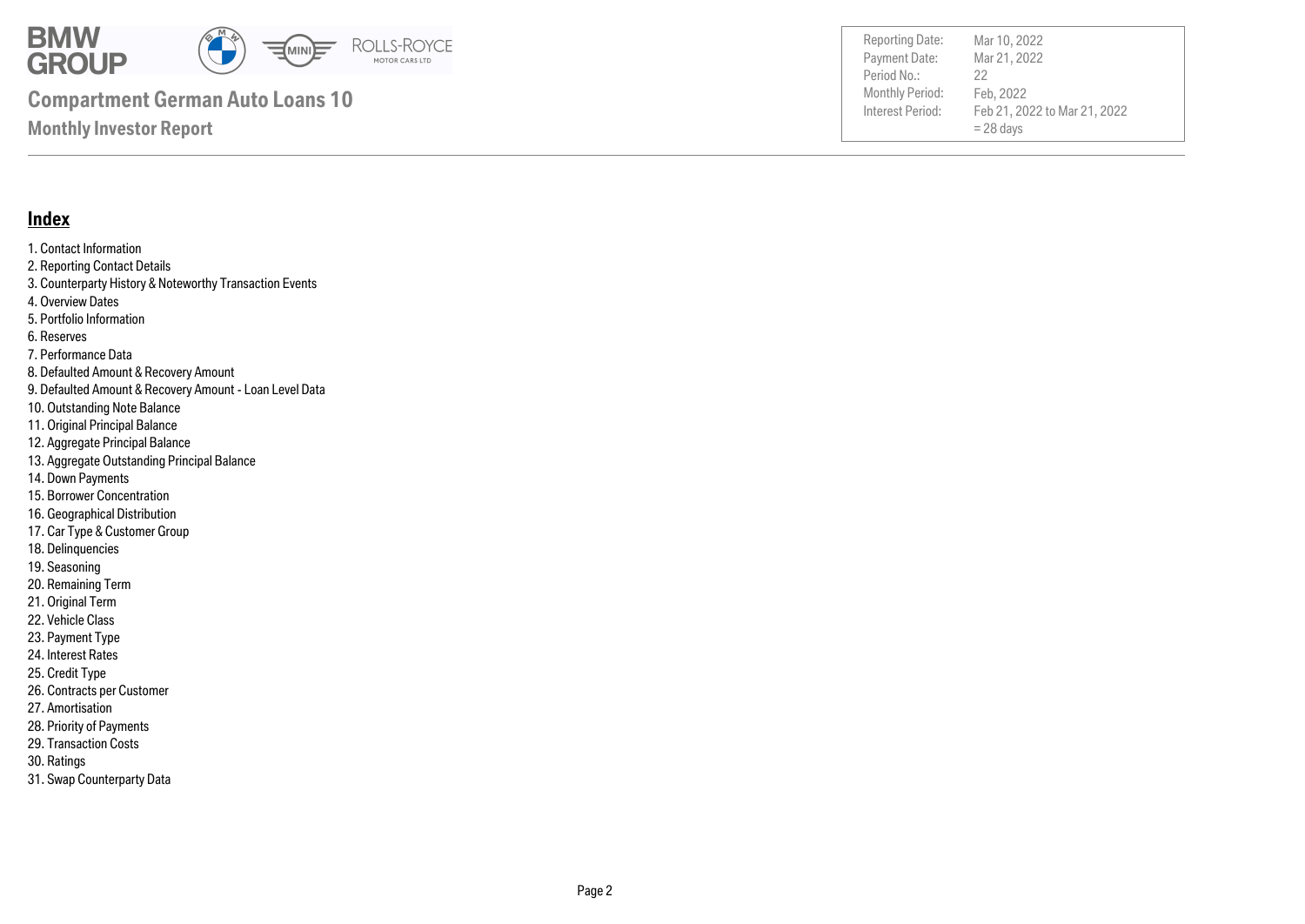# Compartment German Auto Loans 10

## Monthly Investor Report

| | |
|---|---|
| Reporting Date: | Mar 10, 2022 |
| Payment Date: | Mar 21, 2022 |
| Period No.: | 22 |
| Monthly Period: | Feb, 2022 |
| Interest Period: | Feb 21, 2022 to Mar 21, 2022 = 28 days |

## Index

1. Contact Information
2. Reporting Contact Details
3. Counterparty History & Noteworthy Transaction Events
4. Overview Dates
5. Portfolio Information
6. Reserves
7. Performance Data
8. Defaulted Amount & Recovery Amount
9. Defaulted Amount & Recovery Amount - Loan Level Data
10. Outstanding Note Balance
11. Original Principal Balance
12. Aggregate Principal Balance
13. Aggregate Outstanding Principal Balance
14. Down Payments
15. Borrower Concentration
16. Geographical Distribution
17. Car Type & Customer Group
18. Delinquencies
19. Seasoning
20. Remaining Term
21. Original Term
22. Vehicle Class
23. Payment Type
24. Interest Rates
25. Credit Type
26. Contracts per Customer
27. Amortisation
28. Priority of Payments
29. Transaction Costs
30. Ratings
31. Swap Counterparty Data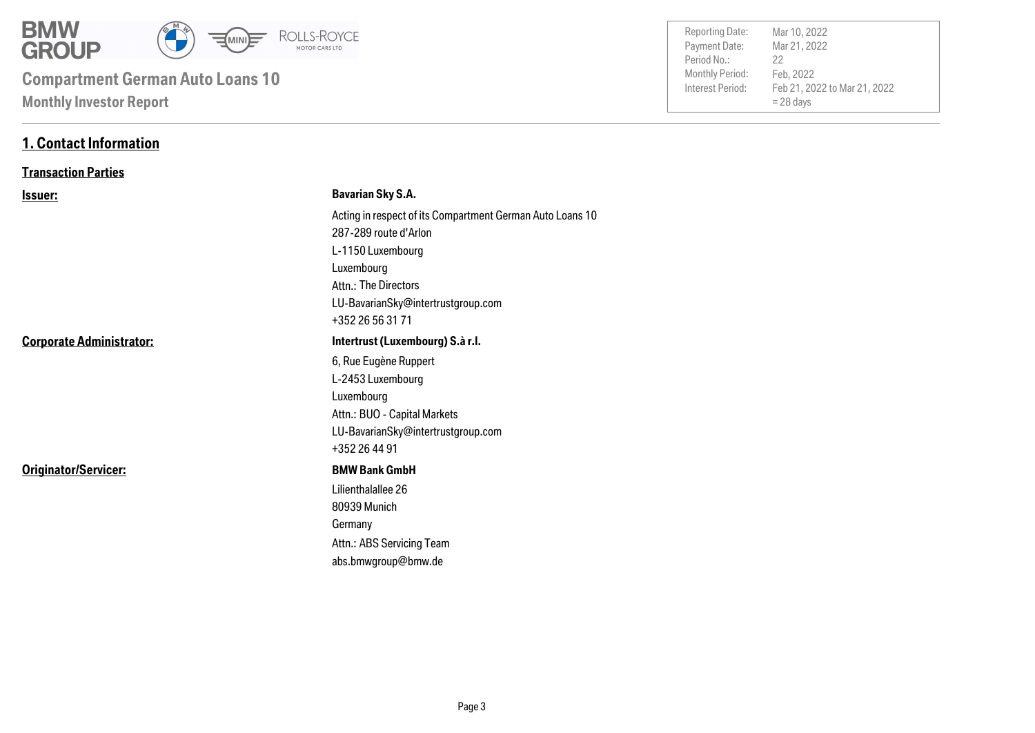# 1. Contact Information

## Transaction Parties

| | |
|---|---|
| **Issuer:** | **Bavarian Sky S.A.** |
| | Acting in respect of its Compartment German Auto Loans 10 |
| | 287-289 route d'Arlon |
| | L-1150 Luxembourg |
| | Luxembourg |
| | Attn.: The Directors |
| | LU-BavarianSky@intertrustgroup.com |
| | +352 26 56 31 71 |
| **Corporate Administrator:** | **Intertrust (Luxembourg) S.à r.l.** |
| | 6, Rue Eugène Ruppert |
| | L-2453 Luxembourg |
| | Luxembourg |
| | Attn.: BUO - Capital Markets |
| | LU-BavarianSky@intertrustgroup.com |
| | +352 26 44 91 |
| **Originator/Servicer:** | **BMW Bank GmbH** |
| | Lilienthalallee 26 |
| | 80939 Munich |
| | Germany |
| | Attn.: ABS Servicing Team |
| | abs.bmwgroup@bmw.de |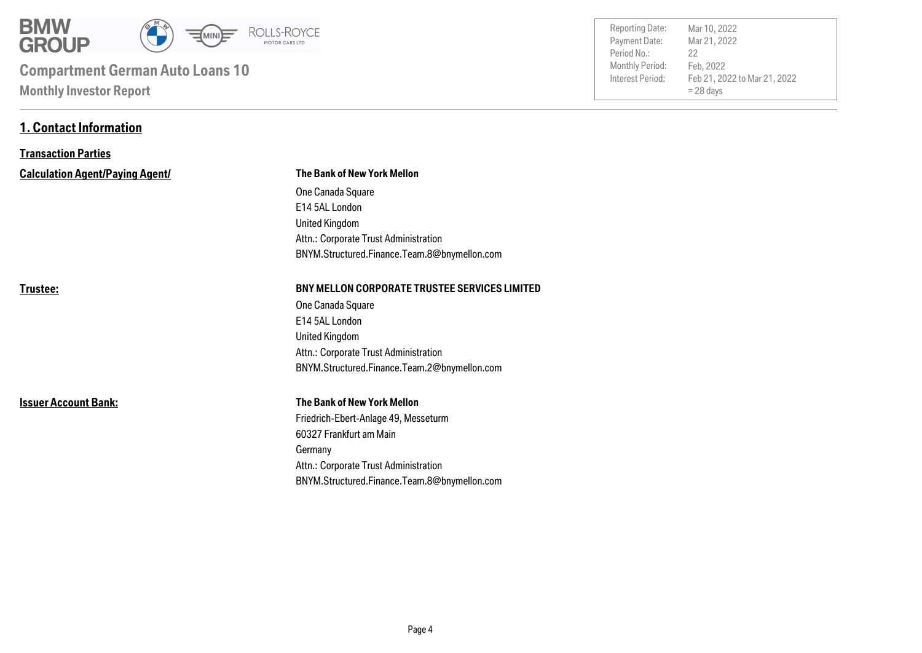# Compartment German Auto Loans 10

**Monthly Investor Report**

| | |
|---|---|
| Reporting Date: | Mar 10, 2022 |
| Payment Date: | Mar 21, 2022 |
| Period No.: | 22 |
| Monthly Period: | Feb, 2022 |
| Interest Period: | Feb 21, 2022 to Mar 21, 2022 = 28 days |

## 1. Contact Information

### Transaction Parties

| | |
|---|---|
| **Calculation Agent/Paying Agent/** | **The Bank of New York Mellon**<br>One Canada Square<br>E14 5AL London<br>United Kingdom<br>Attn.: Corporate Trust Administration<br>BNYM.Structured.Finance.Team.8@bnymellon.com |
| **Trustee:** | **BNY MELLON CORPORATE TRUSTEE SERVICES LIMITED**<br>One Canada Square<br>E14 5AL London<br>United Kingdom<br>Attn.: Corporate Trust Administration<br>BNYM.Structured.Finance.Team.2@bnymellon.com |
| **Issuer Account Bank:** | **The Bank of New York Mellon**<br>Friedrich-Ebert-Anlage 49, Messeturm<br>60327 Frankfurt am Main<br>Germany<br>Attn.: Corporate Trust Administration<br>BNYM.Structured.Finance.Team.8@bnymellon.com |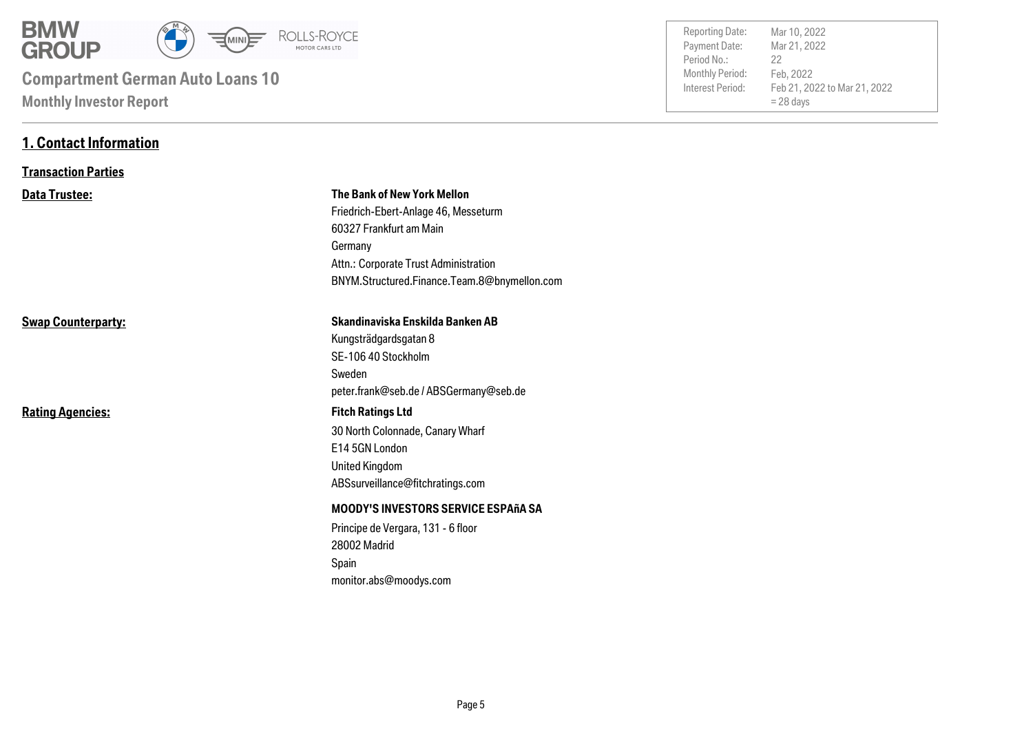**Compartment German Auto Loans 10**

**Monthly Investor Report**

| | |
|---|---|
| Reporting Date: | Mar 10, 2022 |
| Payment Date: | Mar 21, 2022 |
| Period No.: | 22 |
| Monthly Period: | Feb, 2022 |
| Interest Period: | Feb 21, 2022 to Mar 21, 2022 = 28 days |

## 1. Contact Information

### Transaction Parties

**Data Trustee:**

**The Bank of New York Mellon**
Friedrich-Ebert-Anlage 46, Messeturm
60327 Frankfurt am Main
Germany
Attn.: Corporate Trust Administration
BNYM.Structured.Finance.Team.8@bnymellon.com

**Swap Counterparty:**

**Skandinaviska Enskilda Banken AB**
Kungsträdgardsgatan 8
SE-106 40 Stockholm
Sweden
peter.frank@seb.de / ABSGermany@seb.de

**Rating Agencies:**

**Fitch Ratings Ltd**
30 North Colonnade, Canary Wharf
E14 5GN London
United Kingdom
ABSsurveillance@fitchratings.com

**MOODY'S INVESTORS SERVICE ESPAñA SA**
Principe de Vergara, 131 - 6 floor
28002 Madrid
Spain
monitor.abs@moodys.com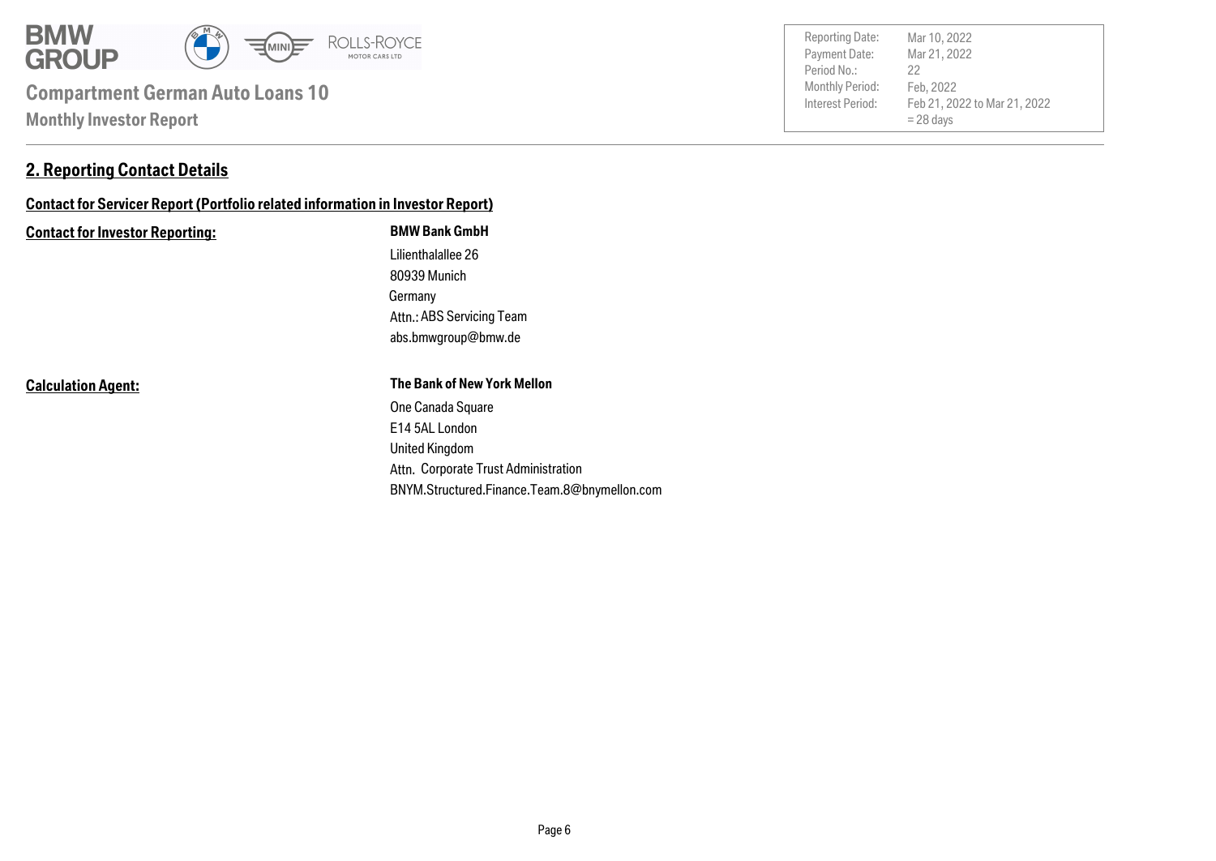## 2. Reporting Contact Details

**Contact for Servicer Report (Portfolio related information in Investor Report)**

| | |
|---|---|
| **Contact for Investor Reporting:** | **BMW Bank GmbH**<br>Lilienthalallee 26<br>80939 Munich<br>Germany<br>Attn.: ABS Servicing Team<br>abs.bmwgroup@bmw.de |
| **Calculation Agent:** | **The Bank of New York Mellon**<br>One Canada Square<br>E14 5AL London<br>United Kingdom<br>Attn. Corporate Trust Administration<br>BNYM.Structured.Finance.Team.8@bnymellon.com |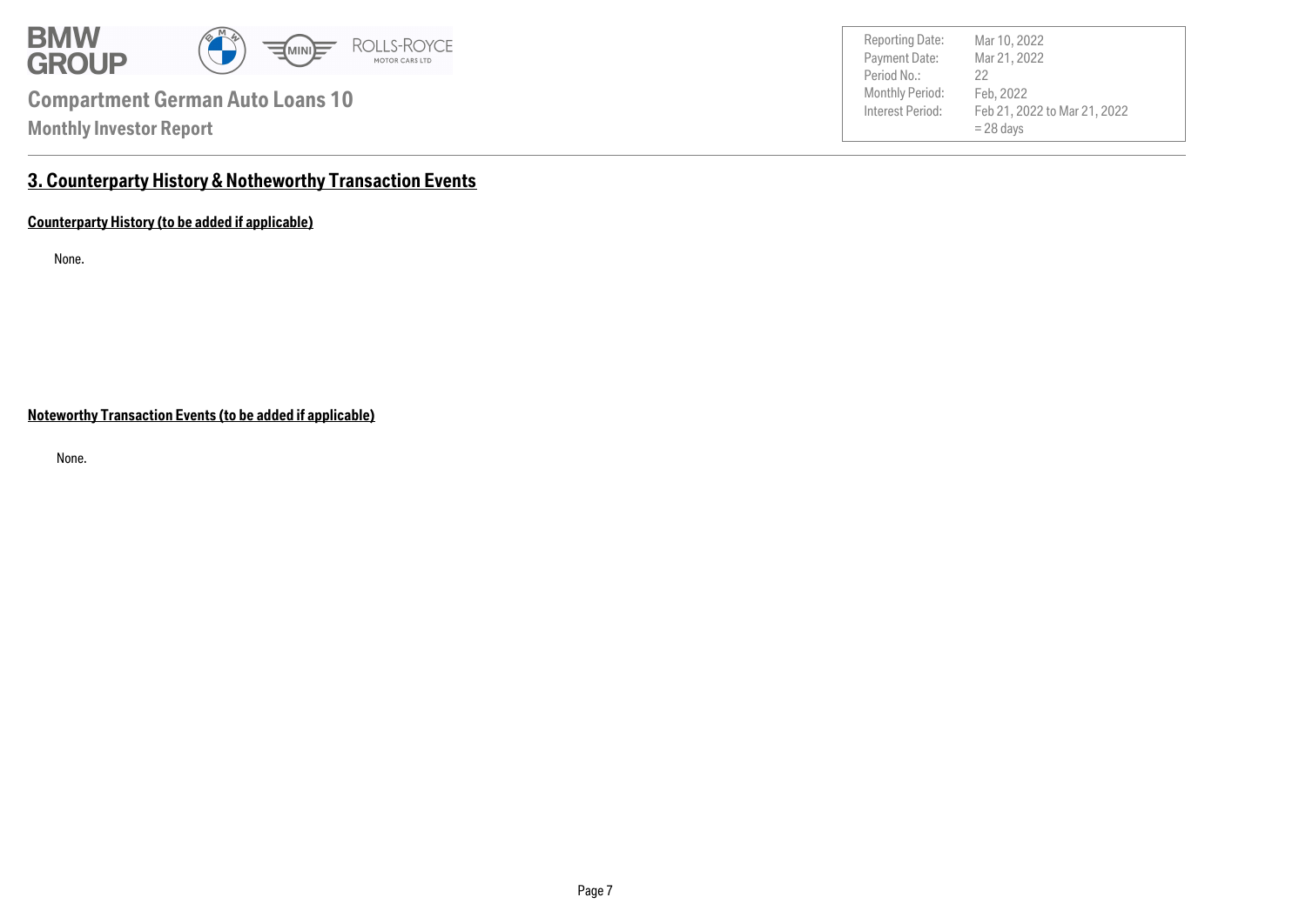## 3. Counterparty History & Notheworthy Transaction Events

### Counterparty History (to be added if applicable)

None.

### Noteworthy Transaction Events (to be added if applicable)

None.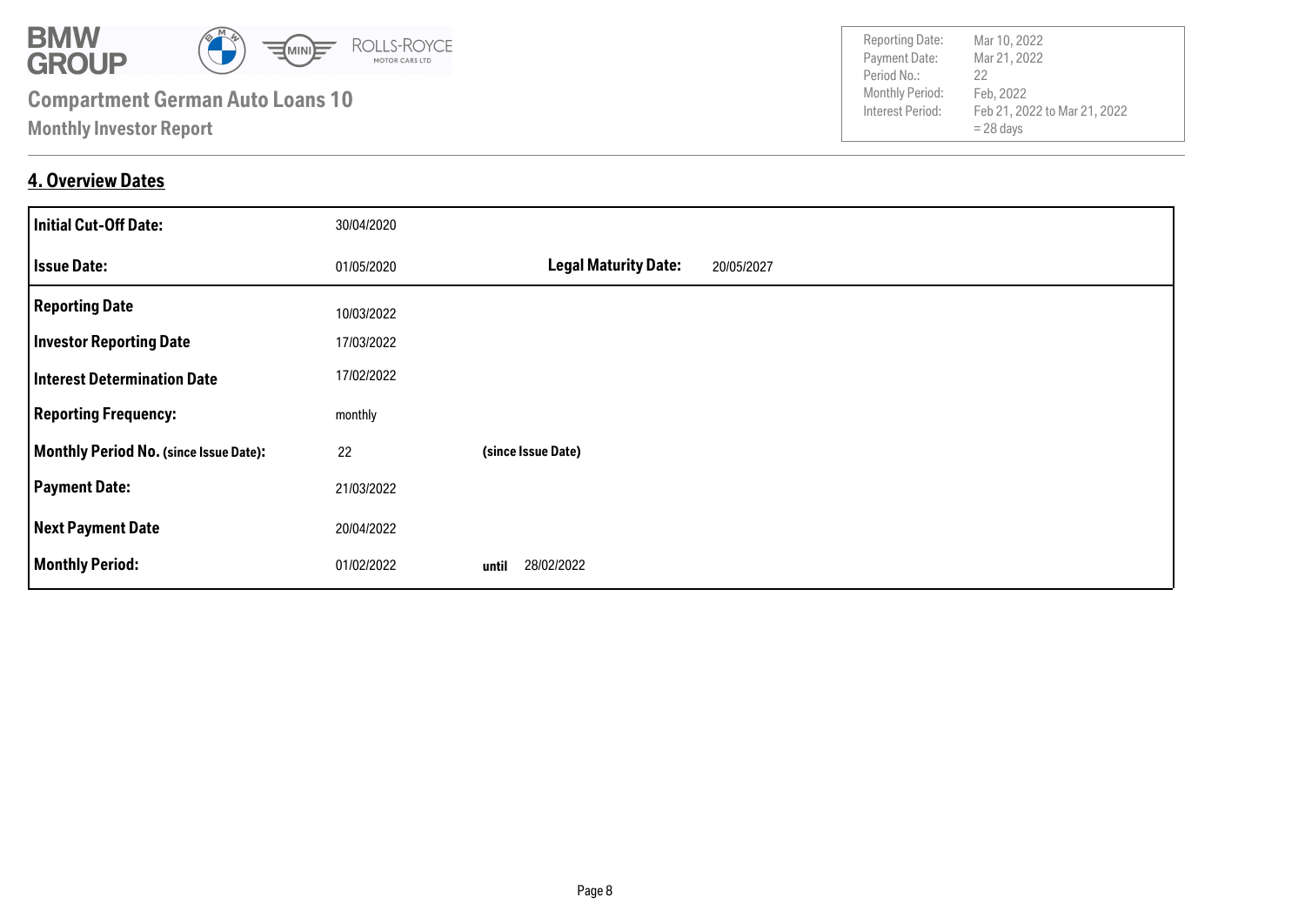## 4. Overview Dates

| | | | |
|---|---|---|---|
| **Initial Cut-Off Date:** | 30/04/2020 | | |
| **Issue Date:** | 01/05/2020 | **Legal Maturity Date:** | 20/05/2027 |
| **Reporting Date** | 10/03/2022 | | |
| **Investor Reporting Date** | 17/03/2022 | | |
| **Interest Determination Date** | 17/02/2022 | | |
| **Reporting Frequency:** | monthly | | |
| **Monthly Period No. (since Issue Date):** | 22 | **(since Issue Date)** | |
| **Payment Date:** | 21/03/2022 | | |
| **Next Payment Date** | 20/04/2022 | | |
| **Monthly Period:** | 01/02/2022 | **until** | 28/02/2022 |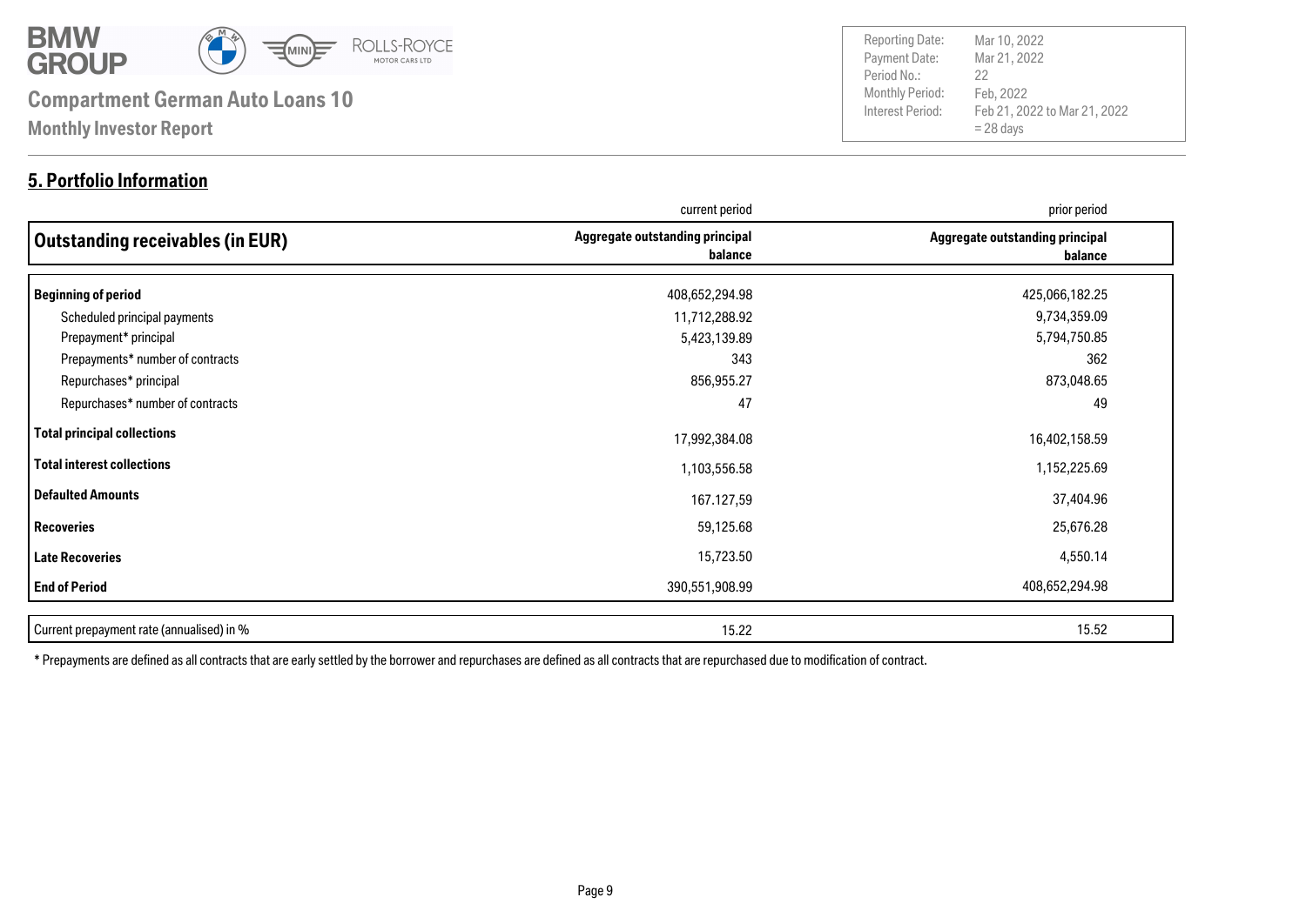# Compartment German Auto Loans 10

**Monthly Investor Report**

| | |
|---|---|
| Reporting Date: | Mar 10, 2022 |
| Payment Date: | Mar 21, 2022 |
| Period No.: | 22 |
| Monthly Period: | Feb, 2022 |
| Interest Period: | Feb 21, 2022 to Mar 21, 2022 = 28 days |

## 5. Portfolio Information

| | current period | prior period |
|---|---|---|
| **Outstanding receivables (in EUR)** | **Aggregate outstanding principal balance** | **Aggregate outstanding principal balance** |
| **Beginning of period** | 408,652,294.98 | 425,066,182.25 |
| Scheduled principal payments | 11,712,288.92 | 9,734,359.09 |
| Prepayment* principal | 5,423,139.89 | 5,794,750.85 |
| Prepayments* number of contracts | 343 | 362 |
| Repurchases* principal | 856,955.27 | 873,048.65 |
| Repurchases* number of contracts | 47 | 49 |
| **Total principal collections** | 17,992,384.08 | 16,402,158.59 |
| **Total interest collections** | 1,103,556.58 | 1,152,225.69 |
| **Defaulted Amounts** | 167.127,59 | 37,404.96 |
| **Recoveries** | 59,125.68 | 25,676.28 |
| **Late Recoveries** | 15,723.50 | 4,550.14 |
| **End of Period** | 390,551,908.99 | 408,652,294.98 |
| Current prepayment rate (annualised) in % | 15.22 | 15.52 |

* Prepayments are defined as all contracts that are early settled by the borrower and repurchases are defined as all contracts that are repurchased due to modification of contract.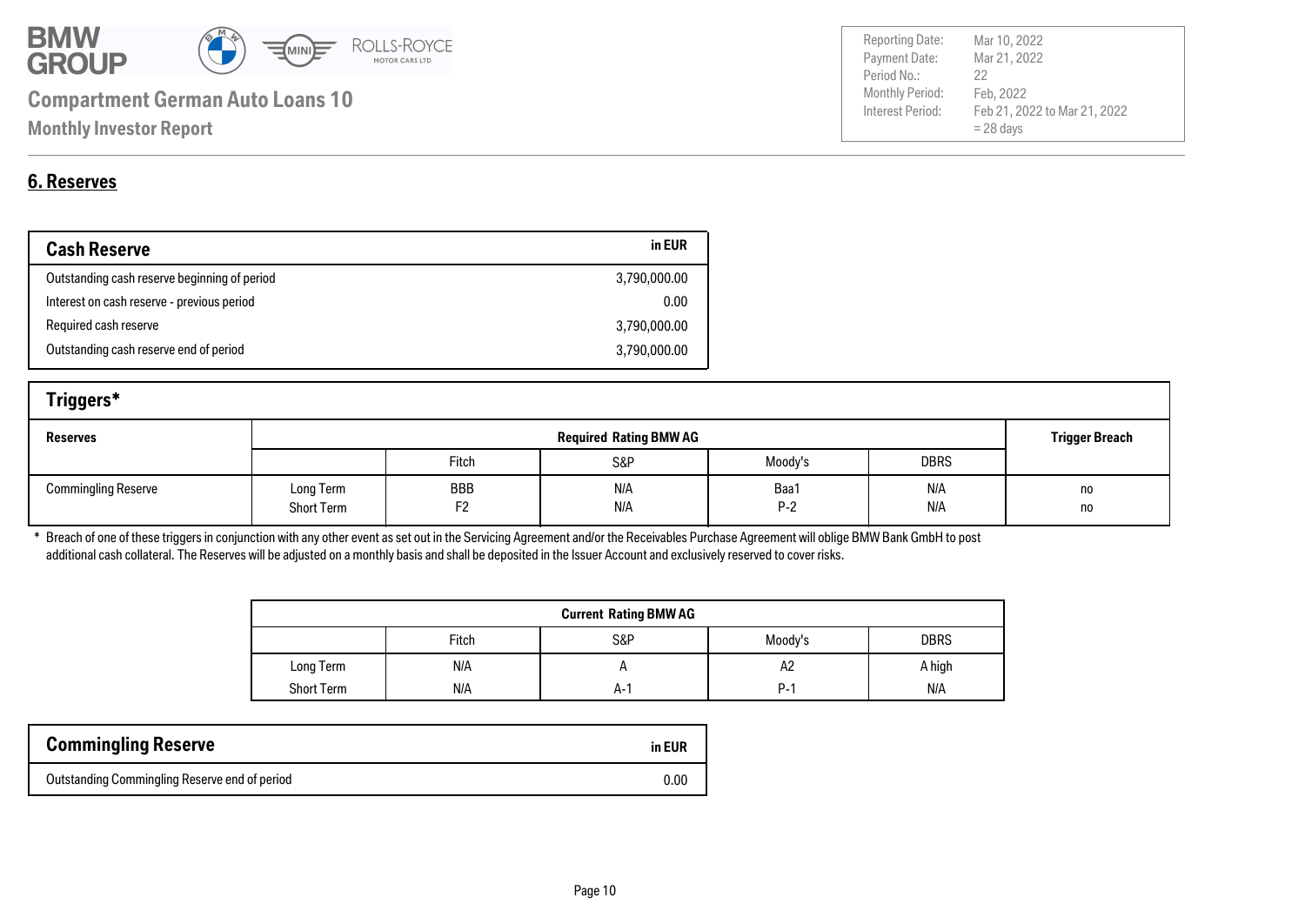# Compartment German Auto Loans 10

## Monthly Investor Report

| | |
|---|---|
| Reporting Date: | Mar 10, 2022 |
| Payment Date: | Mar 21, 2022 |
| Period No.: | 22 |
| Monthly Period: | Feb, 2022 |
| Interest Period: | Feb 21, 2022 to Mar 21, 2022<br>= 28 days |

## 6. Reserves

| Cash Reserve | in EUR |
|---|---|
| Outstanding cash reserve beginning of period | 3,790,000.00 |
| Interest on cash reserve - previous period | 0.00 |
| Required cash reserve | 3,790,000.00 |
| Outstanding cash reserve end of period | 3,790,000.00 |

### Triggers*

| Reserves | Required Rating BMW AG | | | | | Trigger Breach |
|---|---|---|---|---|---|---|
| | | Fitch | S&P | Moody's | DBRS | |
| Commingling Reserve | Long Term | BBB | N/A | Baa1 | N/A | no |
| | Short Term | F2 | N/A | P-2 | N/A | no |

\* Breach of one of these triggers in conjunction with any other event as set out in the Servicing Agreement and/or the Receivables Purchase Agreement will oblige BMW Bank GmbH to post additional cash collateral. The Reserves will be adjusted on a monthly basis and shall be deposited in the Issuer Account and exclusively reserved to cover risks.

| Current Rating BMW AG | | | | |
|---|---|---|---|---|
| | Fitch | S&P | Moody's | DBRS |
| Long Term | N/A | A | A2 | A high |
| Short Term | N/A | A-1 | P-1 | N/A |

| Commingling Reserve | in EUR |
|---|---|
| Outstanding Commingling Reserve end of period | 0.00 |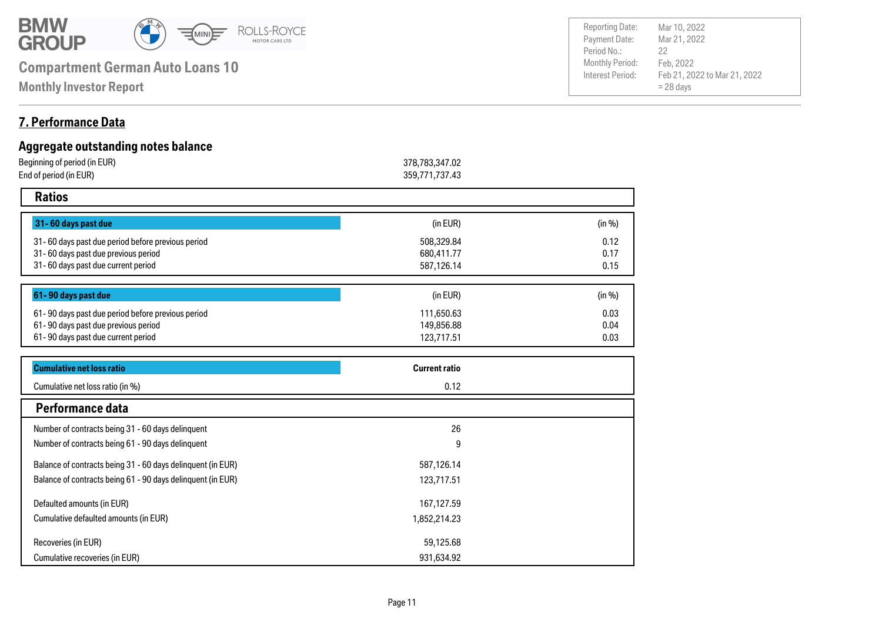# Compartment German Auto Loans 10

**Monthly Investor Report**

| | |
|---|---|
| Reporting Date: | Mar 10, 2022 |
| Payment Date: | Mar 21, 2022 |
| Period No.: | 22 |
| Monthly Period: | Feb, 2022 |
| Interest Period: | Feb 21, 2022 to Mar 21, 2022 = 28 days |

## 7. Performance Data

### Aggregate outstanding notes balance

| | |
|---|---|
| Beginning of period (in EUR) | 378,783,347.02 |
| End of period (in EUR) | 359,771,737.43 |

### Ratios

| 31- 60 days past due | (in EUR) | (in %) |
|---|---|---|
| 31- 60 days past due period before previous period | 508,329.84 | 0.12 |
| 31- 60 days past due previous period | 680,411.77 | 0.17 |
| 31- 60 days past due current period | 587,126.14 | 0.15 |

| 61- 90 days past due | (in EUR) | (in %) |
|---|---|---|
| 61- 90 days past due period before previous period | 111,650.63 | 0.03 |
| 61- 90 days past due previous period | 149,856.88 | 0.04 |
| 61- 90 days past due current period | 123,717.51 | 0.03 |

| Cumulative net loss ratio | Current ratio |
|---|---|
| Cumulative net loss ratio (in %) | 0.12 |

### Performance data

| | |
|---|---|
| Number of contracts being 31 - 60 days delinquent | 26 |
| Number of contracts being 61 - 90 days delinquent | 9 |
| Balance of contracts being 31 - 60 days delinquent (in EUR) | 587,126.14 |
| Balance of contracts being 61 - 90 days delinquent (in EUR) | 123,717.51 |
| Defaulted amounts (in EUR) | 167,127.59 |
| Cumulative defaulted amounts (in EUR) | 1,852,214.23 |
| Recoveries (in EUR) | 59,125.68 |
| Cumulative recoveries (in EUR) | 931,634.92 |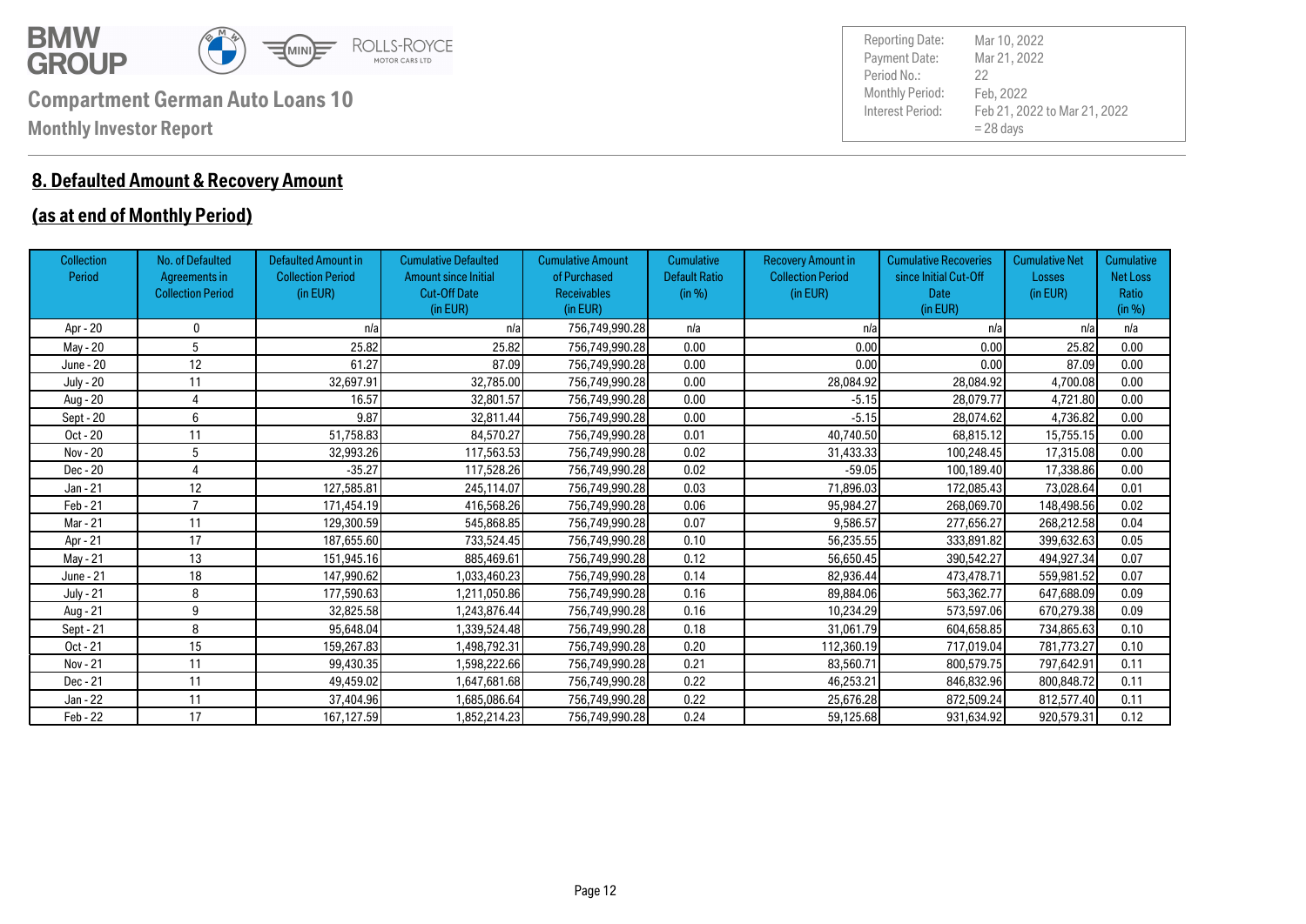**Compartment German Auto Loans 10**

**Monthly Investor Report**

| | |
|---|---|
| Reporting Date: | Mar 10, 2022 |
| Payment Date: | Mar 21, 2022 |
| Period No.: | 22 |
| Monthly Period: | Feb, 2022 |
| Interest Period: | Feb 21, 2022 to Mar 21, 2022 = 28 days |

## 8. Defaulted Amount & Recovery Amount

## (as at end of Monthly Period)

| Collection Period | No. of Defaulted Agreements in Collection Period | Defaulted Amount in Collection Period (in EUR) | Cumulative Defaulted Amount since Initial Cut-Off Date (in EUR) | Cumulative Amount of Purchased Receivables (in EUR) | Cumulative Default Ratio (in %) | Recovery Amount in Collection Period (in EUR) | Cumulative Recoveries since Initial Cut-Off Date (in EUR) | Cumulative Net Losses (in EUR) | Cumulative Net Loss Ratio (in %) |
|---|---|---|---|---|---|---|---|---|---|
| Apr - 20 | 0 | n/a | n/a | 756,749,990.28 | n/a | n/a | n/a | n/a | n/a |
| May - 20 | 5 | 25.82 | 25.82 | 756,749,990.28 | 0.00 | 0.00 | 0.00 | 25.82 | 0.00 |
| June - 20 | 12 | 61.27 | 87.09 | 756,749,990.28 | 0.00 | 0.00 | 0.00 | 87.09 | 0.00 |
| July - 20 | 11 | 32,697.91 | 32,785.00 | 756,749,990.28 | 0.00 | 28,084.92 | 28,084.92 | 4,700.08 | 0.00 |
| Aug - 20 | 4 | 16.57 | 32,801.57 | 756,749,990.28 | 0.00 | -5.15 | 28,079.77 | 4,721.80 | 0.00 |
| Sept - 20 | 6 | 9.87 | 32,811.44 | 756,749,990.28 | 0.00 | -5.15 | 28,074.62 | 4,736.82 | 0.00 |
| Oct - 20 | 11 | 51,758.83 | 84,570.27 | 756,749,990.28 | 0.01 | 40,740.50 | 68,815.12 | 15,755.15 | 0.00 |
| Nov - 20 | 5 | 32,993.26 | 117,563.53 | 756,749,990.28 | 0.02 | 31,433.33 | 100,248.45 | 17,315.08 | 0.00 |
| Dec - 20 | 4 | -35.27 | 117,528.26 | 756,749,990.28 | 0.02 | -59.05 | 100,189.40 | 17,338.86 | 0.00 |
| Jan - 21 | 12 | 127,585.81 | 245,114.07 | 756,749,990.28 | 0.03 | 71,896.03 | 172,085.43 | 73,028.64 | 0.01 |
| Feb - 21 | 7 | 171,454.19 | 416,568.26 | 756,749,990.28 | 0.06 | 95,984.27 | 268,069.70 | 148,498.56 | 0.02 |
| Mar - 21 | 11 | 129,300.59 | 545,868.85 | 756,749,990.28 | 0.07 | 9,586.57 | 277,656.27 | 268,212.58 | 0.04 |
| Apr - 21 | 17 | 187,655.60 | 733,524.45 | 756,749,990.28 | 0.10 | 56,235.55 | 333,891.82 | 399,632.63 | 0.05 |
| May - 21 | 13 | 151,945.16 | 885,469.61 | 756,749,990.28 | 0.12 | 56,650.45 | 390,542.27 | 494,927.34 | 0.07 |
| June - 21 | 18 | 147,990.62 | 1,033,460.23 | 756,749,990.28 | 0.14 | 82,936.44 | 473,478.71 | 559,981.52 | 0.07 |
| July - 21 | 8 | 177,590.63 | 1,211,050.86 | 756,749,990.28 | 0.16 | 89,884.06 | 563,362.77 | 647,688.09 | 0.09 |
| Aug - 21 | 9 | 32,825.58 | 1,243,876.44 | 756,749,990.28 | 0.16 | 10,234.29 | 573,597.06 | 670,279.38 | 0.09 |
| Sept - 21 | 8 | 95,648.04 | 1,339,524.48 | 756,749,990.28 | 0.18 | 31,061.79 | 604,658.85 | 734,865.63 | 0.10 |
| Oct - 21 | 15 | 159,267.83 | 1,498,792.31 | 756,749,990.28 | 0.20 | 112,360.19 | 717,019.04 | 781,773.27 | 0.10 |
| Nov - 21 | 11 | 99,430.35 | 1,598,222.66 | 756,749,990.28 | 0.21 | 83,560.71 | 800,579.75 | 797,642.91 | 0.11 |
| Dec - 21 | 11 | 49,459.02 | 1,647,681.68 | 756,749,990.28 | 0.22 | 46,253.21 | 846,832.96 | 800,848.72 | 0.11 |
| Jan - 22 | 11 | 37,404.96 | 1,685,086.64 | 756,749,990.28 | 0.22 | 25,676.28 | 872,509.24 | 812,577.40 | 0.11 |
| Feb - 22 | 17 | 167,127.59 | 1,852,214.23 | 756,749,990.28 | 0.24 | 59,125.68 | 931,634.92 | 920,579.31 | 0.12 |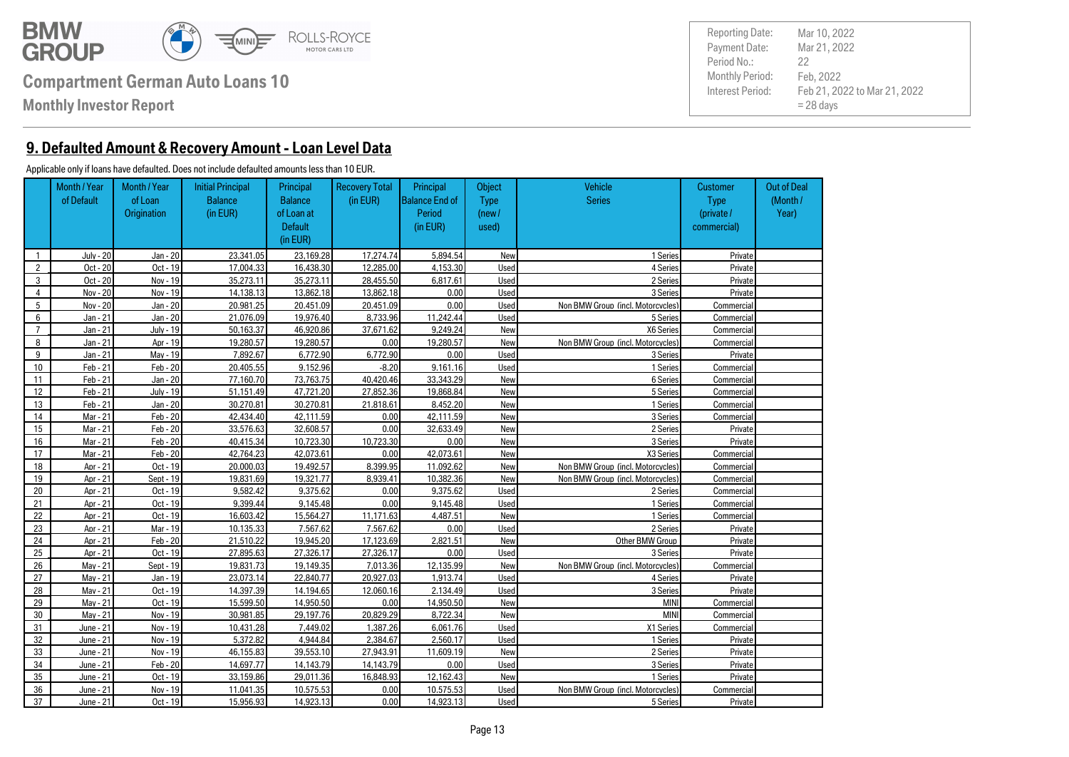**Compartment German Auto Loans 10**

**Monthly Investor Report**

| | |
|---|---|
| Reporting Date: | Mar 10, 2022 |
| Payment Date: | Mar 21, 2022 |
| Period No.: | 22 |
| Monthly Period: | Feb, 2022 |
| Interest Period: | Feb 21, 2022 to Mar 21, 2022 = 28 days |

## 9. Defaulted Amount & Recovery Amount - Loan Level Data

Applicable only if loans have defaulted. Does not include defaulted amounts less than 10 EUR.

| | Month / Year of Default | Month / Year of Loan Origination | Initial Principal Balance (in EUR) | Principal Balance of Loan at Default (in EUR) | Recovery Total (in EUR) | Principal Balance End of Period (in EUR) | Object Type (new / used) | Vehicle Series | Customer Type (private / commercial) | Out of Deal (Month / Year) |
|---|---|---|---|---|---|---|---|---|---|---|
| 1 | July - 20 | Jan - 20 | 23,341.05 | 23,169.28 | 17,274.74 | 5,894.54 | New | 1 Series | Private | |
| 2 | Oct - 20 | Oct - 19 | 17,004.33 | 16,438.30 | 12,285.00 | 4,153.30 | Used | 4 Series | Private | |
| 3 | Oct - 20 | Nov - 19 | 35,273.11 | 35,273.11 | 28,455.50 | 6,817.61 | Used | 2 Series | Private | |
| 4 | Nov - 20 | Nov - 19 | 14,138.13 | 13,862.18 | 13,862.18 | 0.00 | Used | 3 Series | Private | |
| 5 | Nov - 20 | Jan - 20 | 20,981.25 | 20,451.09 | 20,451.09 | 0.00 | Used | Non BMW Group (incl. Motorcycles) | Commercial | |
| 6 | Jan - 21 | Jan - 20 | 21,076.09 | 19,976.40 | 8,733.96 | 11,242.44 | Used | 5 Series | Commercial | |
| 7 | Jan - 21 | July - 19 | 50,163.37 | 46,920.86 | 37,671.62 | 9,249.24 | New | X6 Series | Commercial | |
| 8 | Jan - 21 | Apr - 19 | 19,280.57 | 19,280.57 | 0.00 | 19,280.57 | New | Non BMW Group (incl. Motorcycles) | Commercial | |
| 9 | Jan - 21 | May - 19 | 7,892.67 | 6,772.90 | 6,772.90 | 0.00 | Used | 3 Series | Private | |
| 10 | Feb - 21 | Feb - 20 | 20,405.55 | 9,152.96 | -8.20 | 9,161.16 | Used | 1 Series | Commercial | |
| 11 | Feb - 21 | Jan - 20 | 77,160.70 | 73,763.75 | 40,420.46 | 33,343.29 | New | 6 Series | Commercial | |
| 12 | Feb - 21 | July - 19 | 51,151.49 | 47,721.20 | 27,852.36 | 19,868.84 | New | 5 Series | Commercial | |
| 13 | Feb - 21 | Jan - 20 | 30,270.81 | 30,270.81 | 21,818.61 | 8,452.20 | New | 1 Series | Commercial | |
| 14 | Mar - 21 | Feb - 20 | 42,434.40 | 42,111.59 | 0.00 | 42,111.59 | New | 3 Series | Commercial | |
| 15 | Mar - 21 | Feb - 20 | 33,576.63 | 32,608.57 | 0.00 | 32,633.49 | New | 2 Series | Private | |
| 16 | Mar - 21 | Feb - 20 | 40,415.34 | 10,723.30 | 10,723.30 | 0.00 | New | 3 Series | Private | |
| 17 | Mar - 21 | Feb - 20 | 42,764.23 | 42,073.61 | 0.00 | 42,073.61 | New | X3 Series | Commercial | |
| 18 | Apr - 21 | Oct - 19 | 20,000.03 | 19,492.57 | 8,399.95 | 11,092.62 | New | Non BMW Group (incl. Motorcycles) | Commercial | |
| 19 | Apr - 21 | Sept - 19 | 19,831.69 | 19,321.77 | 8,939.41 | 10,382.36 | New | Non BMW Group (incl. Motorcycles) | Commercial | |
| 20 | Apr - 21 | Oct - 19 | 9,582.42 | 9,375.62 | 0.00 | 9,375.62 | Used | 2 Series | Commercial | |
| 21 | Apr - 21 | Oct - 19 | 9,399.44 | 9,145.48 | 0.00 | 9,145.48 | Used | 1 Series | Commercial | |
| 22 | Apr - 21 | Oct - 19 | 16,603.42 | 15,564.27 | 11,171.63 | 4,487.51 | New | 1 Series | Commercial | |
| 23 | Apr - 21 | Mar - 19 | 10,135.33 | 7,567.62 | 7,567.62 | 0.00 | Used | 2 Series | Private | |
| 24 | Apr - 21 | Feb - 20 | 21,510.22 | 19,945.20 | 17,123.69 | 2,821.51 | New | Other BMW Group | Private | |
| 25 | Apr - 21 | Oct - 19 | 27,895.63 | 27,326.17 | 27,326.17 | 0.00 | Used | 3 Series | Private | |
| 26 | May - 21 | Sept - 19 | 19,831.73 | 19,149.35 | 7,013.36 | 12,135.99 | New | Non BMW Group (incl. Motorcycles) | Commercial | |
| 27 | May - 21 | Jan - 19 | 23,073.14 | 22,840.77 | 20,927.03 | 1,913.74 | Used | 4 Series | Private | |
| 28 | May - 21 | Oct - 19 | 14,397.39 | 14,194.65 | 12,060.16 | 2,134.49 | Used | 3 Series | Private | |
| 29 | May - 21 | Oct - 19 | 15,599.50 | 14,950.50 | 0.00 | 14,950.50 | New | MINI | Commercial | |
| 30 | May - 21 | Nov - 19 | 30,981.85 | 29,197.76 | 20,829.29 | 8,722.34 | New | MINI | Commercial | |
| 31 | June - 21 | Nov - 19 | 10,431.28 | 7,449.02 | 1,387.26 | 6,061.76 | Used | X1 Series | Commercial | |
| 32 | June - 21 | Nov - 19 | 5,372.82 | 4,944.84 | 2,384.67 | 2,560.17 | Used | 1 Series | Private | |
| 33 | June - 21 | Nov - 19 | 46,155.83 | 39,553.10 | 27,943.91 | 11,609.19 | New | 2 Series | Private | |
| 34 | June - 21 | Feb - 20 | 14,697.77 | 14,143.79 | 14,143.79 | 0.00 | Used | 3 Series | Private | |
| 35 | June - 21 | Oct - 19 | 33,159.86 | 29,011.36 | 16,848.93 | 12,162.43 | New | 1 Series | Private | |
| 36 | June - 21 | Nov - 19 | 11,041.35 | 10,575.53 | 0.00 | 10,575.53 | Used | Non BMW Group (incl. Motorcycles) | Commercial | |
| 37 | June - 21 | Oct - 19 | 15,956.93 | 14,923.13 | 0.00 | 14,923.13 | Used | 5 Series | Private | |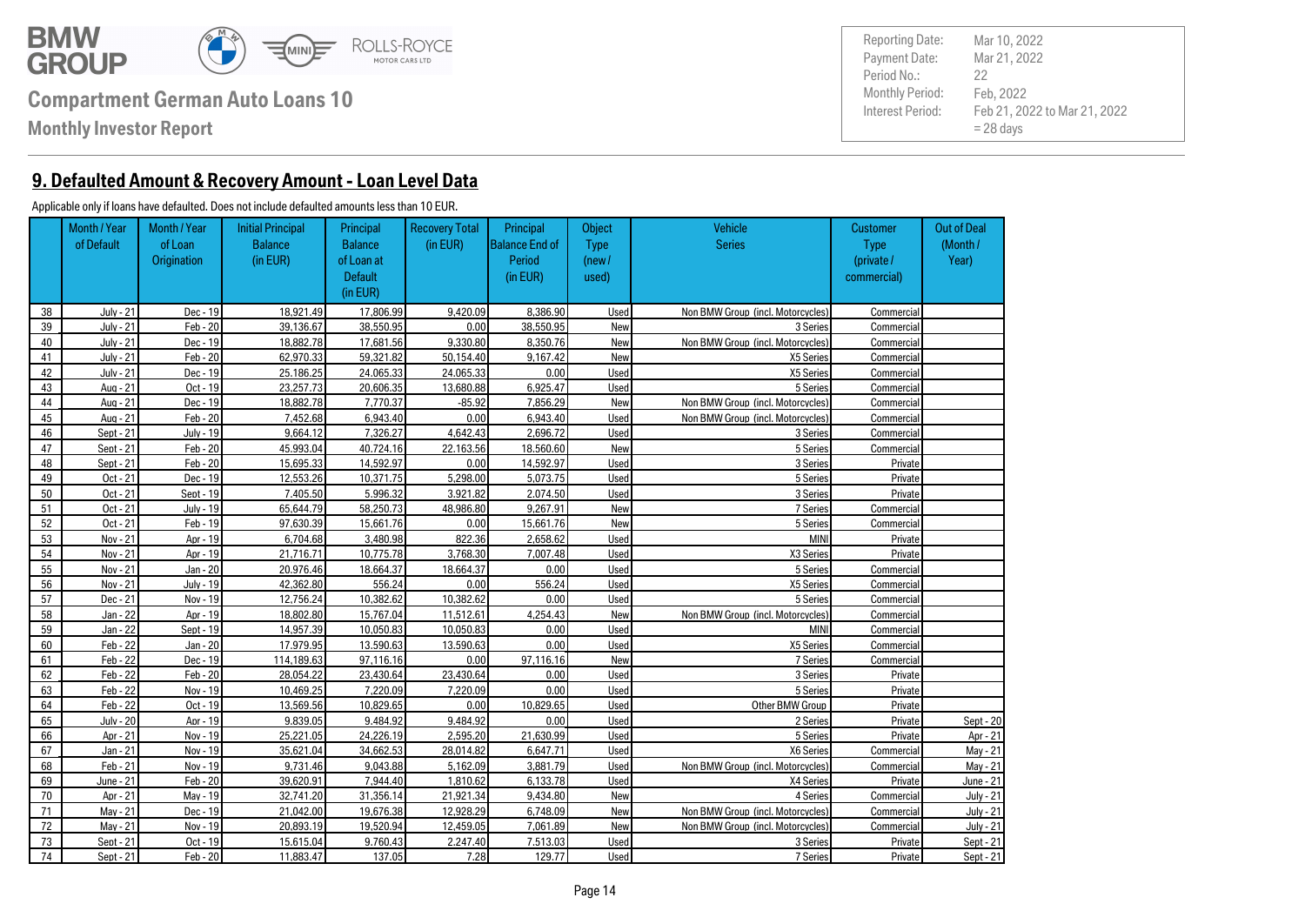**Compartment German Auto Loans 10**

**Monthly Investor Report**

| | |
|---|---|
| Reporting Date: | Mar 10, 2022 |
| Payment Date: | Mar 21, 2022 |
| Period No.: | 22 |
| Monthly Period: | Feb, 2022 |
| Interest Period: | Feb 21, 2022 to Mar 21, 2022 = 28 days |

## 9. Defaulted Amount & Recovery Amount - Loan Level Data

Applicable only if loans have defaulted. Does not include defaulted amounts less than 10 EUR.

| | Month / Year of Default | Month / Year of Loan Origination | Initial Principal Balance (in EUR) | Principal Balance of Loan at Default (in EUR) | Recovery Total (in EUR) | Principal Balance End of Period (in EUR) | Object Type (new / used) | Vehicle Series | Customer Type (private / commercial) | Out of Deal (Month / Year) |
|---|---|---|---|---|---|---|---|---|---|---|
| 38 | July - 21 | Dec - 19 | 18,921.49 | 17,806.99 | 9,420.09 | 8,386.90 | Used | Non BMW Group (incl. Motorcycles) | Commercial | |
| 39 | July - 21 | Feb - 20 | 39,136.67 | 38,550.95 | 0.00 | 38,550.95 | New | 3 Series | Commercial | |
| 40 | July - 21 | Dec - 19 | 18,882.78 | 17,681.56 | 9,330.80 | 8,350.76 | New | Non BMW Group (incl. Motorcycles) | Commercial | |
| 41 | July - 21 | Feb - 20 | 62,970.33 | 59,321.82 | 50,154.40 | 9,167.42 | New | X5 Series | Commercial | |
| 42 | July - 21 | Dec - 19 | 25,186.25 | 24,065.33 | 24,065.33 | 0.00 | Used | X5 Series | Commercial | |
| 43 | Aug - 21 | Oct - 19 | 23,257.73 | 20,606.35 | 13,680.88 | 6,925.47 | Used | 5 Series | Commercial | |
| 44 | Aug - 21 | Dec - 19 | 18,882.78 | 7,770.37 | -85.92 | 7,856.29 | New | Non BMW Group (incl. Motorcycles) | Commercial | |
| 45 | Aug - 21 | Feb - 20 | 7,452.68 | 6,943.40 | 0.00 | 6,943.40 | Used | Non BMW Group (incl. Motorcycles) | Commercial | |
| 46 | Sept - 21 | July - 19 | 9,664.12 | 7,326.27 | 4,642.43 | 2,696.72 | Used | 3 Series | Commercial | |
| 47 | Sept - 21 | Feb - 20 | 45,993.04 | 40,724.16 | 22,163.56 | 18,560.60 | New | 5 Series | Commercial | |
| 48 | Sept - 21 | Feb - 20 | 15,695.33 | 14,592.97 | 0.00 | 14,592.97 | Used | 3 Series | Private | |
| 49 | Oct - 21 | Dec - 19 | 12,553.26 | 10,371.75 | 5,298.00 | 5,073.75 | Used | 5 Series | Private | |
| 50 | Oct - 21 | Sept - 19 | 7,405.50 | 5,996.32 | 3,921.82 | 2,074.50 | Used | 3 Series | Private | |
| 51 | Oct - 21 | July - 19 | 65,644.79 | 58,250.73 | 48,986.80 | 9,267.91 | New | 7 Series | Commercial | |
| 52 | Oct - 21 | Feb - 19 | 97,630.39 | 15,661.76 | 0.00 | 15,661.76 | New | 5 Series | Commercial | |
| 53 | Nov - 21 | Apr - 19 | 6,704.68 | 3,480.98 | 822.36 | 2,658.62 | Used | MINI | Private | |
| 54 | Nov - 21 | Apr - 19 | 21,716.71 | 10,775.78 | 3,768.30 | 7,007.48 | Used | X3 Series | Private | |
| 55 | Nov - 21 | Jan - 20 | 20,976.46 | 18,664.37 | 18,664.37 | 0.00 | Used | 5 Series | Commercial | |
| 56 | Nov - 21 | July - 19 | 42,362.80 | 556.24 | 0.00 | 556.24 | Used | X5 Series | Commercial | |
| 57 | Dec - 21 | Nov - 19 | 12,756.24 | 10,382.62 | 10,382.62 | 0.00 | Used | 5 Series | Commercial | |
| 58 | Jan - 22 | Apr - 19 | 18,802.80 | 15,767.04 | 11,512.61 | 4,254.43 | New | Non BMW Group (incl. Motorcycles) | Commercial | |
| 59 | Jan - 22 | Sept - 19 | 14,957.39 | 10,050.83 | 10,050.83 | 0.00 | Used | MINI | Commercial | |
| 60 | Feb - 22 | Jan - 20 | 17,979.95 | 13,590.63 | 13,590.63 | 0.00 | Used | X5 Series | Commercial | |
| 61 | Feb - 22 | Dec - 19 | 114,189.63 | 97,116.16 | 0.00 | 97,116.16 | New | 7 Series | Commercial | |
| 62 | Feb - 22 | Feb - 20 | 28,054.22 | 23,430.64 | 23,430.64 | 0.00 | Used | 3 Series | Private | |
| 63 | Feb - 22 | Nov - 19 | 10,469.25 | 7,220.09 | 7,220.09 | 0.00 | Used | 5 Series | Private | |
| 64 | Feb - 22 | Oct - 19 | 13,569.56 | 10,829.65 | 0.00 | 10,829.65 | Used | Other BMW Group | Private | |
| 65 | July - 20 | Apr - 19 | 9,839.05 | 9,484.92 | 9,484.92 | 0.00 | Used | 2 Series | Private | Sept - 20 |
| 66 | Apr - 21 | Nov - 19 | 25,221.05 | 24,226.19 | 2,595.20 | 21,630.99 | Used | 5 Series | Private | Apr - 21 |
| 67 | Jan - 21 | Nov - 19 | 35,621.04 | 34,662.53 | 28,014.82 | 6,647.71 | Used | X6 Series | Commercial | May - 21 |
| 68 | Feb - 21 | Nov - 19 | 9,731.46 | 9,043.88 | 5,162.09 | 3,881.79 | Used | Non BMW Group (incl. Motorcycles) | Commercial | May - 21 |
| 69 | June - 21 | Feb - 20 | 39,620.91 | 7,944.40 | 1,810.62 | 6,133.78 | Used | X4 Series | Private | June - 21 |
| 70 | Apr - 21 | May - 19 | 32,741.20 | 31,356.14 | 21,921.34 | 9,434.80 | New | 4 Series | Commercial | July - 21 |
| 71 | May - 21 | Dec - 19 | 21,042.00 | 19,676.38 | 12,928.29 | 6,748.09 | New | Non BMW Group (incl. Motorcycles) | Commercial | July - 21 |
| 72 | May - 21 | Nov - 19 | 20,893.19 | 19,520.94 | 12,459.05 | 7,061.89 | New | Non BMW Group (incl. Motorcycles) | Commercial | July - 21 |
| 73 | Sept - 21 | Oct - 19 | 15,615.04 | 9,760.43 | 2,247.40 | 7,513.03 | Used | 3 Series | Private | Sept - 21 |
| 74 | Sept - 21 | Feb - 20 | 11,883.47 | 137.05 | 7.28 | 129.77 | Used | 7 Series | Private | Sept - 21 |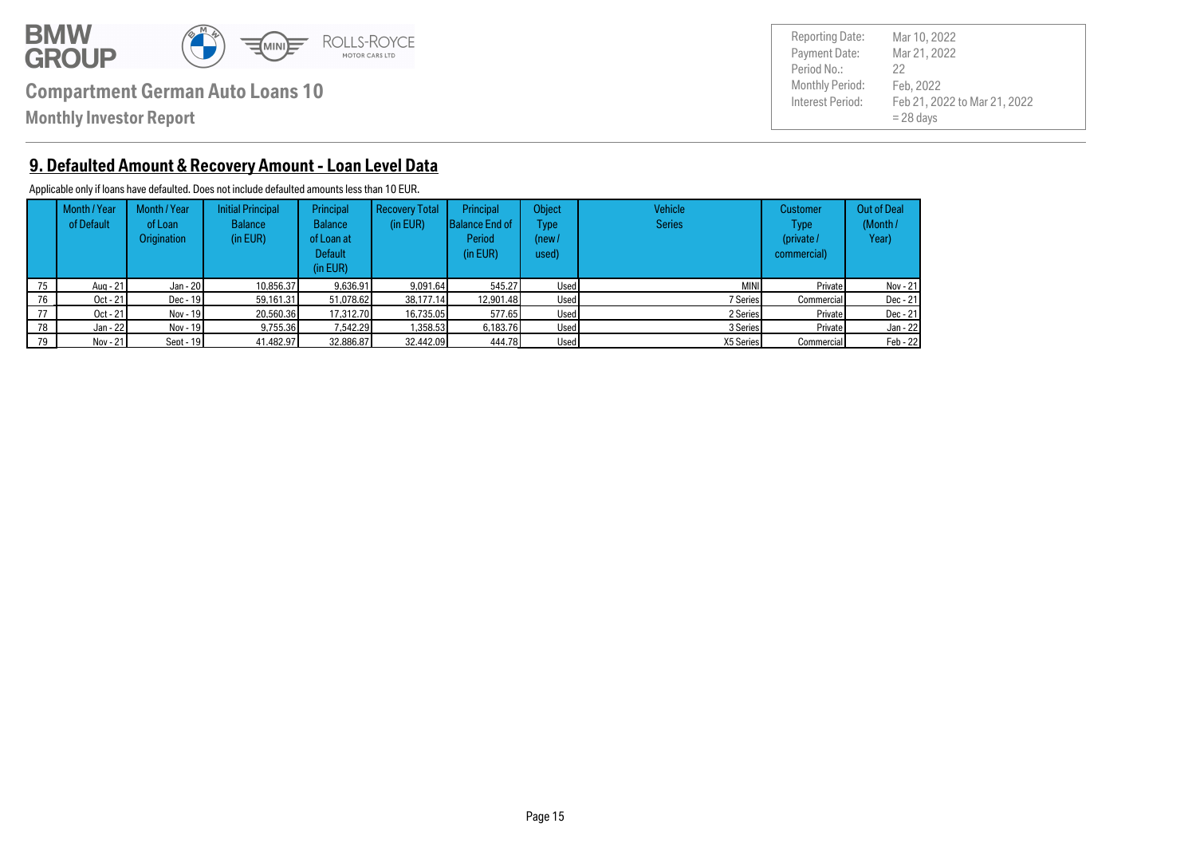**Compartment German Auto Loans 10**

**Monthly Investor Report**

| | |
|---|---|
| Reporting Date: | Mar 10, 2022 |
| Payment Date: | Mar 21, 2022 |
| Period No.: | 22 |
| Monthly Period: | Feb, 2022 |
| Interest Period: | Feb 21, 2022 to Mar 21, 2022 = 28 days |

## 9. Defaulted Amount & Recovery Amount - Loan Level Data

Applicable only if loans have defaulted. Does not include defaulted amounts less than 10 EUR.

| | Month / Year of Default | Month / Year of Loan Origination | Initial Principal Balance (in EUR) | Principal Balance of Loan at Default (in EUR) | Recovery Total (in EUR) | Principal Balance End of Period (in EUR) | Object Type (new / used) | Vehicle Series | Customer Type (private / commercial) | Out of Deal (Month / Year) |
|---|---|---|---|---|---|---|---|---|---|---|
| 75 | Aug - 21 | Jan - 20 | 10,856.37 | 9,636.91 | 9,091.64 | 545.27 | Used | MINI | Private | Nov - 21 |
| 76 | Oct - 21 | Dec - 19 | 59,161.31 | 51,078.62 | 38,177.14 | 12,901.48 | Used | 7 Series | Commercial | Dec - 21 |
| 77 | Oct - 21 | Nov - 19 | 20,560.36 | 17,312.70 | 16,735.05 | 577.65 | Used | 2 Series | Private | Dec - 21 |
| 78 | Jan - 22 | Nov - 19 | 9,755.36 | 7,542.29 | 1,358.53 | 6,183.76 | Used | 3 Series | Private | Jan - 22 |
| 79 | Nov - 21 | Sept - 19 | 41,482.97 | 32,886.87 | 32,442.09 | 444.78 | Used | X5 Series | Commercial | Feb - 22 |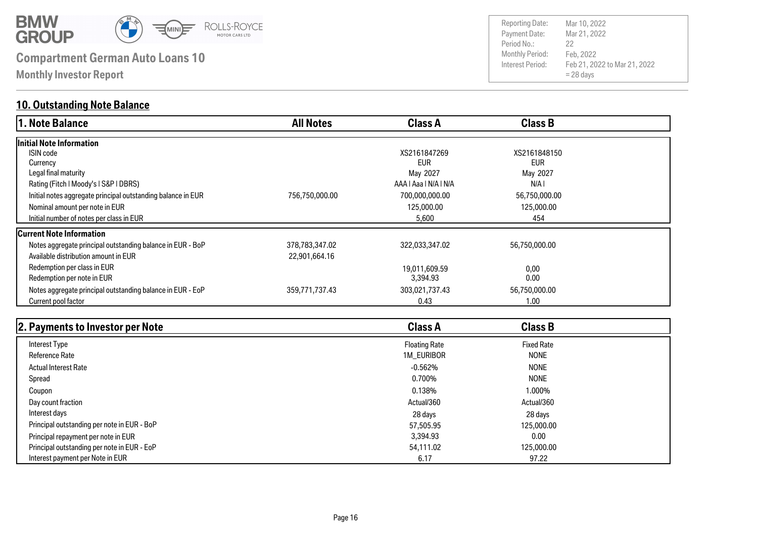**Compartment German Auto Loans 10**

**Monthly Investor Report**

| | |
|---|---|
| Reporting Date: | Mar 10, 2022 |
| Payment Date: | Mar 21, 2022 |
| Period No.: | 22 |
| Monthly Period: | Feb, 2022 |
| Interest Period: | Feb 21, 2022 to Mar 21, 2022 = 28 days |

## 10. Outstanding Note Balance

| 1. Note Balance | All Notes | Class A | Class B |
|---|---|---|---|
| **Initial Note Information** | | | |
| ISIN code | | XS2161847269 | XS2161848150 |
| Currency | | EUR | EUR |
| Legal final maturity | | May 2027 | May 2027 |
| Rating (Fitch I Moody's I S&P I DBRS) | | AAA I Aaa I N/A I N/A | N/A I |
| Initial notes aggregate principal outstanding balance in EUR | 756,750,000.00 | 700,000,000.00 | 56,750,000.00 |
| Nominal amount per note in EUR | | 125,000.00 | 125,000.00 |
| Initial number of notes per class in EUR | | 5,600 | 454 |
| **Current Note Information** | | | |
| Notes aggregate principal outstanding balance in EUR - BoP | 378,783,347.02 | 322,033,347.02 | 56,750,000.00 |
| Available distribution amount in EUR | 22,901,664.16 | | |
| Redemption per class in EUR | | 19,011,609.59 | 0,00 |
| Redemption per note in EUR | | 3,394.93 | 0.00 |
| Notes aggregate principal outstanding balance in EUR - EoP | 359,771,737.43 | 303,021,737.43 | 56,750,000.00 |
| Current pool factor | | 0.43 | 1.00 |

| 2. Payments to Investor per Note | Class A | Class B |
|---|---|---|
| Interest Type | Floating Rate | Fixed Rate |
| Reference Rate | 1M_EURIBOR | NONE |
| Actual Interest Rate | -0.562% | NONE |
| Spread | 0.700% | NONE |
| Coupon | 0.138% | 1.000% |
| Day count fraction | Actual/360 | Actual/360 |
| Interest days | 28 days | 28 days |
| Principal outstanding per note in EUR - BoP | 57,505.95 | 125,000.00 |
| Principal repayment per note in EUR | 3,394.93 | 0.00 |
| Principal outstanding per note in EUR - EoP | 54,111.02 | 125,000.00 |
| Interest payment per Note in EUR | 6.17 | 97.22 |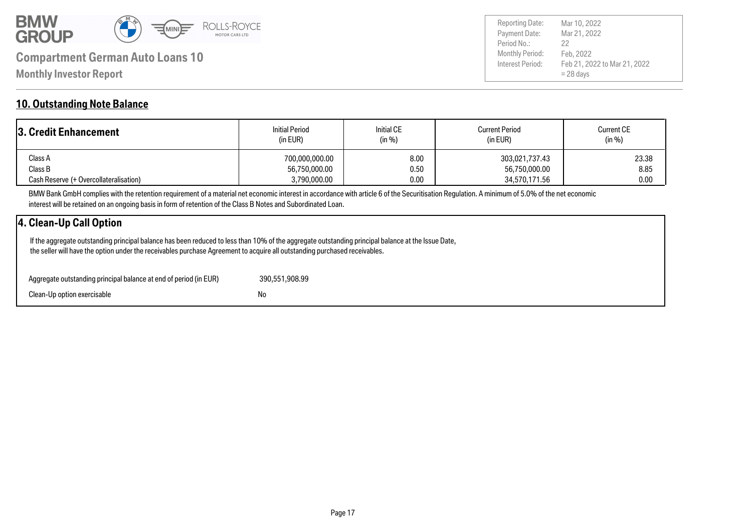## 10. Outstanding Note Balance

| 3. Credit Enhancement | Initial Period (in EUR) | Initial CE (in %) | Current Period (in EUR) | Current CE (in %) |
|---|---|---|---|---|
| Class A | 700,000,000.00 | 8.00 | 303,021,737.43 | 23.38 |
| Class B | 56,750,000.00 | 0.50 | 56,750,000.00 | 8.85 |
| Cash Reserve (+ Overcollateralisation) | 3,790,000.00 | 0.00 | 34,570,171.56 | 0.00 |

BMW Bank GmbH complies with the retention requirement of a material net economic interest in accordance with article 6 of the Securitisation Regulation. A minimum of 5.0% of the net economic interest will be retained on an ongoing basis in form of retention of the Class B Notes and Subordinated Loan.

### 4. Clean-Up Call Option

If the aggregate outstanding principal balance has been reduced to less than 10% of the aggregate outstanding principal balance at the Issue Date, the seller will have the option under the receivables purchase Agreement to acquire all outstanding purchased receivables.

| | |
|---|---|
| Aggregate outstanding principal balance at end of period (in EUR) | 390,551,908.99 |
| Clean-Up option exercisable | No |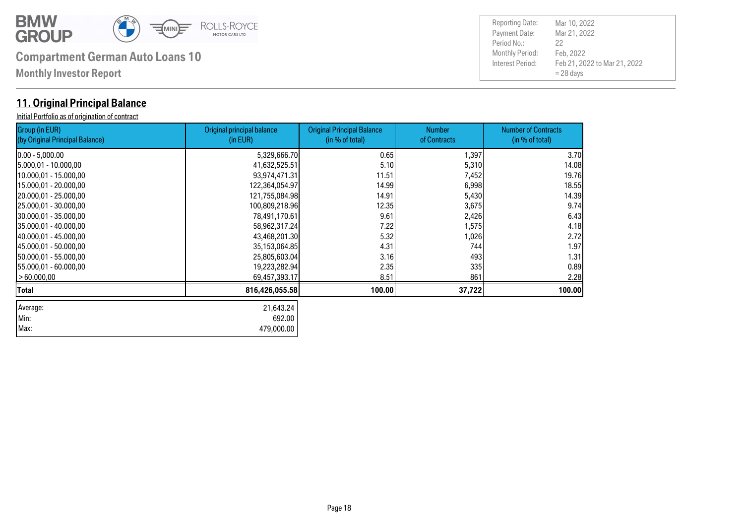**BMW GROUP**

**Compartment German Auto Loans 10**

**Monthly Investor Report**

| | |
|---|---|
| Reporting Date: | Mar 10, 2022 |
| Payment Date: | Mar 21, 2022 |
| Period No.: | 22 |
| Monthly Period: | Feb, 2022 |
| Interest Period: | Feb 21, 2022 to Mar 21, 2022 = 28 days |

## 11. Original Principal Balance

Initial Portfolio as of origination of contract

| Group (in EUR) (by Original Principal Balance) | Original principal balance (in EUR) | Original Principal Balance (in % of total) | Number of Contracts | Number of Contracts (in % of total) |
|---|---|---|---|---|
| 0.00 - 5,000.00 | 5,329,666.70 | 0.65 | 1,397 | 3.70 |
| 5.000,01 - 10.000,00 | 41,632,525.51 | 5.10 | 5,310 | 14.08 |
| 10.000,01 - 15.000,00 | 93,974,471.31 | 11.51 | 7,452 | 19.76 |
| 15.000,01 - 20.000,00 | 122,364,054.97 | 14.99 | 6,998 | 18.55 |
| 20.000,01 - 25.000,00 | 121,755,084.98 | 14.91 | 5,430 | 14.39 |
| 25.000,01 - 30.000,00 | 100,809,218.96 | 12.35 | 3,675 | 9.74 |
| 30.000,01 - 35.000,00 | 78,491,170.61 | 9.61 | 2,426 | 6.43 |
| 35.000,01 - 40.000,00 | 58,962,317.24 | 7.22 | 1,575 | 4.18 |
| 40.000,01 - 45.000,00 | 43,468,201.30 | 5.32 | 1,026 | 2.72 |
| 45.000,01 - 50.000,00 | 35,153,064.85 | 4.31 | 744 | 1.97 |
| 50.000,01 - 55.000,00 | 25,805,603.04 | 3.16 | 493 | 1.31 |
| 55.000,01 - 60.000,00 | 19,223,282.94 | 2.35 | 335 | 0.89 |
| > 60.000,00 | 69,457,393.17 | 8.51 | 861 | 2.28 |
| **Total** | **816,426,055.58** | **100.00** | **37,722** | **100.00** |

| | |
|---|---|
| Average: | 21,643.24 |
| Min: | 692.00 |
| Max: | 479,000.00 |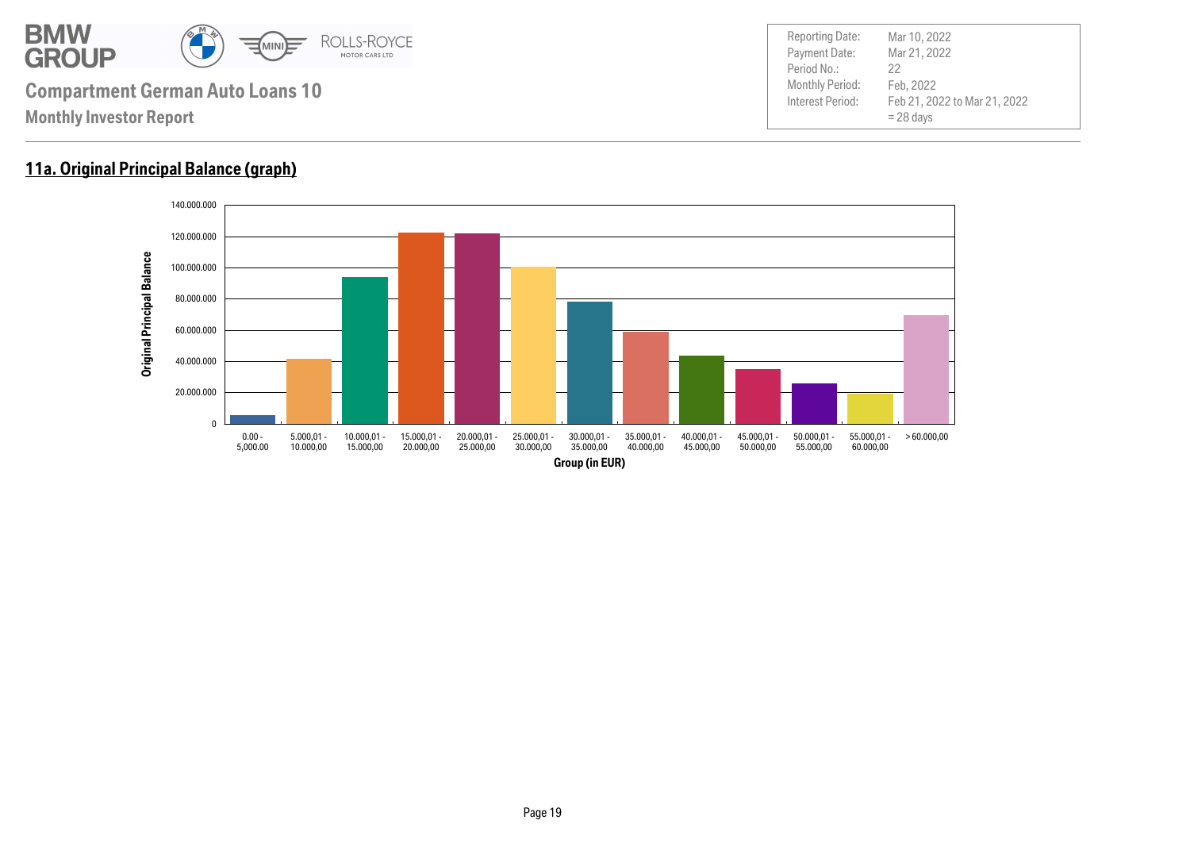# Compartment German Auto Loans 10

**Monthly Investor Report**

| | |
|---|---|
| Reporting Date: | Mar 10, 2022 |
| Payment Date: | Mar 21, 2022 |
| Period No.: | 22 |
| Monthly Period: | Feb, 2022 |
| Interest Period: | Feb 21, 2022 to Mar 21, 2022 = 28 days |

## 11a. Original Principal Balance (graph)

Original Principal Balance

140.000.000
120.000.000
100.000.000
80.000.000
60.000.000
40.000.000
20.000.000
0

0.00 - 5,000.00 | 5.000,01 - 10.000,00 | 10.000,01 - 15.000,00 | 15.000,01 - 20.000,00 | 20.000,01 - 25.000,00 | 25.000,01 - 30.000,00 | 30.000,01 - 35.000,00 | 35.000,01 - 40.000,00 | 40.000,01 - 45.000,00 | 45.000,01 - 50.000,00 | 50.000,01 - 55.000,00 | 55.000,01 - 60.000,00 | > 60.000,00

Group (in EUR)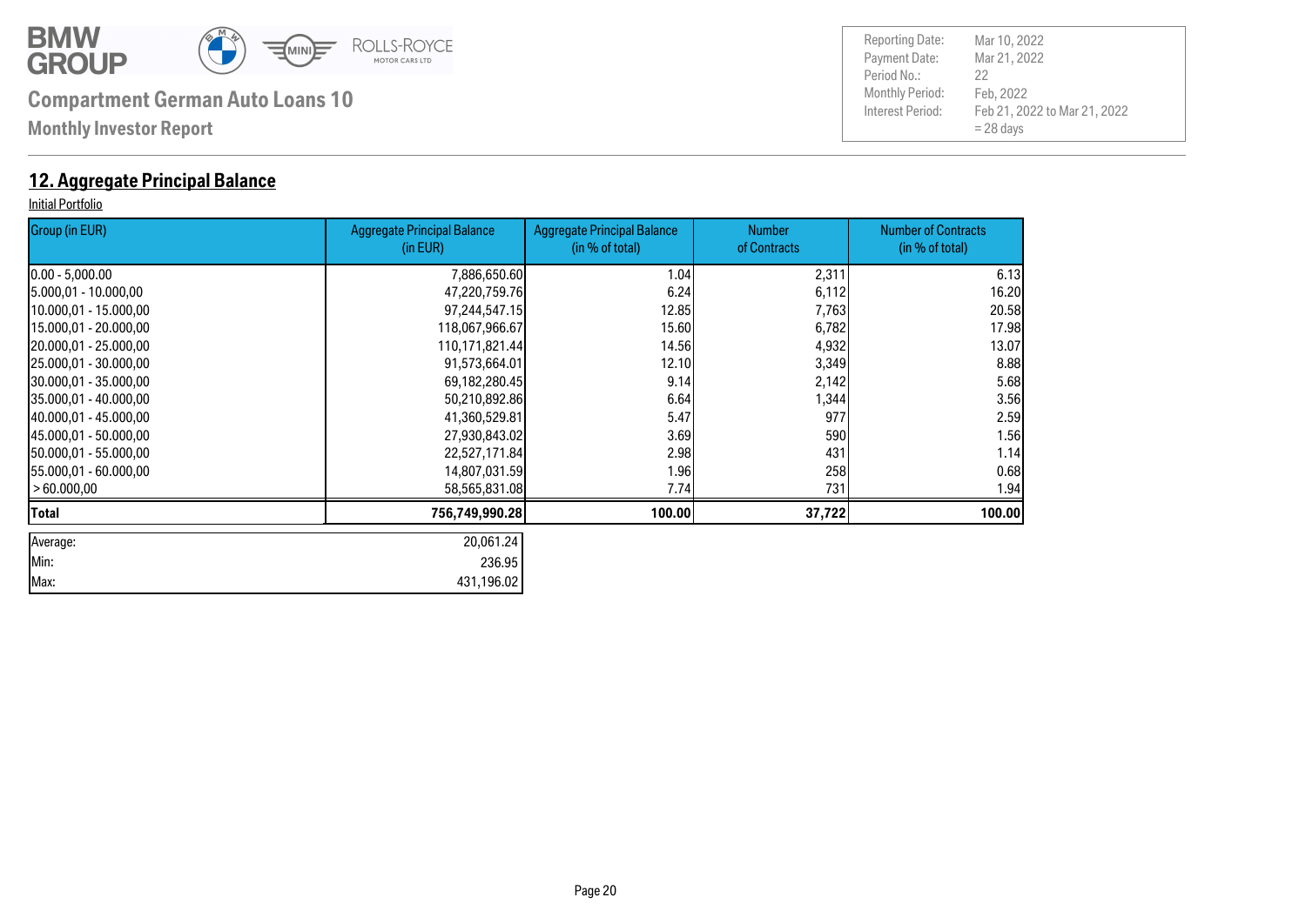# Compartment German Auto Loans 10

**Monthly Investor Report**

| | |
|---|---|
| Reporting Date: | Mar 10, 2022 |
| Payment Date: | Mar 21, 2022 |
| Period No.: | 22 |
| Monthly Period: | Feb, 2022 |
| Interest Period: | Feb 21, 2022 to Mar 21, 2022 = 28 days |

## 12. Aggregate Principal Balance

Initial Portfolio

| Group (in EUR) | Aggregate Principal Balance (in EUR) | Aggregate Principal Balance (in % of total) | Number of Contracts | Number of Contracts (in % of total) |
|---|---|---|---|---|
| 0.00 - 5,000.00 | 7,886,650.60 | 1.04 | 2,311 | 6.13 |
| 5.000,01 - 10.000,00 | 47,220,759.76 | 6.24 | 6,112 | 16.20 |
| 10.000,01 - 15.000,00 | 97,244,547.15 | 12.85 | 7,763 | 20.58 |
| 15.000,01 - 20.000,00 | 118,067,966.67 | 15.60 | 6,782 | 17.98 |
| 20.000,01 - 25.000,00 | 110,171,821.44 | 14.56 | 4,932 | 13.07 |
| 25.000,01 - 30.000,00 | 91,573,664.01 | 12.10 | 3,349 | 8.88 |
| 30.000,01 - 35.000,00 | 69,182,280.45 | 9.14 | 2,142 | 5.68 |
| 35.000,01 - 40.000,00 | 50,210,892.86 | 6.64 | 1,344 | 3.56 |
| 40.000,01 - 45.000,00 | 41,360,529.81 | 5.47 | 977 | 2.59 |
| 45.000,01 - 50.000,00 | 27,930,843.02 | 3.69 | 590 | 1.56 |
| 50.000,01 - 55.000,00 | 22,527,171.84 | 2.98 | 431 | 1.14 |
| 55.000,01 - 60.000,00 | 14,807,031.59 | 1.96 | 258 | 0.68 |
| > 60.000,00 | 58,565,831.08 | 7.74 | 731 | 1.94 |
| **Total** | **756,749,990.28** | **100.00** | **37,722** | **100.00** |

| | |
|---|---|
| Average: | 20,061.24 |
| Min: | 236.95 |
| Max: | 431,196.02 |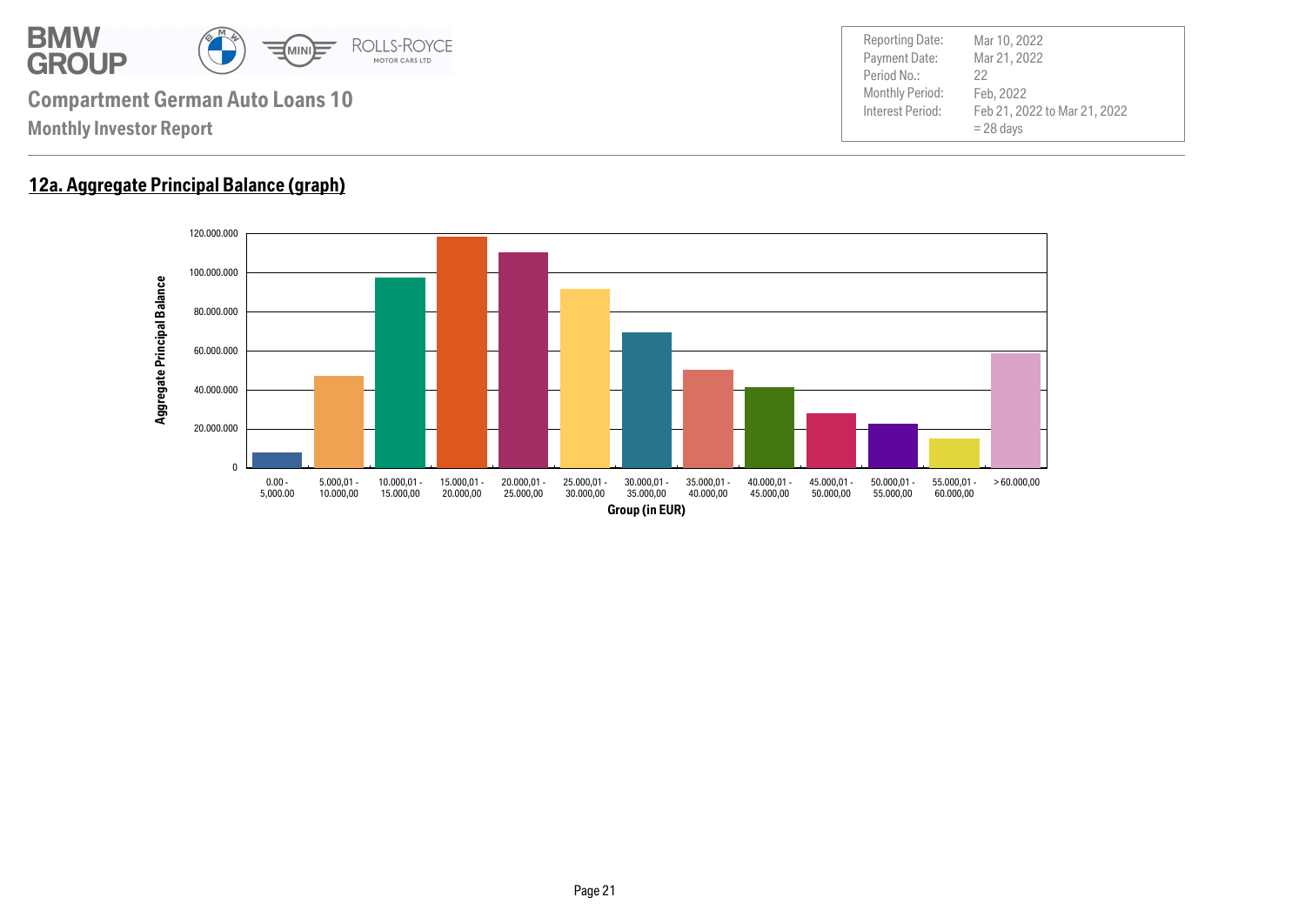**Compartment German Auto Loans 10**

**Monthly Investor Report**

| | |
|---|---|
| Reporting Date: | Mar 10, 2022 |
| Payment Date: | Mar 21, 2022 |
| Period No.: | 22 |
| Monthly Period: | Feb, 2022 |
| Interest Period: | Feb 21, 2022 to Mar 21, 2022<br>= 28 days |

## 12a. Aggregate Principal Balance (graph)

Aggregate Principal Balance

120.000.000
100.000.000
80.000.000
60.000.000
40.000.000
20.000.000
0

0.00 - 5,000.00 | 5.000,01 - 10.000,00 | 10.000,01 - 15.000,00 | 15.000,01 - 20.000,00 | 20.000,01 - 25.000,00 | 25.000,01 - 30.000,00 | 30.000,01 - 35.000,00 | 35.000,01 - 40.000,00 | 40.000,01 - 45.000,00 | 45.000,01 - 50.000,00 | 50.000,01 - 55.000,00 | 55.000,01 - 60.000,00 | > 60.000,00

Group (in EUR)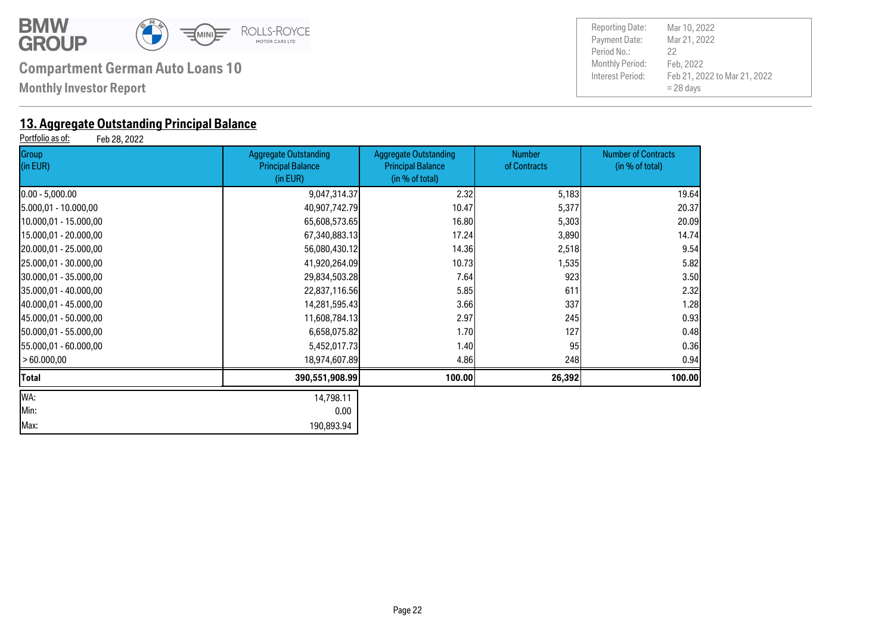**Compartment German Auto Loans 10**

**Monthly Investor Report**

| | |
|---|---|
| Reporting Date: | Mar 10, 2022 |
| Payment Date: | Mar 21, 2022 |
| Period No.: | 22 |
| Monthly Period: | Feb, 2022 |
| Interest Period: | Feb 21, 2022 to Mar 21, 2022 = 28 days |

## 13. Aggregate Outstanding Principal Balance

Portfolio as of: Feb 28, 2022

| Group (in EUR) | Aggregate Outstanding Principal Balance (in EUR) | Aggregate Outstanding Principal Balance (in % of total) | Number of Contracts | Number of Contracts (in % of total) |
|---|---|---|---|---|
| 0.00 - 5,000.00 | 9,047,314.37 | 2.32 | 5,183 | 19.64 |
| 5.000,01 - 10.000,00 | 40,907,742.79 | 10.47 | 5,377 | 20.37 |
| 10.000,01 - 15.000,00 | 65,608,573.65 | 16.80 | 5,303 | 20.09 |
| 15.000,01 - 20.000,00 | 67,340,883.13 | 17.24 | 3,890 | 14.74 |
| 20.000,01 - 25.000,00 | 56,080,430.12 | 14.36 | 2,518 | 9.54 |
| 25.000,01 - 30.000,00 | 41,920,264.09 | 10.73 | 1,535 | 5.82 |
| 30.000,01 - 35.000,00 | 29,834,503.28 | 7.64 | 923 | 3.50 |
| 35.000,01 - 40.000,00 | 22,837,116.56 | 5.85 | 611 | 2.32 |
| 40.000,01 - 45.000,00 | 14,281,595.43 | 3.66 | 337 | 1.28 |
| 45.000,01 - 50.000,00 | 11,608,784.13 | 2.97 | 245 | 0.93 |
| 50.000,01 - 55.000,00 | 6,658,075.82 | 1.70 | 127 | 0.48 |
| 55.000,01 - 60.000,00 | 5,452,017.73 | 1.40 | 95 | 0.36 |
| > 60.000,00 | 18,974,607.89 | 4.86 | 248 | 0.94 |
| **Total** | **390,551,908.99** | **100.00** | **26,392** | **100.00** |

| | |
|---|---|
| WA: | 14,798.11 |
| Min: | 0.00 |
| Max: | 190,893.94 |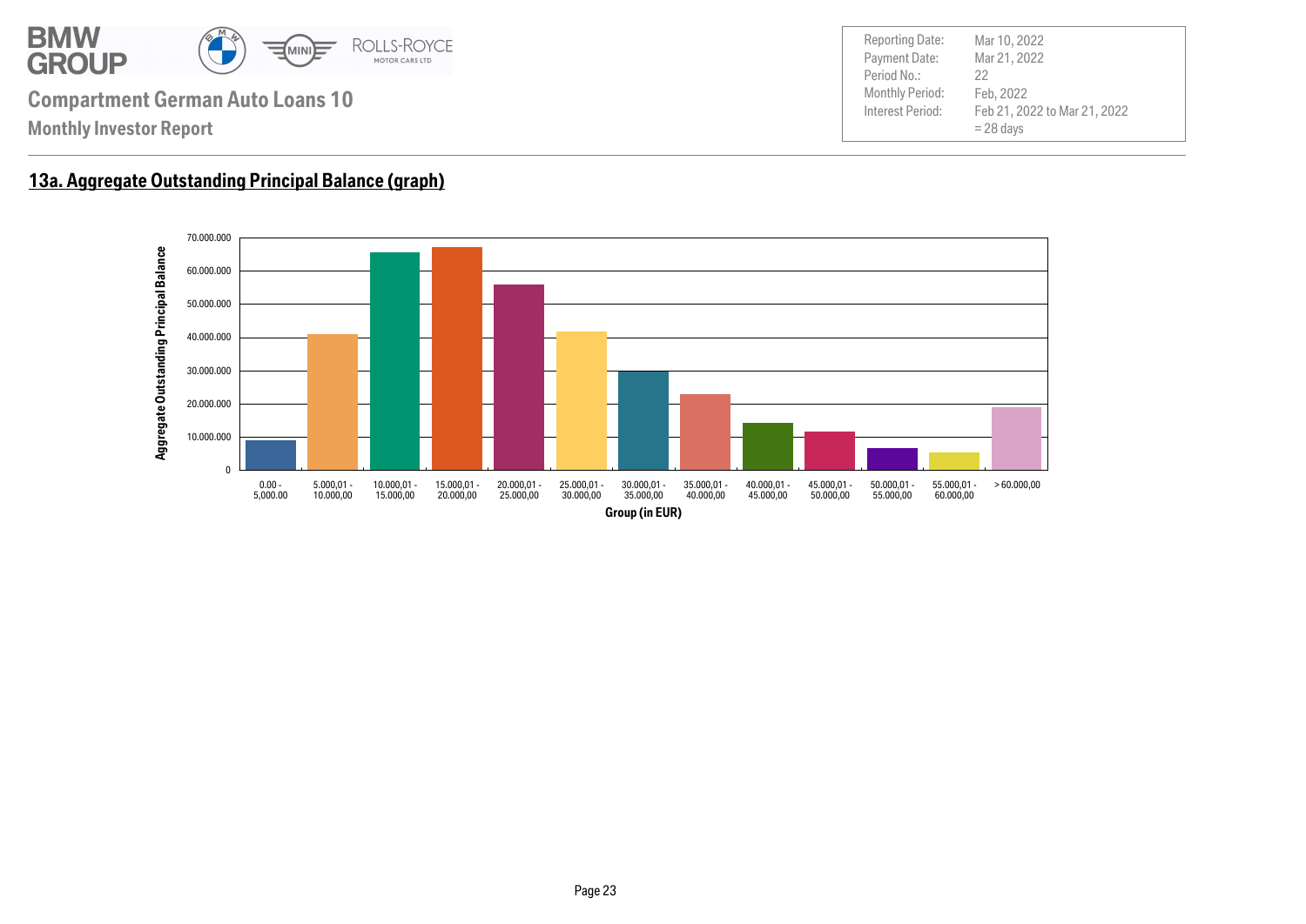**Compartment German Auto Loans 10**

**Monthly Investor Report**

| | |
|---|---|
| Reporting Date: | Mar 10, 2022 |
| Payment Date: | Mar 21, 2022 |
| Period No.: | 22 |
| Monthly Period: | Feb, 2022 |
| Interest Period: | Feb 21, 2022 to Mar 21, 2022 = 28 days |

## 13a. Aggregate Outstanding Principal Balance (graph)

Aggregate Outstanding Principal Balance

70.000.000
60.000.000
50.000.000
40.000.000
30.000.000
20.000.000
10.000.000
0

0.00 - 5,000.00 | 5.000,01 - 10.000,00 | 10.000,01 - 15.000,00 | 15.000,01 - 20.000,00 | 20.000,01 - 25.000,00 | 25.000,01 - 30.000,00 | 30.000,01 - 35.000,00 | 35.000,01 - 40.000,00 | 40.000,01 - 45.000,00 | 45.000,01 - 50.000,00 | 50.000,01 - 55.000,00 | 55.000,01 - 60.000,00 | > 60.000,00

Group (in EUR)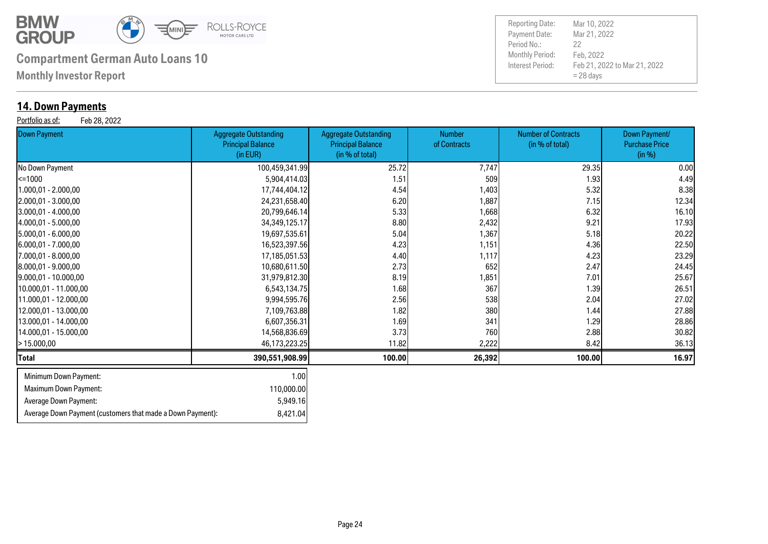# Compartment German Auto Loans 10

**Monthly Investor Report**

| Reporting Date: | Mar 10, 2022 |
|---|---|
| Payment Date: | Mar 21, 2022 |
| Period No.: | 22 |
| Monthly Period: | Feb, 2022 |
| Interest Period: | Feb 21, 2022 to Mar 21, 2022 = 28 days |

## 14. Down Payments

Portfolio as of: Feb 28, 2022

| Down Payment | Aggregate Outstanding Principal Balance (in EUR) | Aggregate Outstanding Principal Balance (in % of total) | Number of Contracts | Number of Contracts (in % of total) | Down Payment/ Purchase Price (in %) |
|---|---|---|---|---|---|
| No Down Payment | 100,459,341.99 | 25.72 | 7,747 | 29.35 | 0.00 |
| <=1000 | 5,904,414.03 | 1.51 | 509 | 1.93 | 4.49 |
| 1.000,01 - 2.000,00 | 17,744,404.12 | 4.54 | 1,403 | 5.32 | 8.38 |
| 2.000,01 - 3.000,00 | 24,231,658.40 | 6.20 | 1,887 | 7.15 | 12.34 |
| 3.000,01 - 4.000,00 | 20,799,646.14 | 5.33 | 1,668 | 6.32 | 16.10 |
| 4.000,01 - 5.000,00 | 34,349,125.17 | 8.80 | 2,432 | 9.21 | 17.93 |
| 5.000,01 - 6.000,00 | 19,697,535.61 | 5.04 | 1,367 | 5.18 | 20.22 |
| 6.000,01 - 7.000,00 | 16,523,397.56 | 4.23 | 1,151 | 4.36 | 22.50 |
| 7.000,01 - 8.000,00 | 17,185,051.53 | 4.40 | 1,117 | 4.23 | 23.29 |
| 8.000,01 - 9.000,00 | 10,680,611.50 | 2.73 | 652 | 2.47 | 24.45 |
| 9.000,01 - 10.000,00 | 31,979,812.30 | 8.19 | 1,851 | 7.01 | 25.67 |
| 10.000,01 - 11.000,00 | 6,543,134.75 | 1.68 | 367 | 1.39 | 26.51 |
| 11.000,01 - 12.000,00 | 9,994,595.76 | 2.56 | 538 | 2.04 | 27.02 |
| 12.000,01 - 13.000,00 | 7,109,763.88 | 1.82 | 380 | 1.44 | 27.88 |
| 13.000,01 - 14.000,00 | 6,607,356.31 | 1.69 | 341 | 1.29 | 28.86 |
| 14.000,01 - 15.000,00 | 14,568,836.69 | 3.73 | 760 | 2.88 | 30.82 |
| > 15.000,00 | 46,173,223.25 | 11.82 | 2,222 | 8.42 | 36.13 |
| **Total** | **390,551,908.99** | **100.00** | **26,392** | **100.00** | **16.97** |

| | |
|---|---|
| Minimum Down Payment: | 1.00 |
| Maximum Down Payment: | 110,000.00 |
| Average Down Payment: | 5,949.16 |
| Average Down Payment (customers that made a Down Payment): | 8,421.04 |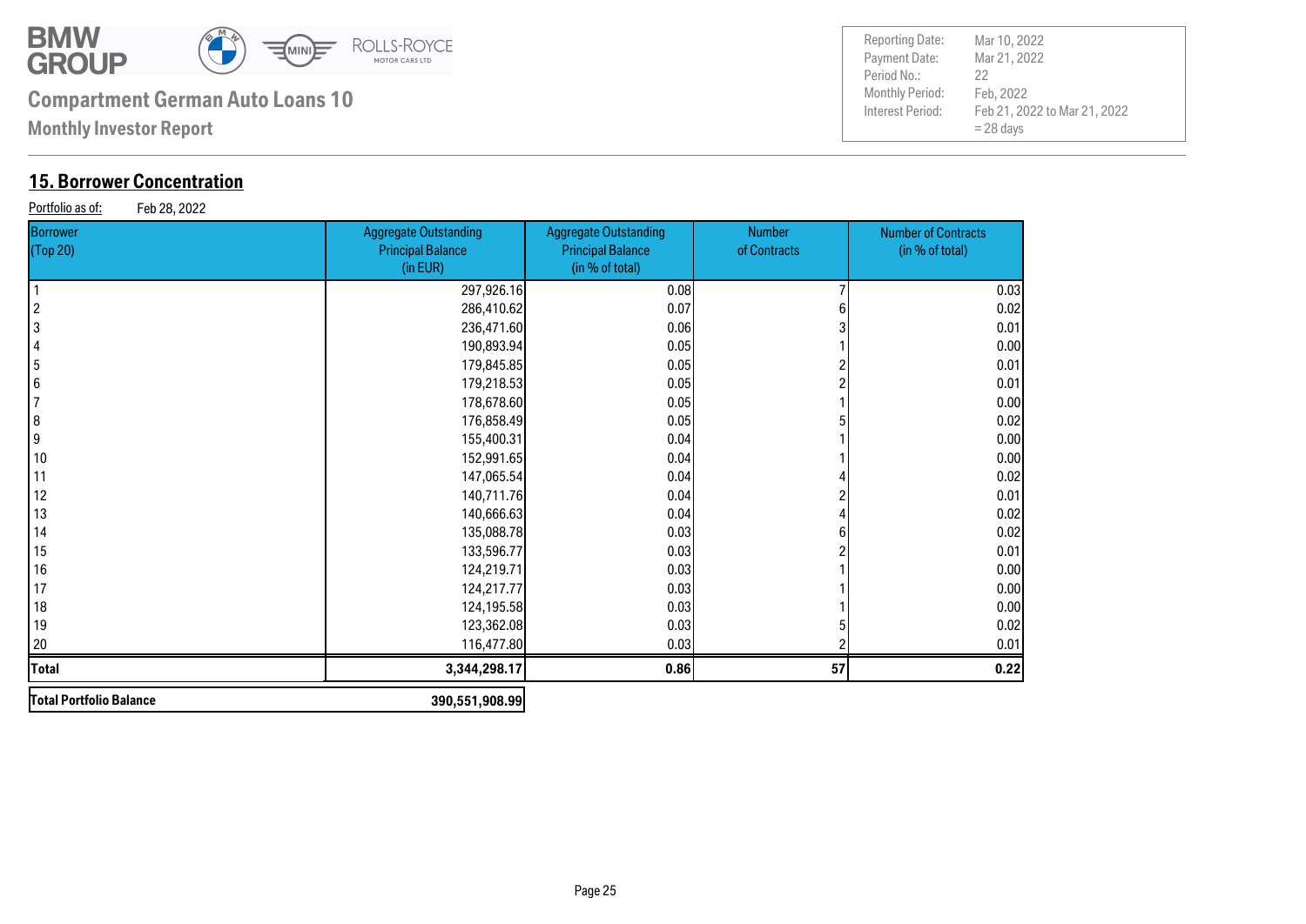**Compartment German Auto Loans 10**

**Monthly Investor Report**

| Reporting Date: | Mar 10, 2022 |
|---|---|
| Payment Date: | Mar 21, 2022 |
| Period No.: | 22 |
| Monthly Period: | Feb, 2022 |
| Interest Period: | Feb 21, 2022 to Mar 21, 2022 = 28 days |

## 15. Borrower Concentration

Portfolio as of: Feb 28, 2022

| Borrower (Top 20) | Aggregate Outstanding Principal Balance (in EUR) | Aggregate Outstanding Principal Balance (in % of total) | Number of Contracts | Number of Contracts (in % of total) |
|---|---|---|---|---|
| 1 | 297,926.16 | 0.08 | 7 | 0.03 |
| 2 | 286,410.62 | 0.07 | 6 | 0.02 |
| 3 | 236,471.60 | 0.06 | 3 | 0.01 |
| 4 | 190,893.94 | 0.05 | 1 | 0.00 |
| 5 | 179,845.85 | 0.05 | 2 | 0.01 |
| 6 | 179,218.53 | 0.05 | 2 | 0.01 |
| 7 | 178,678.60 | 0.05 | 1 | 0.00 |
| 8 | 176,858.49 | 0.05 | 5 | 0.02 |
| 9 | 155,400.31 | 0.04 | 1 | 0.00 |
| 10 | 152,991.65 | 0.04 | 1 | 0.00 |
| 11 | 147,065.54 | 0.04 | 4 | 0.02 |
| 12 | 140,711.76 | 0.04 | 2 | 0.01 |
| 13 | 140,666.63 | 0.04 | 4 | 0.02 |
| 14 | 135,088.78 | 0.03 | 6 | 0.02 |
| 15 | 133,596.77 | 0.03 | 2 | 0.01 |
| 16 | 124,219.71 | 0.03 | 1 | 0.00 |
| 17 | 124,217.77 | 0.03 | 1 | 0.00 |
| 18 | 124,195.58 | 0.03 | 1 | 0.00 |
| 19 | 123,362.08 | 0.03 | 5 | 0.02 |
| 20 | 116,477.80 | 0.03 | 2 | 0.01 |
| **Total** | **3,344,298.17** | **0.86** | **57** | **0.22** |

| **Total Portfolio Balance** | **390,551,908.99** |
|---|---|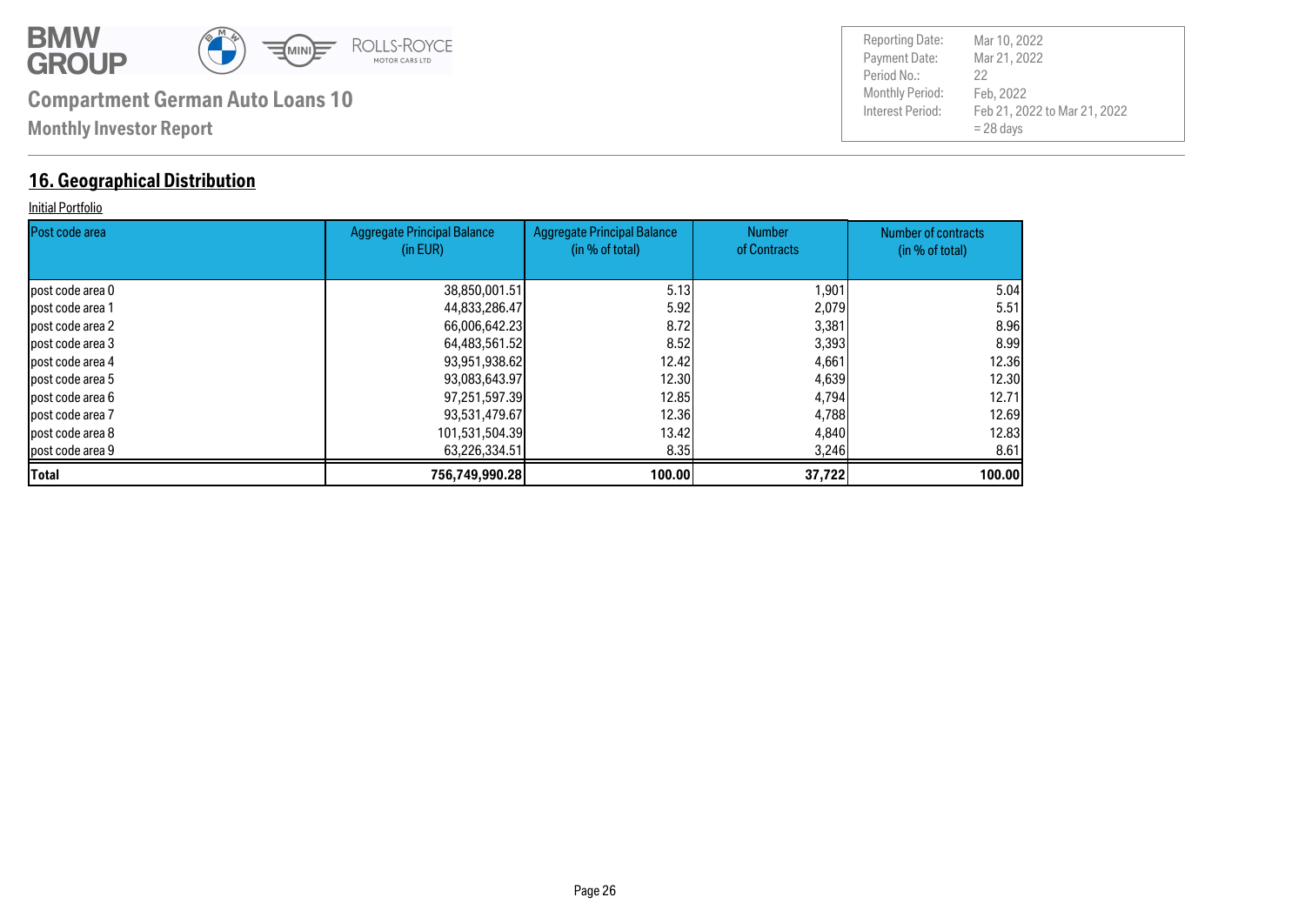**Compartment German Auto Loans 10**

**Monthly Investor Report**

| Reporting Date: | Mar 10, 2022 |
|---|---|
| Payment Date: | Mar 21, 2022 |
| Period No.: | 22 |
| Monthly Period: | Feb, 2022 |
| Interest Period: | Feb 21, 2022 to Mar 21, 2022 = 28 days |

## 16. Geographical Distribution

Initial Portfolio

| Post code area | Aggregate Principal Balance (in EUR) | Aggregate Principal Balance (in % of total) | Number of Contracts | Number of contracts (in % of total) |
|---|---|---|---|---|
| post code area 0 | 38,850,001.51 | 5.13 | 1,901 | 5.04 |
| post code area 1 | 44,833,286.47 | 5.92 | 2,079 | 5.51 |
| post code area 2 | 66,006,642.23 | 8.72 | 3,381 | 8.96 |
| post code area 3 | 64,483,561.52 | 8.52 | 3,393 | 8.99 |
| post code area 4 | 93,951,938.62 | 12.42 | 4,661 | 12.36 |
| post code area 5 | 93,083,643.97 | 12.30 | 4,639 | 12.30 |
| post code area 6 | 97,251,597.39 | 12.85 | 4,794 | 12.71 |
| post code area 7 | 93,531,479.67 | 12.36 | 4,788 | 12.69 |
| post code area 8 | 101,531,504.39 | 13.42 | 4,840 | 12.83 |
| post code area 9 | 63,226,334.51 | 8.35 | 3,246 | 8.61 |
| **Total** | **756,749,990.28** | **100.00** | **37,722** | **100.00** |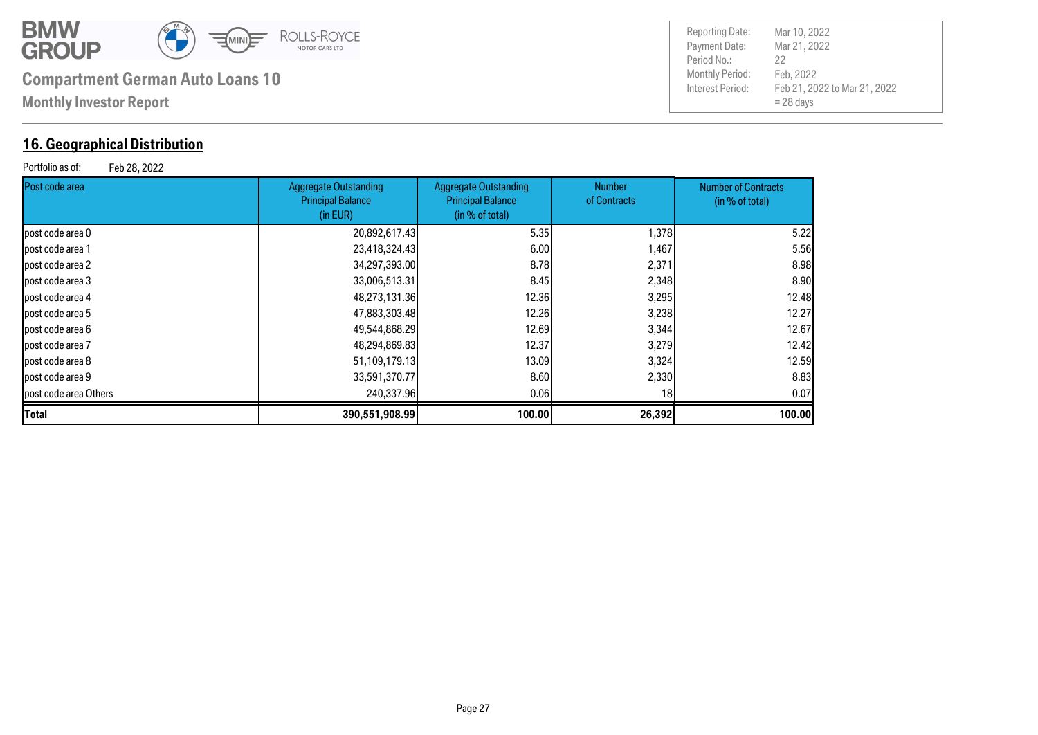## 16. Geographical Distribution

Portfolio as of: Feb 28, 2022

| Post code area | Aggregate Outstanding Principal Balance (in EUR) | Aggregate Outstanding Principal Balance (in % of total) | Number of Contracts | Number of Contracts (in % of total) |
|---|---|---|---|---|
| post code area 0 | 20,892,617.43 | 5.35 | 1,378 | 5.22 |
| post code area 1 | 23,418,324.43 | 6.00 | 1,467 | 5.56 |
| post code area 2 | 34,297,393.00 | 8.78 | 2,371 | 8.98 |
| post code area 3 | 33,006,513.31 | 8.45 | 2,348 | 8.90 |
| post code area 4 | 48,273,131.36 | 12.36 | 3,295 | 12.48 |
| post code area 5 | 47,883,303.48 | 12.26 | 3,238 | 12.27 |
| post code area 6 | 49,544,868.29 | 12.69 | 3,344 | 12.67 |
| post code area 7 | 48,294,869.83 | 12.37 | 3,279 | 12.42 |
| post code area 8 | 51,109,179.13 | 13.09 | 3,324 | 12.59 |
| post code area 9 | 33,591,370.77 | 8.60 | 2,330 | 8.83 |
| post code area Others | 240,337.96 | 0.06 | 18 | 0.07 |
| **Total** | **390,551,908.99** | **100.00** | **26,392** | **100.00** |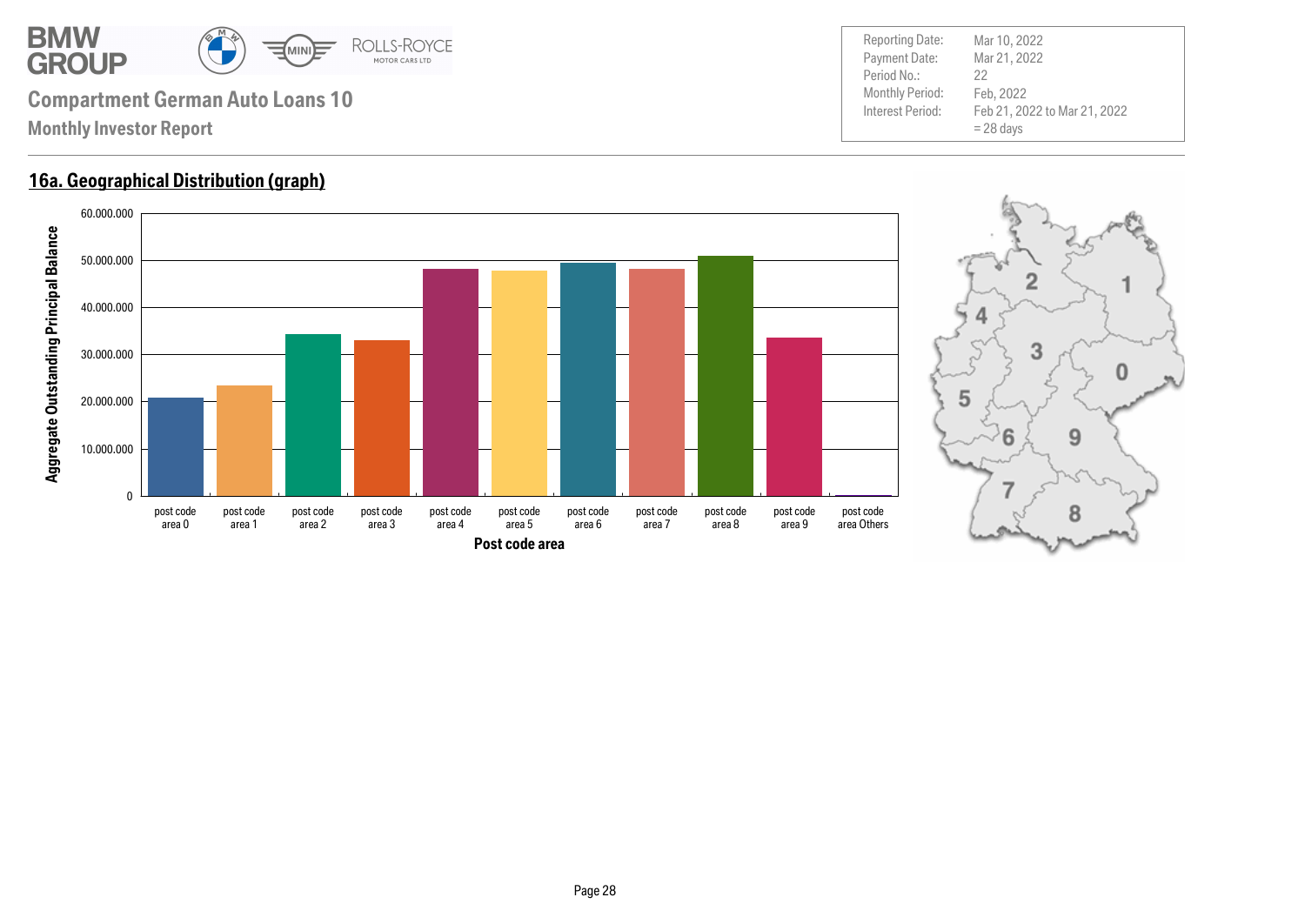**Compartment German Auto Loans 10**

**Monthly Investor Report**

| | |
|---|---|
| Reporting Date: | Mar 10, 2022 |
| Payment Date: | Mar 21, 2022 |
| Period No.: | 22 |
| Monthly Period: | Feb, 2022 |
| Interest Period: | Feb 21, 2022 to Mar 21, 2022 = 28 days |

## 16a. Geographical Distribution (graph)

Aggregate Outstanding Principal Balance

60.000.000
50.000.000
40.000.000
30.000.000
20.000.000
10.000.000
0

post code area 0, post code area 1, post code area 2, post code area 3, post code area 4, post code area 5, post code area 6, post code area 7, post code area 8, post code area 9, post code area Others

Post code area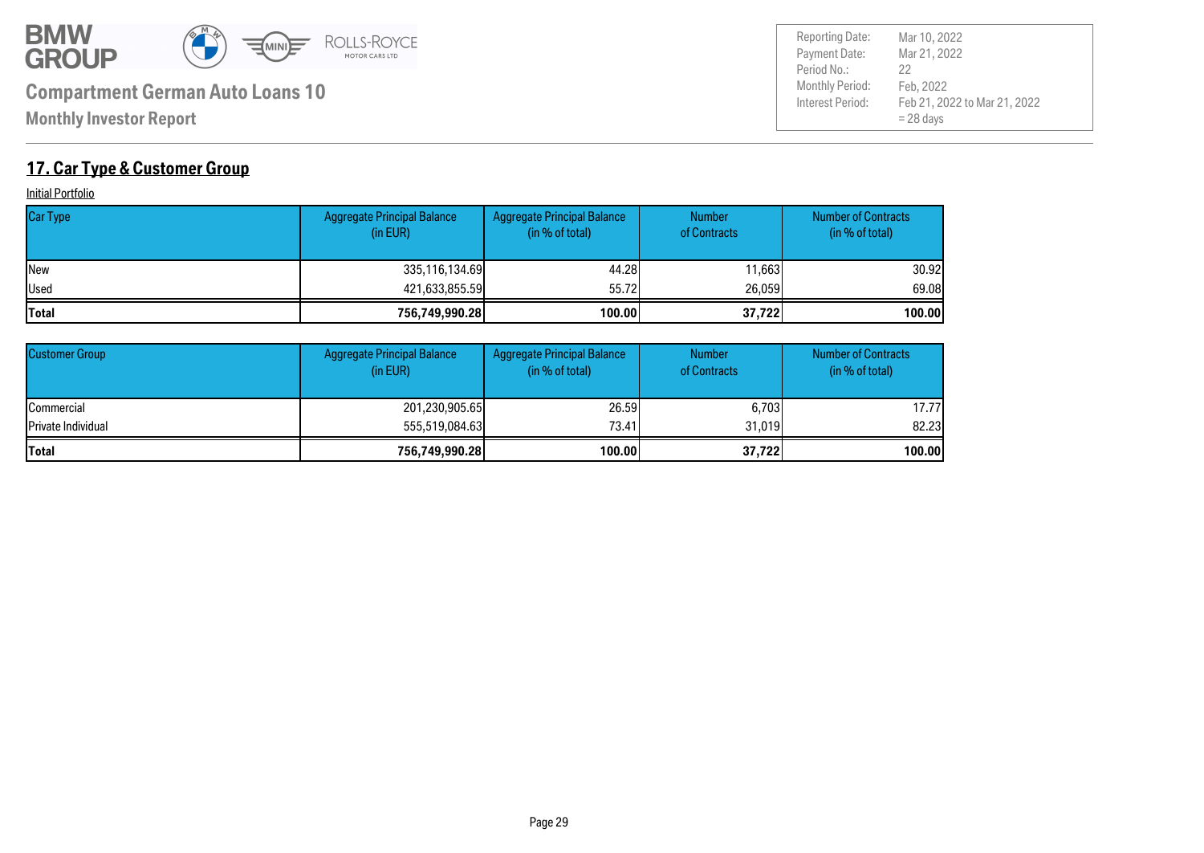## 17. Car Type & Customer Group

Initial Portfolio

| Car Type | Aggregate Principal Balance (in EUR) | Aggregate Principal Balance (in % of total) | Number of Contracts | Number of Contracts (in % of total) |
|---|---|---|---|---|
| New | 335,116,134.69 | 44.28 | 11,663 | 30.92 |
| Used | 421,633,855.59 | 55.72 | 26,059 | 69.08 |
| **Total** | **756,749,990.28** | **100.00** | **37,722** | **100.00** |

| Customer Group | Aggregate Principal Balance (in EUR) | Aggregate Principal Balance (in % of total) | Number of Contracts | Number of Contracts (in % of total) |
|---|---|---|---|---|
| Commercial | 201,230,905.65 | 26.59 | 6,703 | 17.77 |
| Private Individual | 555,519,084.63 | 73.41 | 31,019 | 82.23 |
| **Total** | **756,749,990.28** | **100.00** | **37,722** | **100.00** |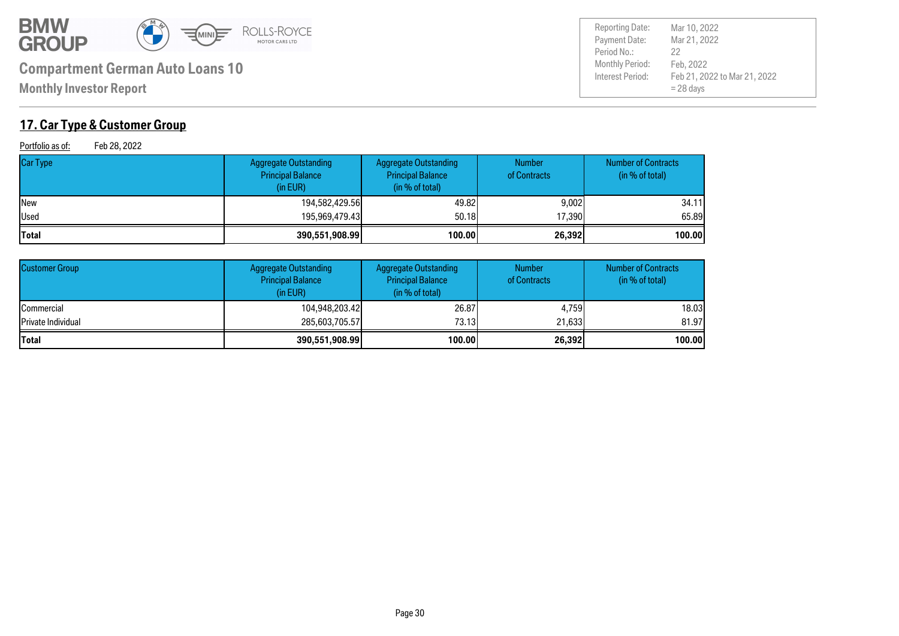## 17. Car Type & Customer Group

Portfolio as of: Feb 28, 2022

| Car Type | Aggregate Outstanding Principal Balance (in EUR) | Aggregate Outstanding Principal Balance (in % of total) | Number of Contracts | Number of Contracts (in % of total) |
|---|---|---|---|---|
| New | 194,582,429.56 | 49.82 | 9,002 | 34.11 |
| Used | 195,969,479.43 | 50.18 | 17,390 | 65.89 |
| **Total** | **390,551,908.99** | **100.00** | **26,392** | **100.00** |

| Customer Group | Aggregate Outstanding Principal Balance (in EUR) | Aggregate Outstanding Principal Balance (in % of total) | Number of Contracts | Number of Contracts (in % of total) |
|---|---|---|---|---|
| Commercial | 104,948,203.42 | 26.87 | 4,759 | 18.03 |
| Private Individual | 285,603,705.57 | 73.13 | 21,633 | 81.97 |
| **Total** | **390,551,908.99** | **100.00** | **26,392** | **100.00** |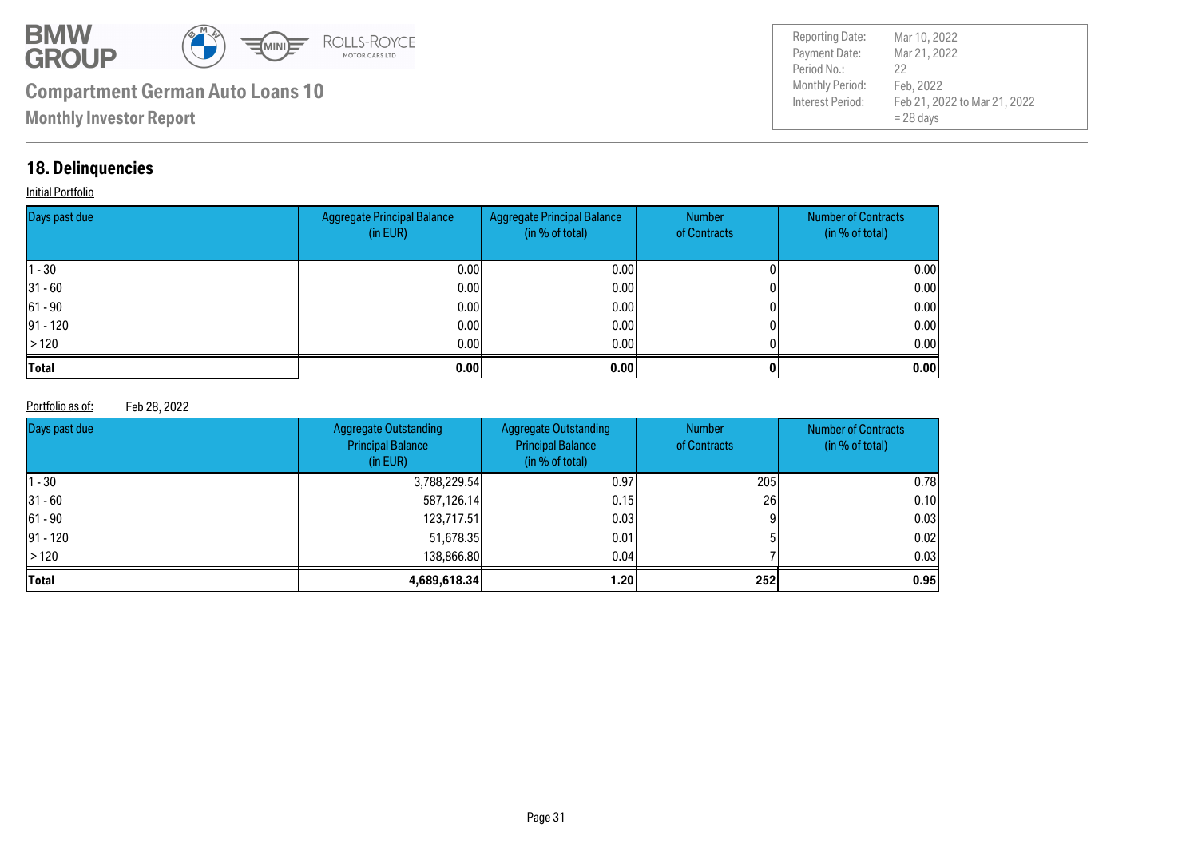**Compartment German Auto Loans 10**

**Monthly Investor Report**

| | |
|---|---|
| Reporting Date: | Mar 10, 2022 |
| Payment Date: | Mar 21, 2022 |
| Period No.: | 22 |
| Monthly Period: | Feb, 2022 |
| Interest Period: | Feb 21, 2022 to Mar 21, 2022 = 28 days |

## 18. Delinquencies

Initial Portfolio

| Days past due | Aggregate Principal Balance (in EUR) | Aggregate Principal Balance (in % of total) | Number of Contracts | Number of Contracts (in % of total) |
|---|---|---|---|---|
| 1 - 30 | 0.00 | 0.00 | 0 | 0.00 |
| 31 - 60 | 0.00 | 0.00 | 0 | 0.00 |
| 61 - 90 | 0.00 | 0.00 | 0 | 0.00 |
| 91 - 120 | 0.00 | 0.00 | 0 | 0.00 |
| > 120 | 0.00 | 0.00 | 0 | 0.00 |
| **Total** | **0.00** | **0.00** | **0** | **0.00** |

Portfolio as of: Feb 28, 2022

| Days past due | Aggregate Outstanding Principal Balance (in EUR) | Aggregate Outstanding Principal Balance (in % of total) | Number of Contracts | Number of Contracts (in % of total) |
|---|---|---|---|---|
| 1 - 30 | 3,788,229.54 | 0.97 | 205 | 0.78 |
| 31 - 60 | 587,126.14 | 0.15 | 26 | 0.10 |
| 61 - 90 | 123,717.51 | 0.03 | 9 | 0.03 |
| 91 - 120 | 51,678.35 | 0.01 | 5 | 0.02 |
| > 120 | 138,866.80 | 0.04 | 7 | 0.03 |
| **Total** | **4,689,618.34** | **1.20** | **252** | **0.95** |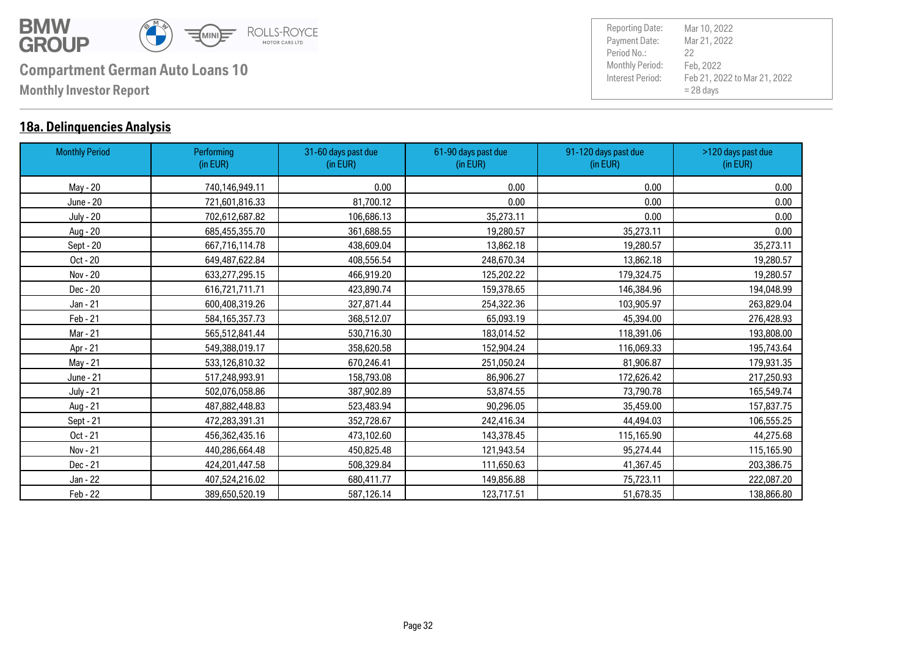**Compartment German Auto Loans 10**

**Monthly Investor Report**

| | |
|---|---|
| Reporting Date: | Mar 10, 2022 |
| Payment Date: | Mar 21, 2022 |
| Period No.: | 22 |
| Monthly Period: | Feb, 2022 |
| Interest Period: | Feb 21, 2022 to Mar 21, 2022 = 28 days |

## 18a. Delinquencies Analysis

| Monthly Period | Performing (in EUR) | 31-60 days past due (in EUR) | 61-90 days past due (in EUR) | 91-120 days past due (in EUR) | >120 days past due (in EUR) |
|---|---|---|---|---|---|
| May - 20 | 740,146,949.11 | 0.00 | 0.00 | 0.00 | 0.00 |
| June - 20 | 721,601,816.33 | 81,700.12 | 0.00 | 0.00 | 0.00 |
| July - 20 | 702,612,687.82 | 106,686.13 | 35,273.11 | 0.00 | 0.00 |
| Aug - 20 | 685,455,355.70 | 361,688.55 | 19,280.57 | 35,273.11 | 0.00 |
| Sept - 20 | 667,716,114.78 | 438,609.04 | 13,862.18 | 19,280.57 | 35,273.11 |
| Oct - 20 | 649,487,622.84 | 408,556.54 | 248,670.34 | 13,862.18 | 19,280.57 |
| Nov - 20 | 633,277,295.15 | 466,919.20 | 125,202.22 | 179,324.75 | 19,280.57 |
| Dec - 20 | 616,721,711.71 | 423,890.74 | 159,378.65 | 146,384.96 | 194,048.99 |
| Jan - 21 | 600,408,319.26 | 327,871.44 | 254,322.36 | 103,905.97 | 263,829.04 |
| Feb - 21 | 584,165,357.73 | 368,512.07 | 65,093.19 | 45,394.00 | 276,428.93 |
| Mar - 21 | 565,512,841.44 | 530,716.30 | 183,014.52 | 118,391.06 | 193,808.00 |
| Apr - 21 | 549,388,019.17 | 358,620.58 | 152,904.24 | 116,069.33 | 195,743.64 |
| May - 21 | 533,126,810.32 | 670,246.41 | 251,050.24 | 81,906.87 | 179,931.35 |
| June - 21 | 517,248,993.91 | 158,793.08 | 86,906.27 | 172,626.42 | 217,250.93 |
| July - 21 | 502,076,058.86 | 387,902.89 | 53,874.55 | 73,790.78 | 165,549.74 |
| Aug - 21 | 487,882,448.83 | 523,483.94 | 90,296.05 | 35,459.00 | 157,837.75 |
| Sept - 21 | 472,283,391.31 | 352,728.67 | 242,416.34 | 44,494.03 | 106,555.25 |
| Oct - 21 | 456,362,435.16 | 473,102.60 | 143,378.45 | 115,165.90 | 44,275.68 |
| Nov - 21 | 440,286,664.48 | 450,825.48 | 121,943.54 | 95,274.44 | 115,165.90 |
| Dec - 21 | 424,201,447.58 | 508,329.84 | 111,650.63 | 41,367.45 | 203,386.75 |
| Jan - 22 | 407,524,216.02 | 680,411.77 | 149,856.88 | 75,723.11 | 222,087.20 |
| Feb - 22 | 389,650,520.19 | 587,126.14 | 123,717.51 | 51,678.35 | 138,866.80 |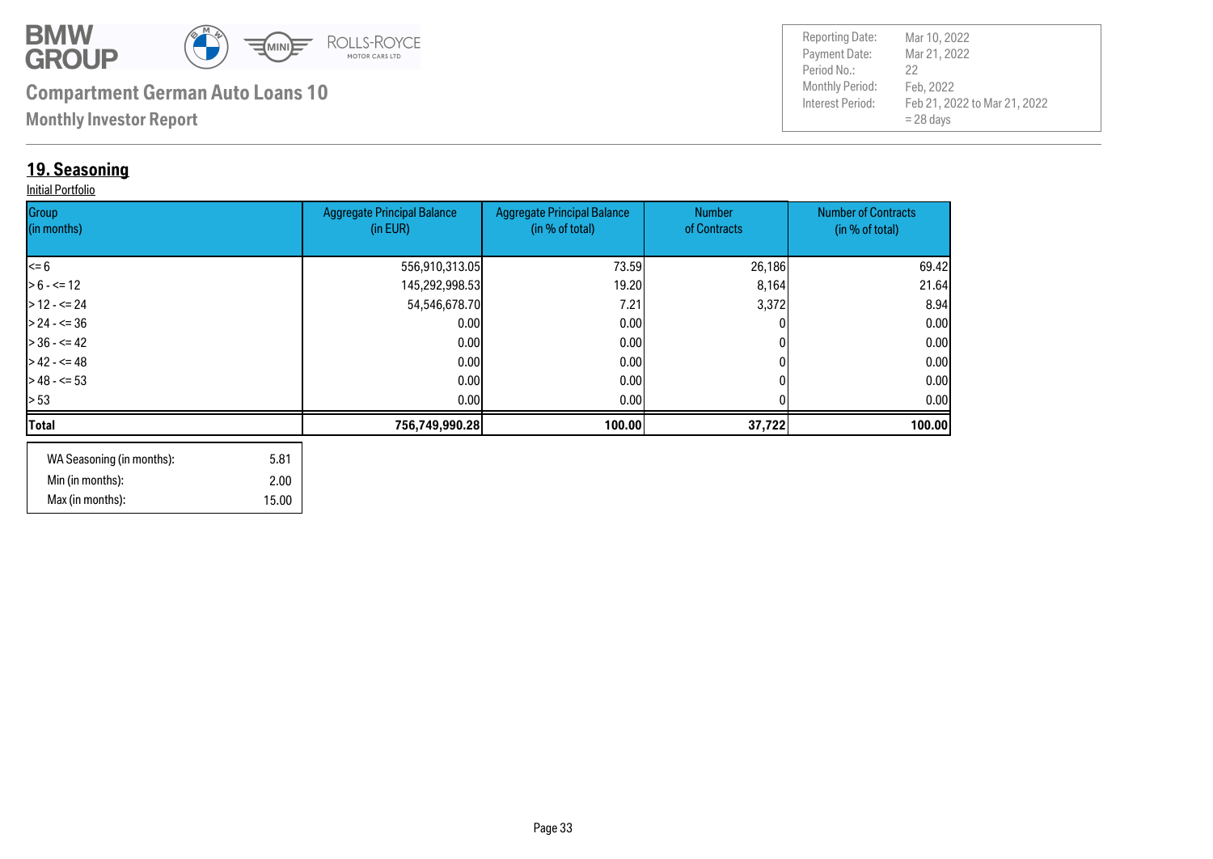**Compartment German Auto Loans 10**

**Monthly Investor Report**

| | |
|---|---|
| Reporting Date: | Mar 10, 2022 |
| Payment Date: | Mar 21, 2022 |
| Period No.: | 22 |
| Monthly Period: | Feb, 2022 |
| Interest Period: | Feb 21, 2022 to Mar 21, 2022 = 28 days |

## 19. Seasoning

Initial Portfolio

| Group (in months) | Aggregate Principal Balance (in EUR) | Aggregate Principal Balance (in % of total) | Number of Contracts | Number of Contracts (in % of total) |
|---|---|---|---|---|
| <= 6 | 556,910,313.05 | 73.59 | 26,186 | 69.42 |
| > 6 - <= 12 | 145,292,998.53 | 19.20 | 8,164 | 21.64 |
| > 12 - <= 24 | 54,546,678.70 | 7.21 | 3,372 | 8.94 |
| > 24 - <= 36 | 0.00 | 0.00 | 0 | 0.00 |
| > 36 - <= 42 | 0.00 | 0.00 | 0 | 0.00 |
| > 42 - <= 48 | 0.00 | 0.00 | 0 | 0.00 |
| > 48 - <= 53 | 0.00 | 0.00 | 0 | 0.00 |
| > 53 | 0.00 | 0.00 | 0 | 0.00 |
| **Total** | **756,749,990.28** | **100.00** | **37,722** | **100.00** |

| | |
|---|---|
| WA Seasoning (in months): | 5.81 |
| Min (in months): | 2.00 |
| Max (in months): | 15.00 |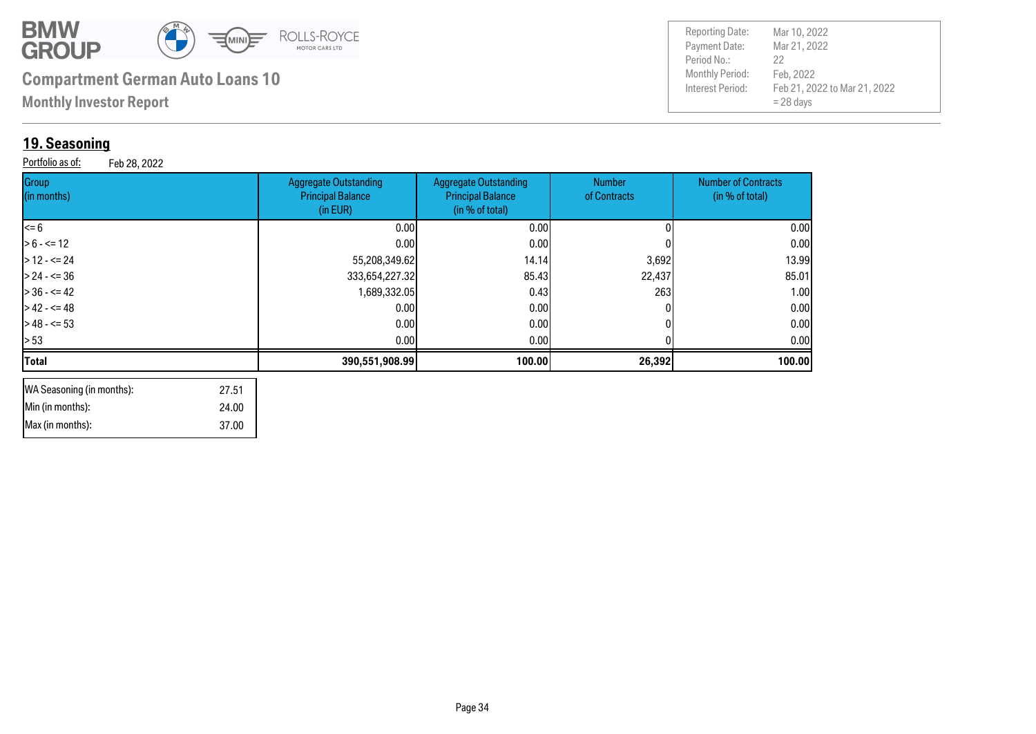**Compartment German Auto Loans 10**

**Monthly Investor Report**

| | |
|---|---|
| Reporting Date: | Mar 10, 2022 |
| Payment Date: | Mar 21, 2022 |
| Period No.: | 22 |
| Monthly Period: | Feb, 2022 |
| Interest Period: | Feb 21, 2022 to Mar 21, 2022 = 28 days |

## 19. Seasoning

Portfolio as of: Feb 28, 2022

| Group (in months) | Aggregate Outstanding Principal Balance (in EUR) | Aggregate Outstanding Principal Balance (in % of total) | Number of Contracts | Number of Contracts (in % of total) |
|---|---|---|---|---|
| <= 6 | 0.00 | 0.00 | 0 | 0.00 |
| > 6 - <= 12 | 0.00 | 0.00 | 0 | 0.00 |
| > 12 - <= 24 | 55,208,349.62 | 14.14 | 3,692 | 13.99 |
| > 24 - <= 36 | 333,654,227.32 | 85.43 | 22,437 | 85.01 |
| > 36 - <= 42 | 1,689,332.05 | 0.43 | 263 | 1.00 |
| > 42 - <= 48 | 0.00 | 0.00 | 0 | 0.00 |
| > 48 - <= 53 | 0.00 | 0.00 | 0 | 0.00 |
| > 53 | 0.00 | 0.00 | 0 | 0.00 |
| **Total** | **390,551,908.99** | **100.00** | **26,392** | **100.00** |

| | |
|---|---|
| WA Seasoning (in months): | 27.51 |
| Min (in months): | 24.00 |
| Max (in months): | 37.00 |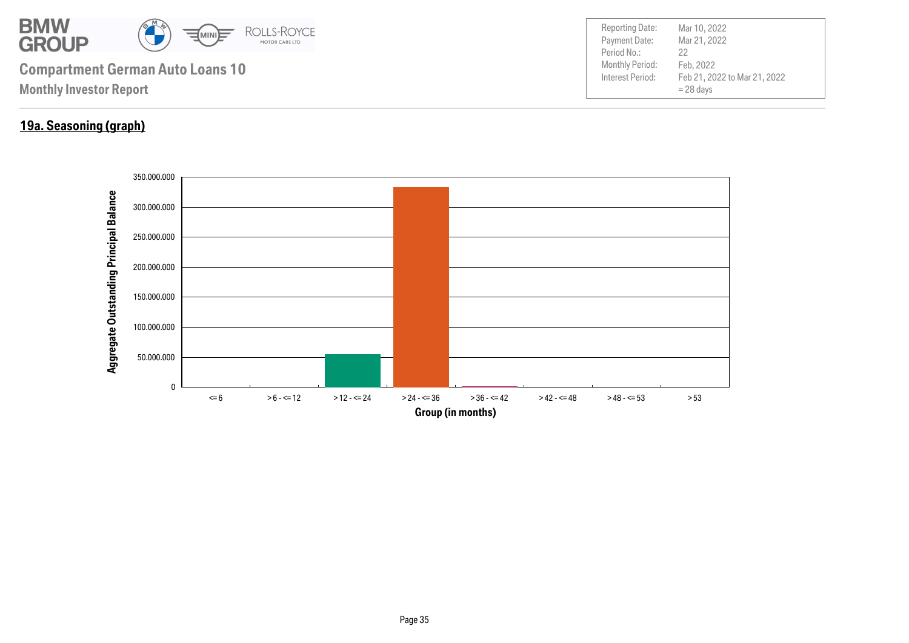**Compartment German Auto Loans 10**

**Monthly Investor Report**

| | |
|---|---|
| Reporting Date: | Mar 10, 2022 |
| Payment Date: | Mar 21, 2022 |
| Period No.: | 22 |
| Monthly Period: | Feb, 2022 |
| Interest Period: | Feb 21, 2022 to Mar 21, 2022 = 28 days |

## 19a. Seasoning (graph)

Aggregate Outstanding Principal Balance

350.000.000
300.000.000
250.000.000
200.000.000
150.000.000
100.000.000
50.000.000
0

<= 6 | > 6 - <= 12 | > 12 - <= 24 | > 24 - <= 36 | > 36 - <= 42 | > 42 - <= 48 | > 48 - <= 53 | > 53

Group (in months)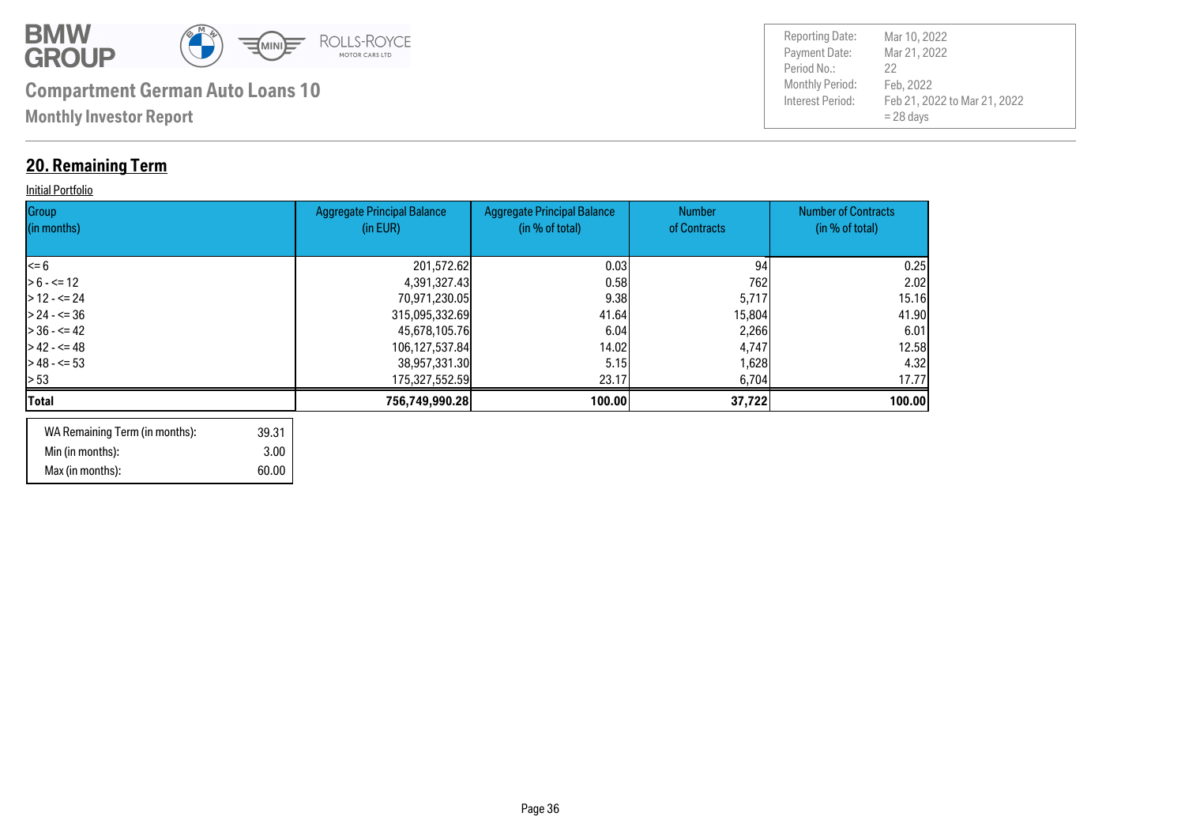# Compartment German Auto Loans 10

**Monthly Investor Report**

| | |
|---|---|
| Reporting Date: | Mar 10, 2022 |
| Payment Date: | Mar 21, 2022 |
| Period No.: | 22 |
| Monthly Period: | Feb, 2022 |
| Interest Period: | Feb 21, 2022 to Mar 21, 2022 = 28 days |

## 20. Remaining Term

Initial Portfolio

| Group (in months) | Aggregate Principal Balance (in EUR) | Aggregate Principal Balance (in % of total) | Number of Contracts | Number of Contracts (in % of total) |
|---|---|---|---|---|
| <= 6 | 201,572.62 | 0.03 | 94 | 0.25 |
| > 6 - <= 12 | 4,391,327.43 | 0.58 | 762 | 2.02 |
| > 12 - <= 24 | 70,971,230.05 | 9.38 | 5,717 | 15.16 |
| > 24 - <= 36 | 315,095,332.69 | 41.64 | 15,804 | 41.90 |
| > 36 - <= 42 | 45,678,105.76 | 6.04 | 2,266 | 6.01 |
| > 42 - <= 48 | 106,127,537.84 | 14.02 | 4,747 | 12.58 |
| > 48 - <= 53 | 38,957,331.30 | 5.15 | 1,628 | 4.32 |
| > 53 | 175,327,552.59 | 23.17 | 6,704 | 17.77 |
| **Total** | **756,749,990.28** | **100.00** | **37,722** | **100.00** |

| | |
|---|---|
| WA Remaining Term (in months): | 39.31 |
| Min (in months): | 3.00 |
| Max (in months): | 60.00 |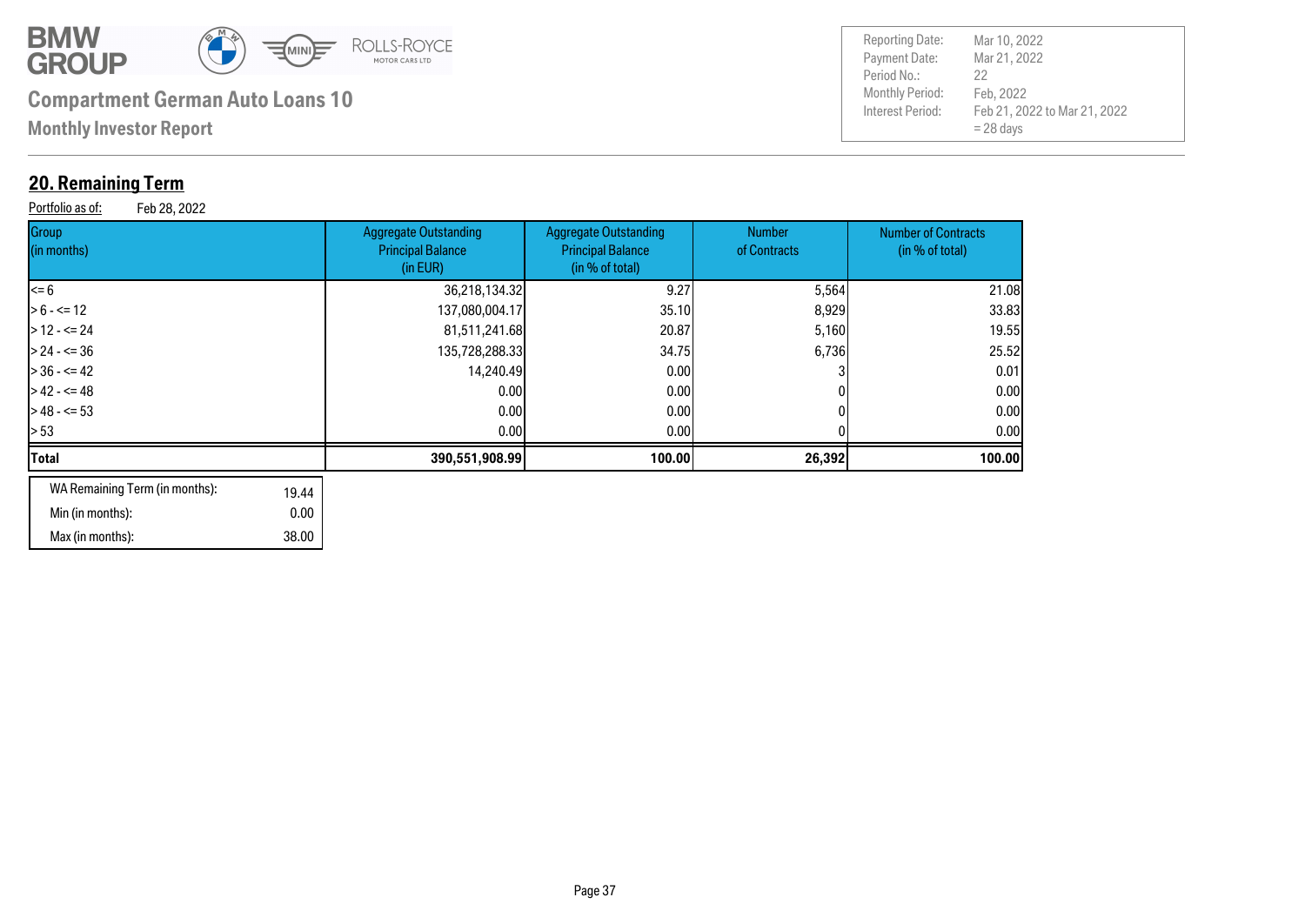**Compartment German Auto Loans 10**

**Monthly Investor Report**

| | |
|---|---|
| Reporting Date: | Mar 10, 2022 |
| Payment Date: | Mar 21, 2022 |
| Period No.: | 22 |
| Monthly Period: | Feb, 2022 |
| Interest Period: | Feb 21, 2022 to Mar 21, 2022 = 28 days |

## 20. Remaining Term

Portfolio as of: Feb 28, 2022

| Group (in months) | Aggregate Outstanding Principal Balance (in EUR) | Aggregate Outstanding Principal Balance (in % of total) | Number of Contracts | Number of Contracts (in % of total) |
|---|---|---|---|---|
| <= 6 | 36,218,134.32 | 9.27 | 5,564 | 21.08 |
| > 6 - <= 12 | 137,080,004.17 | 35.10 | 8,929 | 33.83 |
| > 12 - <= 24 | 81,511,241.68 | 20.87 | 5,160 | 19.55 |
| > 24 - <= 36 | 135,728,288.33 | 34.75 | 6,736 | 25.52 |
| > 36 - <= 42 | 14,240.49 | 0.00 | 3 | 0.01 |
| > 42 - <= 48 | 0.00 | 0.00 | 0 | 0.00 |
| > 48 - <= 53 | 0.00 | 0.00 | 0 | 0.00 |
| > 53 | 0.00 | 0.00 | 0 | 0.00 |
| **Total** | **390,551,908.99** | **100.00** | **26,392** | **100.00** |

| | |
|---|---|
| WA Remaining Term (in months): | 19.44 |
| Min (in months): | 0.00 |
| Max (in months): | 38.00 |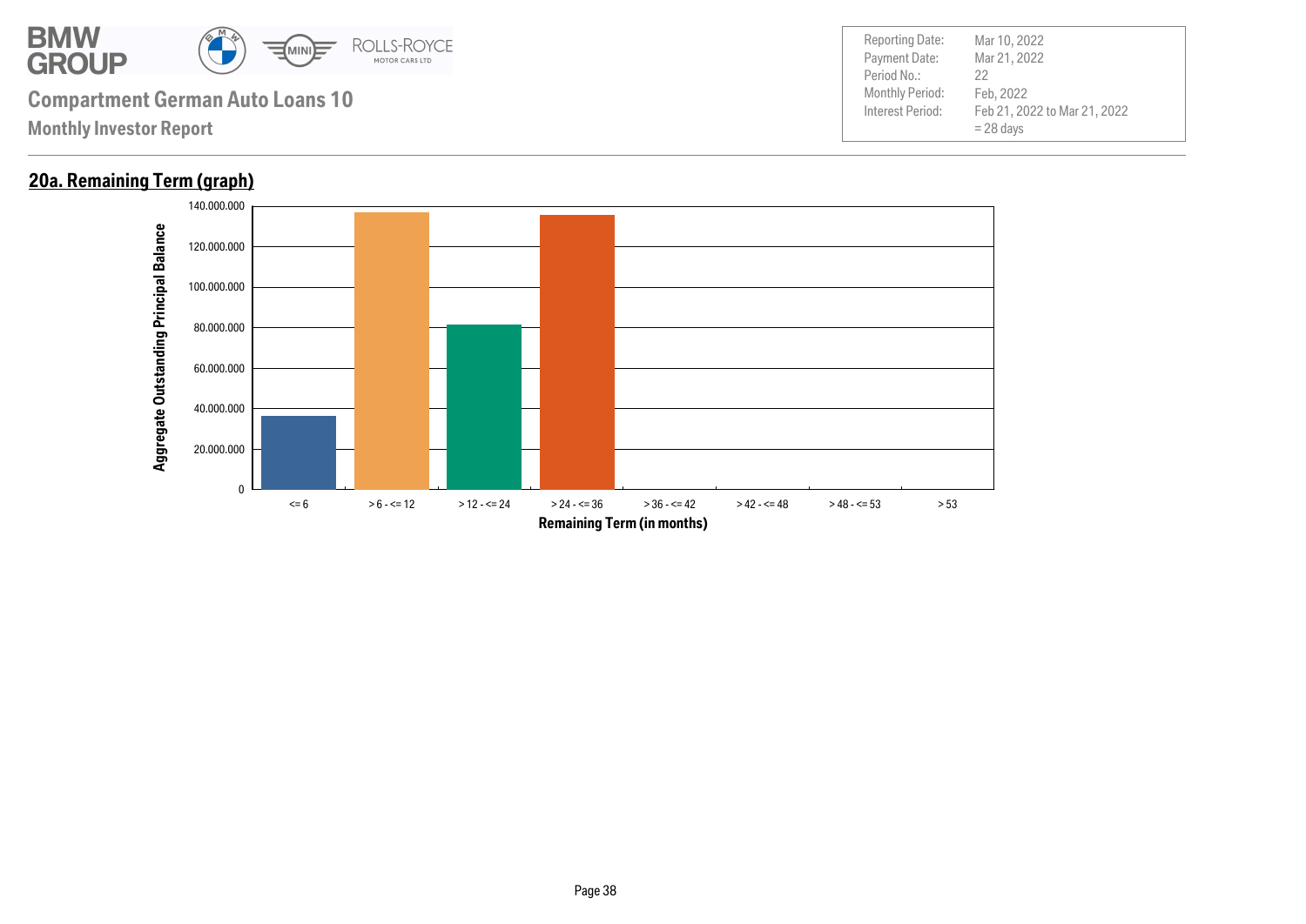**Compartment German Auto Loans 10**

**Monthly Investor Report**

| | |
|---|---|
| Reporting Date: | Mar 10, 2022 |
| Payment Date: | Mar 21, 2022 |
| Period No.: | 22 |
| Monthly Period: | Feb, 2022 |
| Interest Period: | Feb 21, 2022 to Mar 21, 2022 = 28 days |

## 20a. Remaining Term (graph)

Aggregate Outstanding Principal Balance

140.000.000
120.000.000
100.000.000
80.000.000
60.000.000
40.000.000
20.000.000
0

<= 6 | > 6 - <= 12 | > 12 - <= 24 | > 24 - <= 36 | > 36 - <= 42 | > 42 - <= 48 | > 48 - <= 53 | > 53

**Remaining Term (in months)**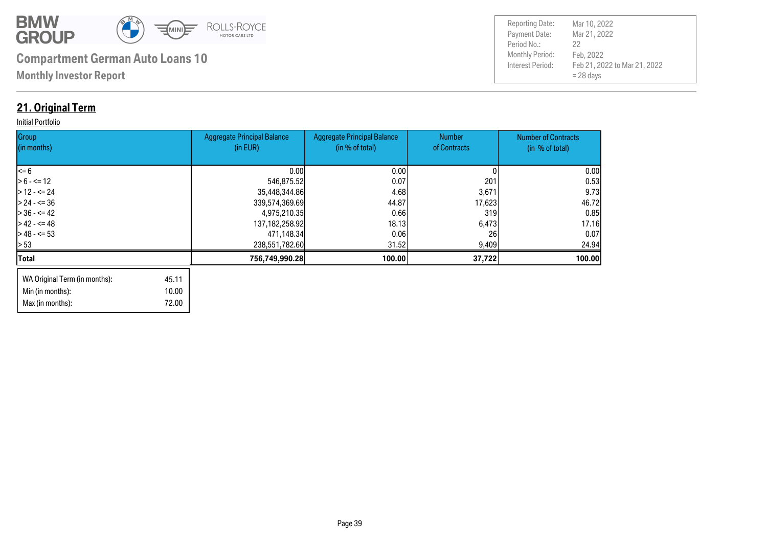**Compartment German Auto Loans 10**

**Monthly Investor Report**

| | |
|---|---|
| Reporting Date: | Mar 10, 2022 |
| Payment Date: | Mar 21, 2022 |
| Period No.: | 22 |
| Monthly Period: | Feb, 2022 |
| Interest Period: | Feb 21, 2022 to Mar 21, 2022 |
| | = 28 days |

## 21. Original Term

Initial Portfolio

| Group (in months) | Aggregate Principal Balance (in EUR) | Aggregate Principal Balance (in % of total) | Number of Contracts | Number of Contracts (in % of total) |
|---|---|---|---|---|
| <= 6 | 0.00 | 0.00 | 0 | 0.00 |
| > 6 - <= 12 | 546,875.52 | 0.07 | 201 | 0.53 |
| > 12 - <= 24 | 35,448,344.86 | 4.68 | 3,671 | 9.73 |
| > 24 - <= 36 | 339,574,369.69 | 44.87 | 17,623 | 46.72 |
| > 36 - <= 42 | 4,975,210.35 | 0.66 | 319 | 0.85 |
| > 42 - <= 48 | 137,182,258.92 | 18.13 | 6,473 | 17.16 |
| > 48 - <= 53 | 471,148.34 | 0.06 | 26 | 0.07 |
| > 53 | 238,551,782.60 | 31.52 | 9,409 | 24.94 |
| **Total** | **756,749,990.28** | **100.00** | **37,722** | **100.00** |

| | |
|---|---|
| WA Original Term (in months): | 45.11 |
| Min (in months): | 10.00 |
| Max (in months): | 72.00 |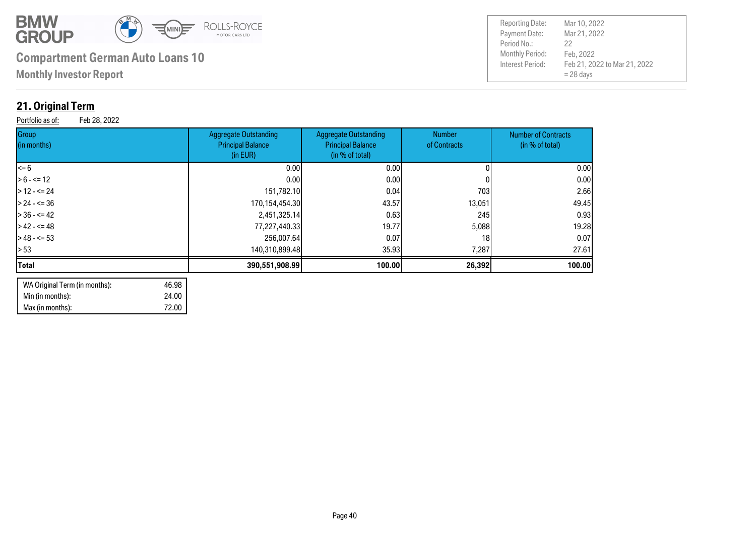**Compartment German Auto Loans 10**

**Monthly Investor Report**

| | |
|---|---|
| Reporting Date: | Mar 10, 2022 |
| Payment Date: | Mar 21, 2022 |
| Period No.: | 22 |
| Monthly Period: | Feb, 2022 |
| Interest Period: | Feb 21, 2022 to Mar 21, 2022 = 28 days |

## 21. Original Term

Portfolio as of: Feb 28, 2022

| Group (in months) | Aggregate Outstanding Principal Balance (in EUR) | Aggregate Outstanding Principal Balance (in % of total) | Number of Contracts | Number of Contracts (in % of total) |
|---|---|---|---|---|
| <= 6 | 0.00 | 0.00 | 0 | 0.00 |
| > 6 - <= 12 | 0.00 | 0.00 | 0 | 0.00 |
| > 12 - <= 24 | 151,782.10 | 0.04 | 703 | 2.66 |
| > 24 - <= 36 | 170,154,454.30 | 43.57 | 13,051 | 49.45 |
| > 36 - <= 42 | 2,451,325.14 | 0.63 | 245 | 0.93 |
| > 42 - <= 48 | 77,227,440.33 | 19.77 | 5,088 | 19.28 |
| > 48 - <= 53 | 256,007.64 | 0.07 | 18 | 0.07 |
| > 53 | 140,310,899.48 | 35.93 | 7,287 | 27.61 |
| **Total** | **390,551,908.99** | **100.00** | **26,392** | **100.00** |

| | |
|---|---|
| WA Original Term (in months): | 46.98 |
| Min (in months): | 24.00 |
| Max (in months): | 72.00 |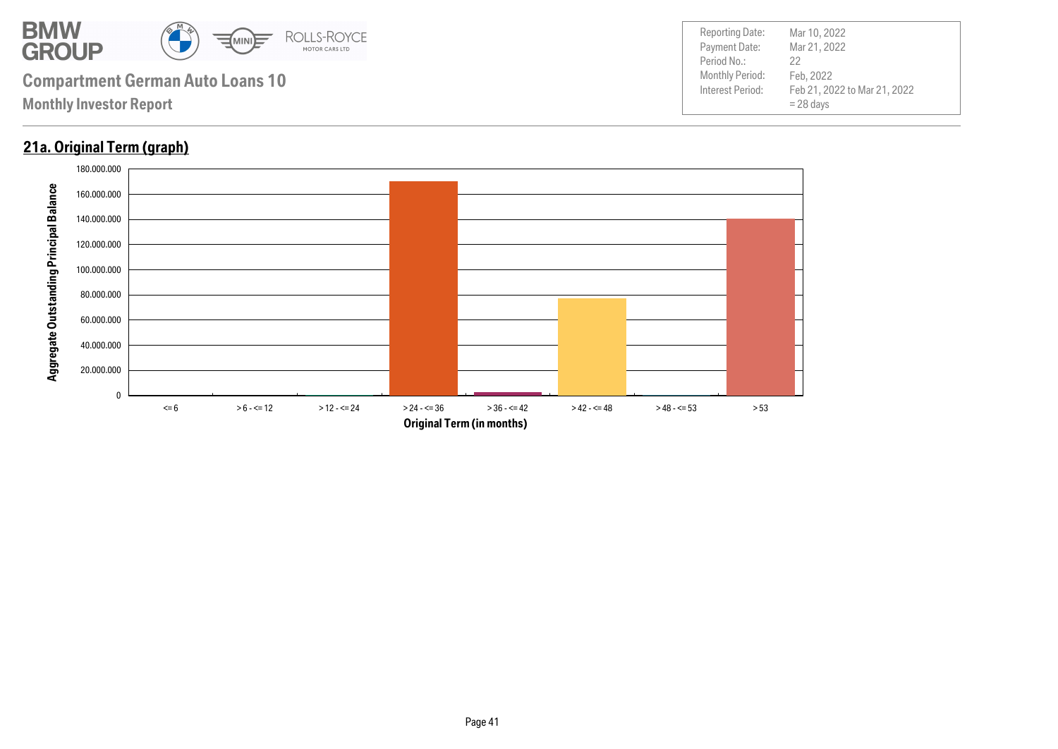**Compartment German Auto Loans 10**

**Monthly Investor Report**

| | |
|---|---|
| Reporting Date: | Mar 10, 2022 |
| Payment Date: | Mar 21, 2022 |
| Period No.: | 22 |
| Monthly Period: | Feb, 2022 |
| Interest Period: | Feb 21, 2022 to Mar 21, 2022 = 28 days |

## 21a. Original Term (graph)

Aggregate Outstanding Principal Balance

180.000.000
160.000.000
140.000.000
120.000.000
100.000.000
80.000.000
60.000.000
40.000.000
20.000.000
0

<= 6 | > 6 - <= 12 | > 12 - <= 24 | > 24 - <= 36 | > 36 - <= 42 | > 42 - <= 48 | > 48 - <= 53 | > 53

**Original Term (in months)**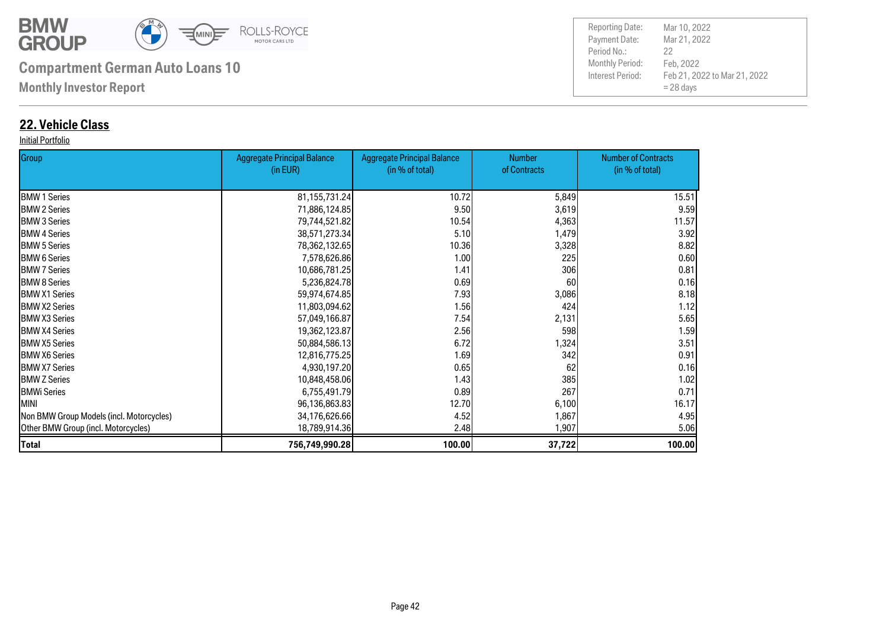**Compartment German Auto Loans 10**

**Monthly Investor Report**

| | |
|---|---|
| Reporting Date: | Mar 10, 2022 |
| Payment Date: | Mar 21, 2022 |
| Period No.: | 22 |
| Monthly Period: | Feb, 2022 |
| Interest Period: | Feb 21, 2022 to Mar 21, 2022 = 28 days |

## 22. Vehicle Class

Initial Portfolio

| Group | Aggregate Principal Balance (in EUR) | Aggregate Principal Balance (in % of total) | Number of Contracts | Number of Contracts (in % of total) |
|---|---|---|---|---|
| BMW 1 Series | 81,155,731.24 | 10.72 | 5,849 | 15.51 |
| BMW 2 Series | 71,886,124.85 | 9.50 | 3,619 | 9.59 |
| BMW 3 Series | 79,744,521.82 | 10.54 | 4,363 | 11.57 |
| BMW 4 Series | 38,571,273.34 | 5.10 | 1,479 | 3.92 |
| BMW 5 Series | 78,362,132.65 | 10.36 | 3,328 | 8.82 |
| BMW 6 Series | 7,578,626.86 | 1.00 | 225 | 0.60 |
| BMW 7 Series | 10,686,781.25 | 1.41 | 306 | 0.81 |
| BMW 8 Series | 5,236,824.78 | 0.69 | 60 | 0.16 |
| BMW X1 Series | 59,974,674.85 | 7.93 | 3,086 | 8.18 |
| BMW X2 Series | 11,803,094.62 | 1.56 | 424 | 1.12 |
| BMW X3 Series | 57,049,166.87 | 7.54 | 2,131 | 5.65 |
| BMW X4 Series | 19,362,123.87 | 2.56 | 598 | 1.59 |
| BMW X5 Series | 50,884,586.13 | 6.72 | 1,324 | 3.51 |
| BMW X6 Series | 12,816,775.25 | 1.69 | 342 | 0.91 |
| BMW X7 Series | 4,930,197.20 | 0.65 | 62 | 0.16 |
| BMW Z Series | 10,848,458.06 | 1.43 | 385 | 1.02 |
| BMWi Series | 6,755,491.79 | 0.89 | 267 | 0.71 |
| MINI | 96,136,863.83 | 12.70 | 6,100 | 16.17 |
| Non BMW Group Models (incl. Motorcycles) | 34,176,626.66 | 4.52 | 1,867 | 4.95 |
| Other BMW Group (incl. Motorcycles) | 18,789,914.36 | 2.48 | 1,907 | 5.06 |
| **Total** | **756,749,990.28** | **100.00** | **37,722** | **100.00** |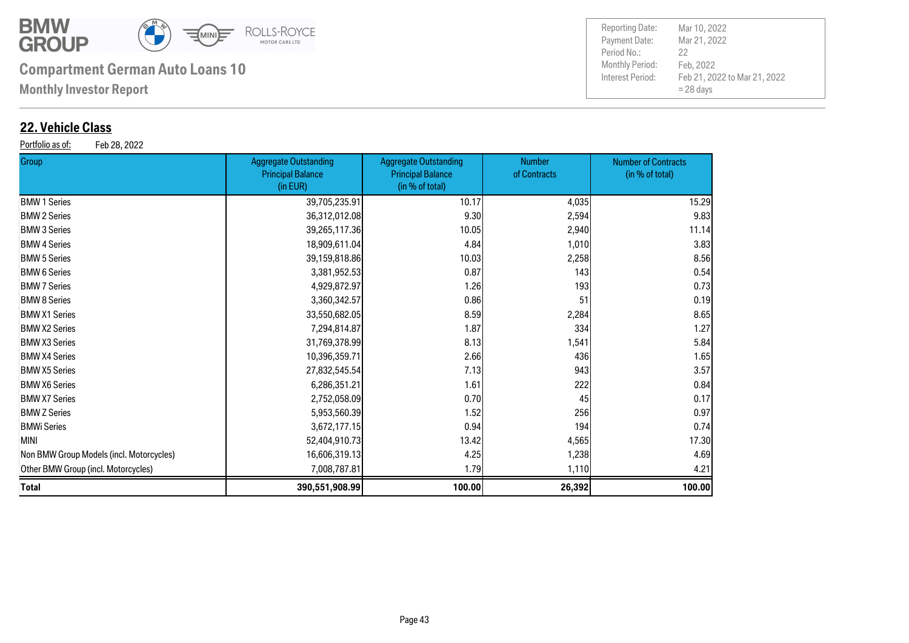# Compartment German Auto Loans 10

**Monthly Investor Report**

| | |
|---|---|
| Reporting Date: | Mar 10, 2022 |
| Payment Date: | Mar 21, 2022 |
| Period No.: | 22 |
| Monthly Period: | Feb, 2022 |
| Interest Period: | Feb 21, 2022 to Mar 21, 2022 = 28 days |

## 22. Vehicle Class

Portfolio as of: Feb 28, 2022

| Group | Aggregate Outstanding Principal Balance (in EUR) | Aggregate Outstanding Principal Balance (in % of total) | Number of Contracts | Number of Contracts (in % of total) |
|---|---|---|---|---|
| BMW 1 Series | 39,705,235.91 | 10.17 | 4,035 | 15.29 |
| BMW 2 Series | 36,312,012.08 | 9.30 | 2,594 | 9.83 |
| BMW 3 Series | 39,265,117.36 | 10.05 | 2,940 | 11.14 |
| BMW 4 Series | 18,909,611.04 | 4.84 | 1,010 | 3.83 |
| BMW 5 Series | 39,159,818.86 | 10.03 | 2,258 | 8.56 |
| BMW 6 Series | 3,381,952.53 | 0.87 | 143 | 0.54 |
| BMW 7 Series | 4,929,872.97 | 1.26 | 193 | 0.73 |
| BMW 8 Series | 3,360,342.57 | 0.86 | 51 | 0.19 |
| BMW X1 Series | 33,550,682.05 | 8.59 | 2,284 | 8.65 |
| BMW X2 Series | 7,294,814.87 | 1.87 | 334 | 1.27 |
| BMW X3 Series | 31,769,378.99 | 8.13 | 1,541 | 5.84 |
| BMW X4 Series | 10,396,359.71 | 2.66 | 436 | 1.65 |
| BMW X5 Series | 27,832,545.54 | 7.13 | 943 | 3.57 |
| BMW X6 Series | 6,286,351.21 | 1.61 | 222 | 0.84 |
| BMW X7 Series | 2,752,058.09 | 0.70 | 45 | 0.17 |
| BMW Z Series | 5,953,560.39 | 1.52 | 256 | 0.97 |
| BMWi Series | 3,672,177.15 | 0.94 | 194 | 0.74 |
| MINI | 52,404,910.73 | 13.42 | 4,565 | 17.30 |
| Non BMW Group Models (incl. Motorcycles) | 16,606,319.13 | 4.25 | 1,238 | 4.69 |
| Other BMW Group (incl. Motorcycles) | 7,008,787.81 | 1.79 | 1,110 | 4.21 |
| **Total** | **390,551,908.99** | **100.00** | **26,392** | **100.00** |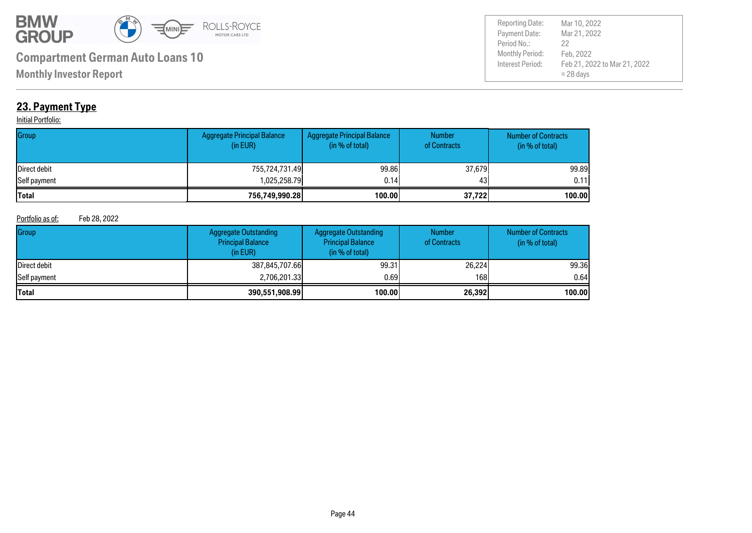# Compartment German Auto Loans 10

**Monthly Investor Report**

| | |
|---|---|
| Reporting Date: | Mar 10, 2022 |
| Payment Date: | Mar 21, 2022 |
| Period No.: | 22 |
| Monthly Period: | Feb, 2022 |
| Interest Period: | Feb 21, 2022 to Mar 21, 2022 = 28 days |

## 23. Payment Type

Initial Portfolio:

| Group | Aggregate Principal Balance (in EUR) | Aggregate Principal Balance (in % of total) | Number of Contracts | Number of Contracts (in % of total) |
|---|---|---|---|---|
| Direct debit | 755,724,731.49 | 99.86 | 37,679 | 99.89 |
| Self payment | 1,025,258.79 | 0.14 | 43 | 0.11 |
| **Total** | **756,749,990.28** | **100.00** | **37,722** | **100.00** |

Portfolio as of: Feb 28, 2022

| Group | Aggregate Outstanding Principal Balance (in EUR) | Aggregate Outstanding Principal Balance (in % of total) | Number of Contracts | Number of Contracts (in % of total) |
|---|---|---|---|---|
| Direct debit | 387,845,707.66 | 99.31 | 26,224 | 99.36 |
| Self payment | 2,706,201.33 | 0.69 | 168 | 0.64 |
| **Total** | **390,551,908.99** | **100.00** | **26,392** | **100.00** |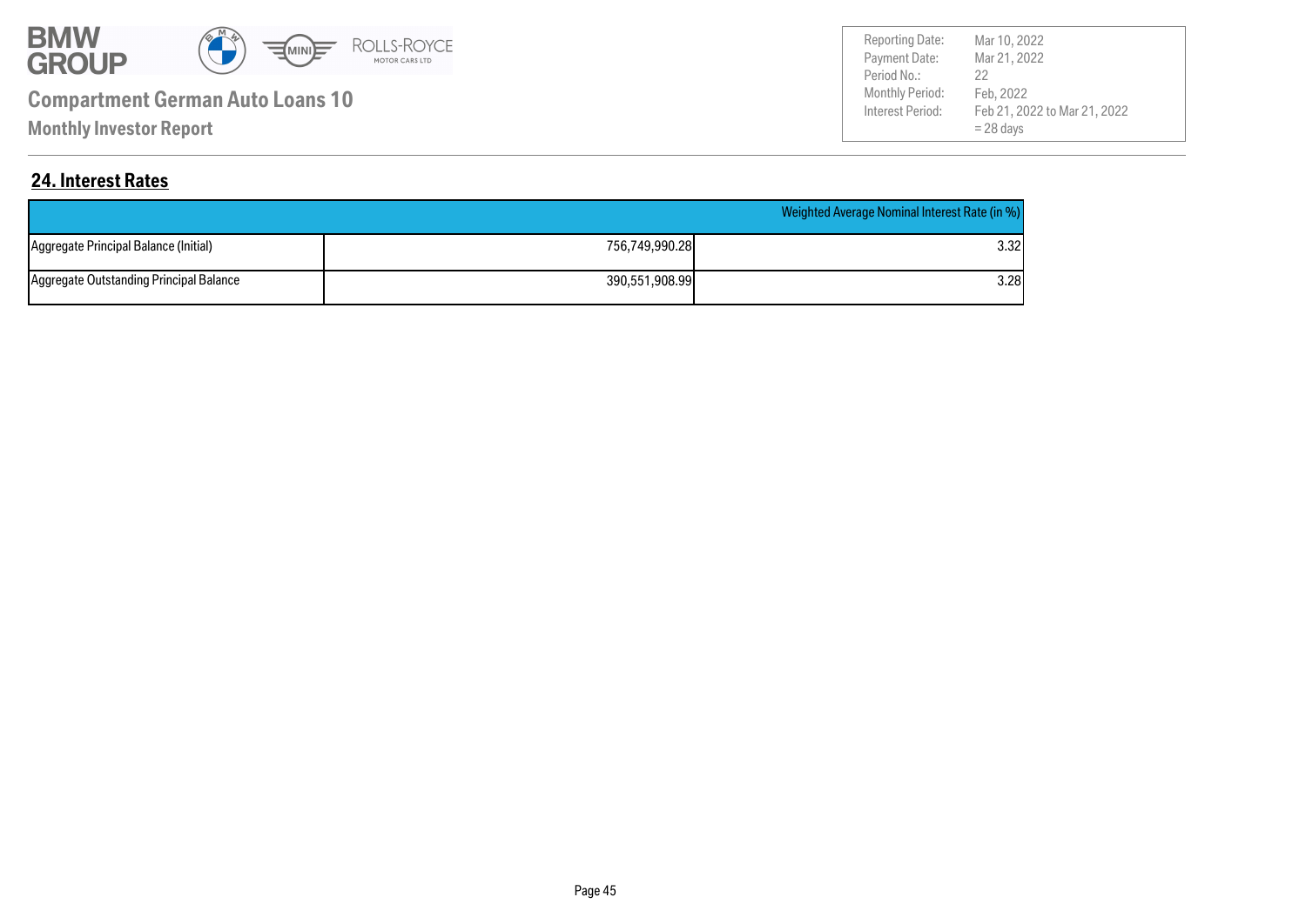## 24. Interest Rates

| | | Weighted Average Nominal Interest Rate (in %) |
|---|---|---|
| Aggregate Principal Balance (Initial) | 756,749,990.28 | 3.32 |
| Aggregate Outstanding Principal Balance | 390,551,908.99 | 3.28 |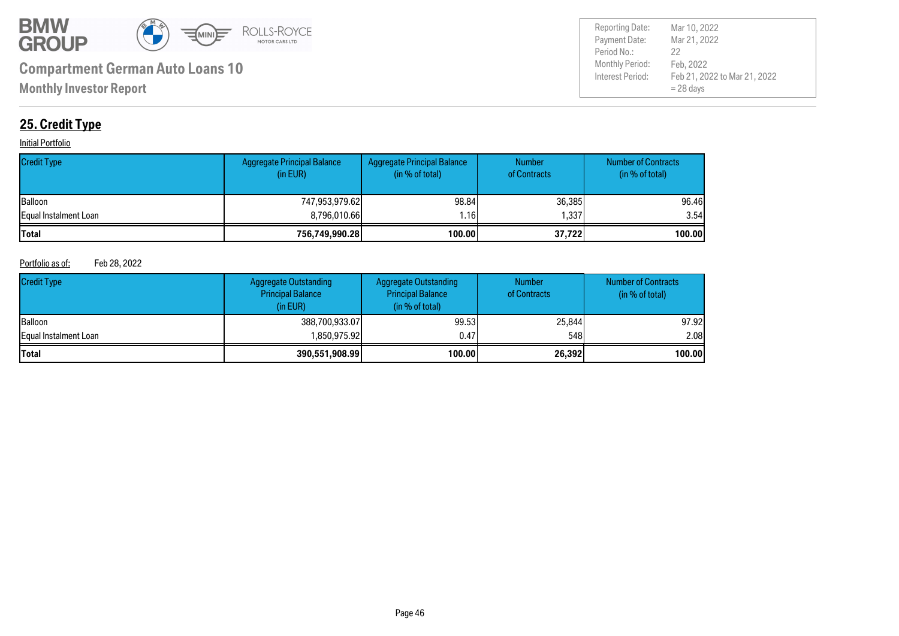# Compartment German Auto Loans 10

**Monthly Investor Report**

| | |
|---|---|
| Reporting Date: | Mar 10, 2022 |
| Payment Date: | Mar 21, 2022 |
| Period No.: | 22 |
| Monthly Period: | Feb, 2022 |
| Interest Period: | Feb 21, 2022 to Mar 21, 2022 = 28 days |

## 25. Credit Type

Initial Portfolio

| Credit Type | Aggregate Principal Balance (in EUR) | Aggregate Principal Balance (in % of total) | Number of Contracts | Number of Contracts (in % of total) |
|---|---|---|---|---|
| Balloon | 747,953,979.62 | 98.84 | 36,385 | 96.46 |
| Equal Instalment Loan | 8,796,010.66 | 1.16 | 1,337 | 3.54 |
| **Total** | **756,749,990.28** | **100.00** | **37,722** | **100.00** |

Portfolio as of: Feb 28, 2022

| Credit Type | Aggregate Outstanding Principal Balance (in EUR) | Aggregate Outstanding Principal Balance (in % of total) | Number of Contracts | Number of Contracts (in % of total) |
|---|---|---|---|---|
| Balloon | 388,700,933.07 | 99.53 | 25,844 | 97.92 |
| Equal Instalment Loan | 1,850,975.92 | 0.47 | 548 | 2.08 |
| **Total** | **390,551,908.99** | **100.00** | **26,392** | **100.00** |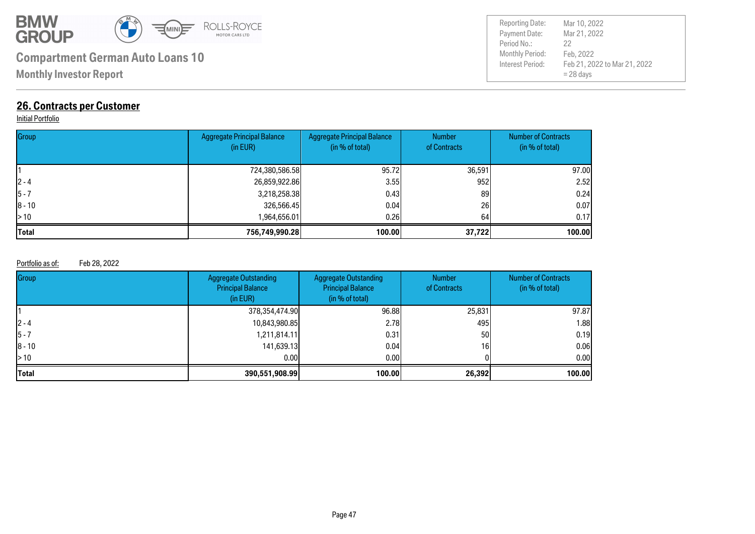# Compartment German Auto Loans 10

**Monthly Investor Report**

| | |
|---|---|
| Reporting Date: | Mar 10, 2022 |
| Payment Date: | Mar 21, 2022 |
| Period No.: | 22 |
| Monthly Period: | Feb, 2022 |
| Interest Period: | Feb 21, 2022 to Mar 21, 2022 = 28 days |

## 26. Contracts per Customer

Initial Portfolio

| Group | Aggregate Principal Balance (in EUR) | Aggregate Principal Balance (in % of total) | Number of Contracts | Number of Contracts (in % of total) |
|---|---|---|---|---|
| 1 | 724,380,586.58 | 95.72 | 36,591 | 97.00 |
| 2 - 4 | 26,859,922.86 | 3.55 | 952 | 2.52 |
| 5 - 7 | 3,218,258.38 | 0.43 | 89 | 0.24 |
| 8 - 10 | 326,566.45 | 0.04 | 26 | 0.07 |
| > 10 | 1,964,656.01 | 0.26 | 64 | 0.17 |
| **Total** | **756,749,990.28** | **100.00** | **37,722** | **100.00** |

Portfolio as of: Feb 28, 2022

| Group | Aggregate Outstanding Principal Balance (in EUR) | Aggregate Outstanding Principal Balance (in % of total) | Number of Contracts | Number of Contracts (in % of total) |
|---|---|---|---|---|
| 1 | 378,354,474.90 | 96.88 | 25,831 | 97.87 |
| 2 - 4 | 10,843,980.85 | 2.78 | 495 | 1.88 |
| 5 - 7 | 1,211,814.11 | 0.31 | 50 | 0.19 |
| 8 - 10 | 141,639.13 | 0.04 | 16 | 0.06 |
| > 10 | 0.00 | 0.00 | 0 | 0.00 |
| **Total** | **390,551,908.99** | **100.00** | **26,392** | **100.00** |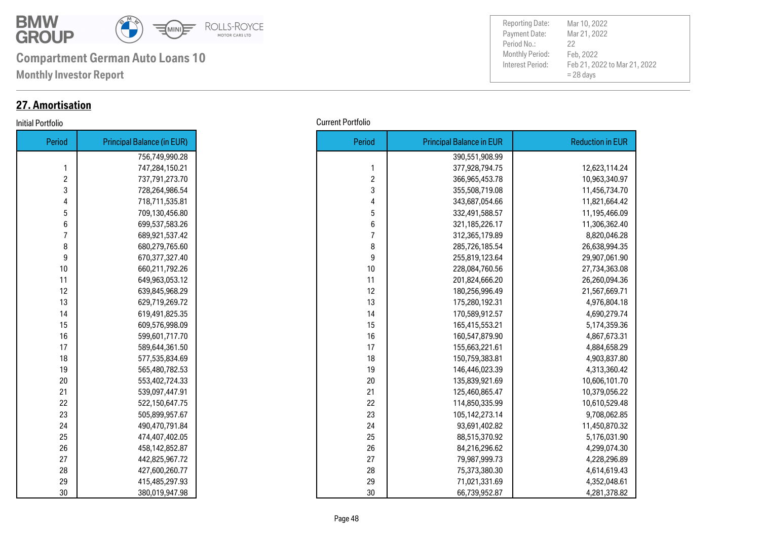# Compartment German Auto Loans 10

**Monthly Investor Report**

| | |
|---|---|
| Reporting Date: | Mar 10, 2022 |
| Payment Date: | Mar 21, 2022 |
| Period No.: | 22 |
| Monthly Period: | Feb, 2022 |
| Interest Period: | Feb 21, 2022 to Mar 21, 2022 = 28 days |

## 27. Amortisation

Initial Portfolio

| Period | Principal Balance (in EUR) |
|---|---|
| | 756,749,990.28 |
| 1 | 747,284,150.21 |
| 2 | 737,791,273.70 |
| 3 | 728,264,986.54 |
| 4 | 718,711,535.81 |
| 5 | 709,130,456.80 |
| 6 | 699,537,583.26 |
| 7 | 689,921,537.42 |
| 8 | 680,279,765.60 |
| 9 | 670,377,327.40 |
| 10 | 660,211,792.26 |
| 11 | 649,963,053.12 |
| 12 | 639,845,968.29 |
| 13 | 629,719,269.72 |
| 14 | 619,491,825.35 |
| 15 | 609,576,998.09 |
| 16 | 599,601,717.70 |
| 17 | 589,644,361.50 |
| 18 | 577,535,834.69 |
| 19 | 565,480,782.53 |
| 20 | 553,402,724.33 |
| 21 | 539,097,447.91 |
| 22 | 522,150,647.75 |
| 23 | 505,899,957.67 |
| 24 | 490,470,791.84 |
| 25 | 474,407,402.05 |
| 26 | 458,142,852.87 |
| 27 | 442,825,967.72 |
| 28 | 427,600,260.77 |
| 29 | 415,485,297.93 |
| 30 | 380,019,947.98 |

Current Portfolio

| Period | Principal Balance in EUR | Reduction in EUR |
|---|---|---|
| | 390,551,908.99 | |
| 1 | 377,928,794.75 | 12,623,114.24 |
| 2 | 366,965,453.78 | 10,963,340.97 |
| 3 | 355,508,719.08 | 11,456,734.70 |
| 4 | 343,687,054.66 | 11,821,664.42 |
| 5 | 332,491,588.57 | 11,195,466.09 |
| 6 | 321,185,226.17 | 11,306,362.40 |
| 7 | 312,365,179.89 | 8,820,046.28 |
| 8 | 285,726,185.54 | 26,638,994.35 |
| 9 | 255,819,123.64 | 29,907,061.90 |
| 10 | 228,084,760.56 | 27,734,363.08 |
| 11 | 201,824,666.20 | 26,260,094.36 |
| 12 | 180,256,996.49 | 21,567,669.71 |
| 13 | 175,280,192.31 | 4,976,804.18 |
| 14 | 170,589,912.57 | 4,690,279.74 |
| 15 | 165,415,553.21 | 5,174,359.36 |
| 16 | 160,547,879.90 | 4,867,673.31 |
| 17 | 155,663,221.61 | 4,884,658.29 |
| 18 | 150,759,383.81 | 4,903,837.80 |
| 19 | 146,446,023.39 | 4,313,360.42 |
| 20 | 135,839,921.69 | 10,606,101.70 |
| 21 | 125,460,865.47 | 10,379,056.22 |
| 22 | 114,850,335.99 | 10,610,529.48 |
| 23 | 105,142,273.14 | 9,708,062.85 |
| 24 | 93,691,402.82 | 11,450,870.32 |
| 25 | 88,515,370.92 | 5,176,031.90 |
| 26 | 84,216,296.62 | 4,299,074.30 |
| 27 | 79,987,999.73 | 4,228,296.89 |
| 28 | 75,373,380.30 | 4,614,619.43 |
| 29 | 71,021,331.69 | 4,352,048.61 |
| 30 | 66,739,952.87 | 4,281,378.82 |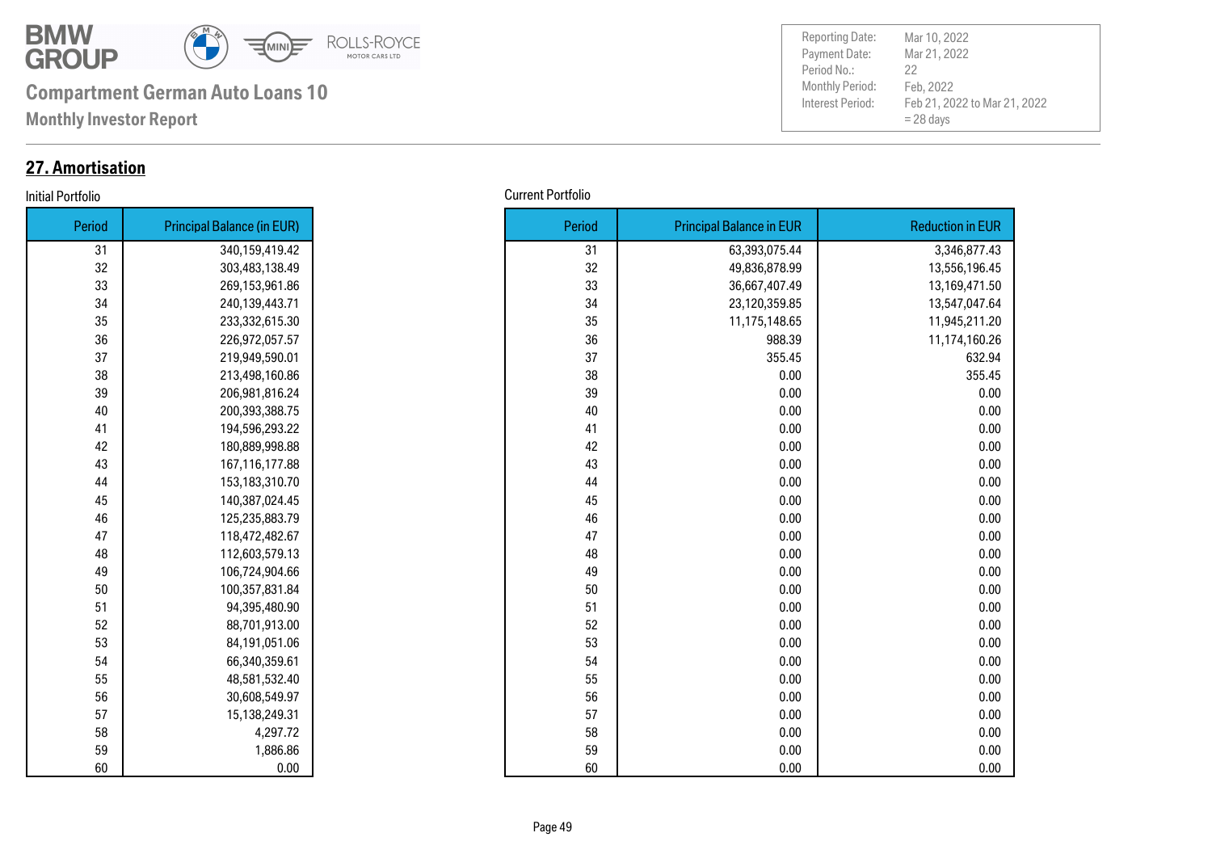**Compartment German Auto Loans 10**

**Monthly Investor Report**

| | |
|---|---|
| Reporting Date: | Mar 10, 2022 |
| Payment Date: | Mar 21, 2022 |
| Period No.: | 22 |
| Monthly Period: | Feb, 2022 |
| Interest Period: | Feb 21, 2022 to Mar 21, 2022 = 28 days |

## 27. Amortisation

Initial Portfolio

| Period | Principal Balance (in EUR) |
|---|---|
| 31 | 340,159,419.42 |
| 32 | 303,483,138.49 |
| 33 | 269,153,961.86 |
| 34 | 240,139,443.71 |
| 35 | 233,332,615.30 |
| 36 | 226,972,057.57 |
| 37 | 219,949,590.01 |
| 38 | 213,498,160.86 |
| 39 | 206,981,816.24 |
| 40 | 200,393,388.75 |
| 41 | 194,596,293.22 |
| 42 | 180,889,998.88 |
| 43 | 167,116,177.88 |
| 44 | 153,183,310.70 |
| 45 | 140,387,024.45 |
| 46 | 125,235,883.79 |
| 47 | 118,472,482.67 |
| 48 | 112,603,579.13 |
| 49 | 106,724,904.66 |
| 50 | 100,357,831.84 |
| 51 | 94,395,480.90 |
| 52 | 88,701,913.00 |
| 53 | 84,191,051.06 |
| 54 | 66,340,359.61 |
| 55 | 48,581,532.40 |
| 56 | 30,608,549.97 |
| 57 | 15,138,249.31 |
| 58 | 4,297.72 |
| 59 | 1,886.86 |
| 60 | 0.00 |

Current Portfolio

| Period | Principal Balance in EUR | Reduction in EUR |
|---|---|---|
| 31 | 63,393,075.44 | 3,346,877.43 |
| 32 | 49,836,878.99 | 13,556,196.45 |
| 33 | 36,667,407.49 | 13,169,471.50 |
| 34 | 23,120,359.85 | 13,547,047.64 |
| 35 | 11,175,148.65 | 11,945,211.20 |
| 36 | 988.39 | 11,174,160.26 |
| 37 | 355.45 | 632.94 |
| 38 | 0.00 | 355.45 |
| 39 | 0.00 | 0.00 |
| 40 | 0.00 | 0.00 |
| 41 | 0.00 | 0.00 |
| 42 | 0.00 | 0.00 |
| 43 | 0.00 | 0.00 |
| 44 | 0.00 | 0.00 |
| 45 | 0.00 | 0.00 |
| 46 | 0.00 | 0.00 |
| 47 | 0.00 | 0.00 |
| 48 | 0.00 | 0.00 |
| 49 | 0.00 | 0.00 |
| 50 | 0.00 | 0.00 |
| 51 | 0.00 | 0.00 |
| 52 | 0.00 | 0.00 |
| 53 | 0.00 | 0.00 |
| 54 | 0.00 | 0.00 |
| 55 | 0.00 | 0.00 |
| 56 | 0.00 | 0.00 |
| 57 | 0.00 | 0.00 |
| 58 | 0.00 | 0.00 |
| 59 | 0.00 | 0.00 |
| 60 | 0.00 | 0.00 |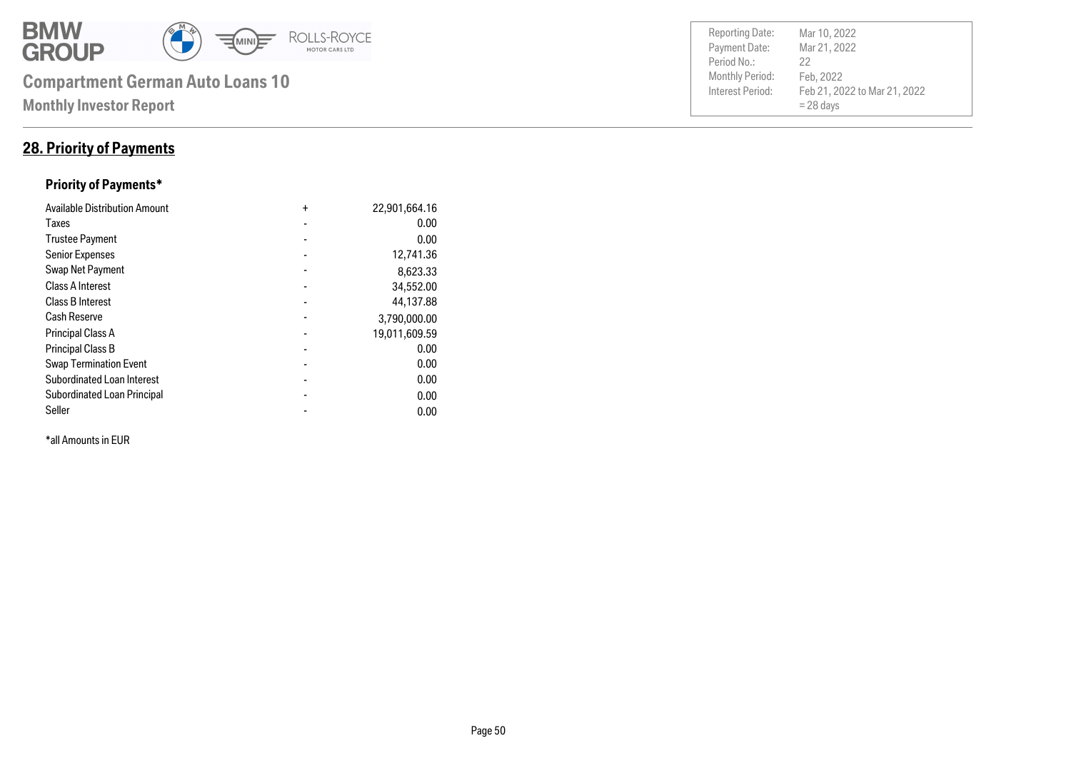# Compartment German Auto Loans 10

**Monthly Investor Report**

| | |
|---|---|
| Reporting Date: | Mar 10, 2022 |
| Payment Date: | Mar 21, 2022 |
| Period No.: | 22 |
| Monthly Period: | Feb, 2022 |
| Interest Period: | Feb 21, 2022 to Mar 21, 2022 = 28 days |

## 28. Priority of Payments

### Priority of Payments*

| | | |
|---|---|---|
| Available Distribution Amount | + | 22,901,664.16 |
| Taxes | - | 0.00 |
| Trustee Payment | - | 0.00 |
| Senior Expenses | - | 12,741.36 |
| Swap Net Payment | - | 8,623.33 |
| Class A Interest | - | 34,552.00 |
| Class B Interest | - | 44,137.88 |
| Cash Reserve | - | 3,790,000.00 |
| Principal Class A | - | 19,011,609.59 |
| Principal Class B | - | 0.00 |
| Swap Termination Event | - | 0.00 |
| Subordinated Loan Interest | - | 0.00 |
| Subordinated Loan Principal | - | 0.00 |
| Seller | - | 0.00 |

*all Amounts in EUR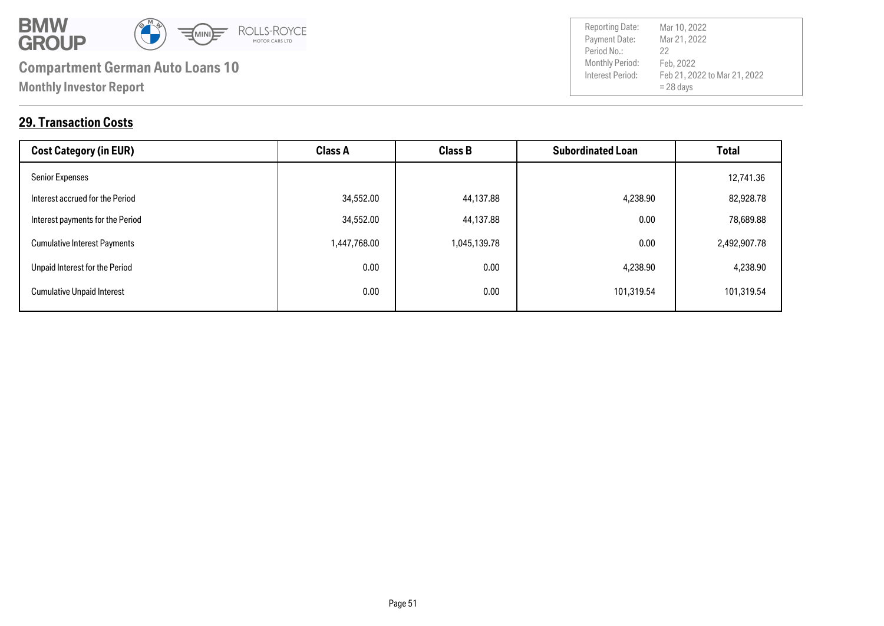# Compartment German Auto Loans 10

**Monthly Investor Report**

| | |
|---|---|
| Reporting Date: | Mar 10, 2022 |
| Payment Date: | Mar 21, 2022 |
| Period No.: | 22 |
| Monthly Period: | Feb, 2022 |
| Interest Period: | Feb 21, 2022 to Mar 21, 2022 = 28 days |

## 29. Transaction Costs

| Cost Category (in EUR) | Class A | Class B | Subordinated Loan | Total |
|---|---|---|---|---|
| Senior Expenses | | | | 12,741.36 |
| Interest accrued for the Period | 34,552.00 | 44,137.88 | 4,238.90 | 82,928.78 |
| Interest payments for the Period | 34,552.00 | 44,137.88 | 0.00 | 78,689.88 |
| Cumulative Interest Payments | 1,447,768.00 | 1,045,139.78 | 0.00 | 2,492,907.78 |
| Unpaid Interest for the Period | 0.00 | 0.00 | 4,238.90 | 4,238.90 |
| Cumulative Unpaid Interest | 0.00 | 0.00 | 101,319.54 | 101,319.54 |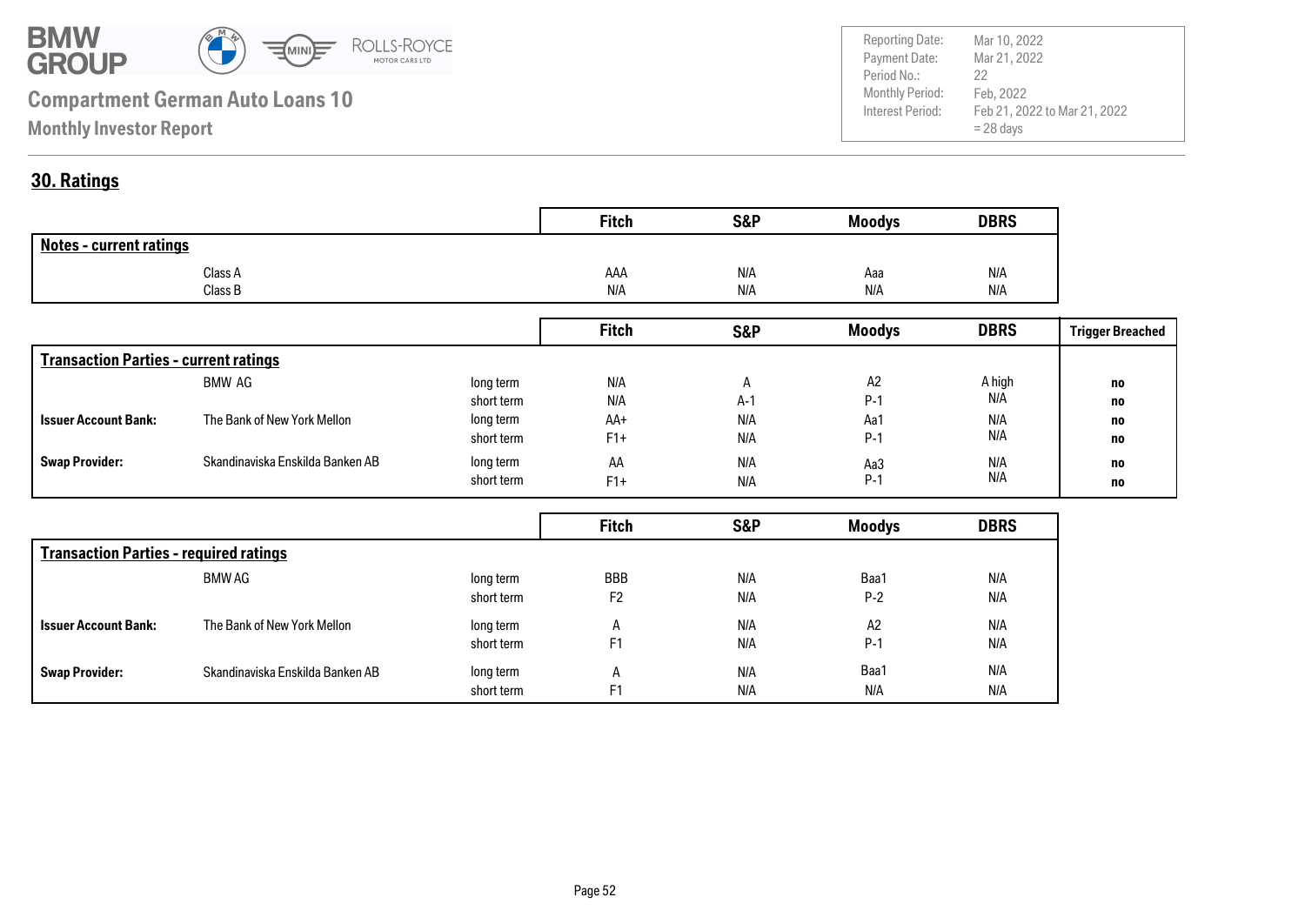## 30. Ratings

| Notes - current ratings | Fitch | S&P | Moodys | DBRS |
|---|---|---|---|---|
| Class A | AAA | N/A | Aaa | N/A |
| Class B | N/A | N/A | N/A | N/A |

| Transaction Parties - current ratings | | | Fitch | S&P | Moodys | DBRS | Trigger Breached |
|---|---|---|---|---|---|---|---|
| | BMW AG | long term | N/A | A | A2 | A high | no |
| | | short term | N/A | A-1 | P-1 | N/A | no |
| Issuer Account Bank: | The Bank of New York Mellon | long term | AA+ | N/A | Aa1 | N/A | no |
| | | short term | F1+ | N/A | P-1 | N/A | no |
| Swap Provider: | Skandinaviska Enskilda Banken AB | long term | AA | N/A | Aa3 | N/A | no |
| | | short term | F1+ | N/A | P-1 | N/A | no |

| Transaction Parties - required ratings | | | Fitch | S&P | Moodys | DBRS |
|---|---|---|---|---|---|---|
| | BMW AG | long term | BBB | N/A | Baa1 | N/A |
| | | short term | F2 | N/A | P-2 | N/A |
| Issuer Account Bank: | The Bank of New York Mellon | long term | A | N/A | A2 | N/A |
| | | short term | F1 | N/A | P-1 | N/A |
| Swap Provider: | Skandinaviska Enskilda Banken AB | long term | A | N/A | Baa1 | N/A |
| | | short term | F1 | N/A | N/A | N/A |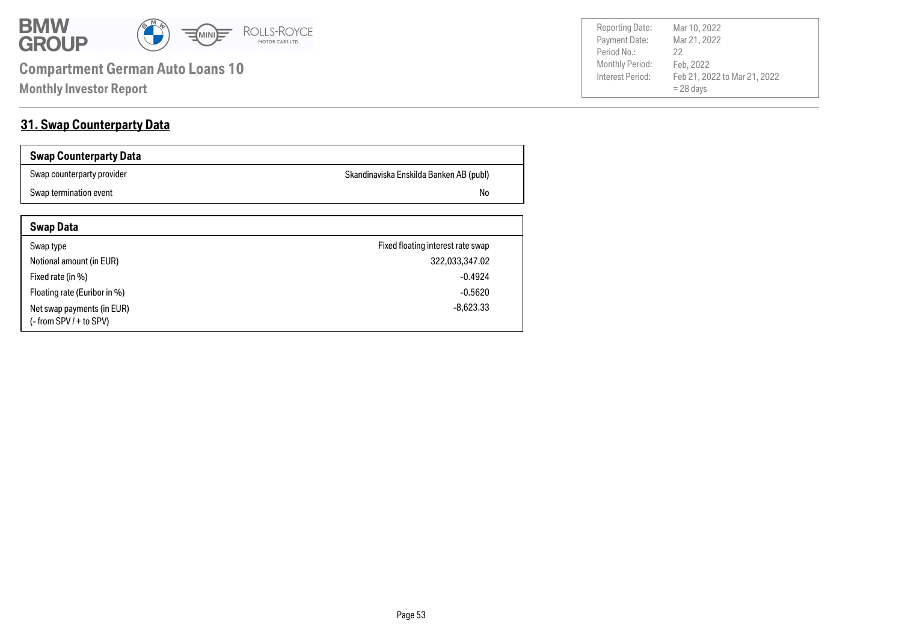## 31. Swap Counterparty Data

| Swap Counterparty Data | |
|---|---|
| Swap counterparty provider | Skandinaviska Enskilda Banken AB (publ) |
| Swap termination event | No |

| Swap Data | |
|---|---|
| Swap type | Fixed floating interest rate swap |
| Notional amount (in EUR) | 322,033,347.02 |
| Fixed rate (in %) | -0.4924 |
| Floating rate (Euribor in %) | -0.5620 |
| Net swap payments (in EUR) (- from SPV / + to SPV) | -8,623.33 |